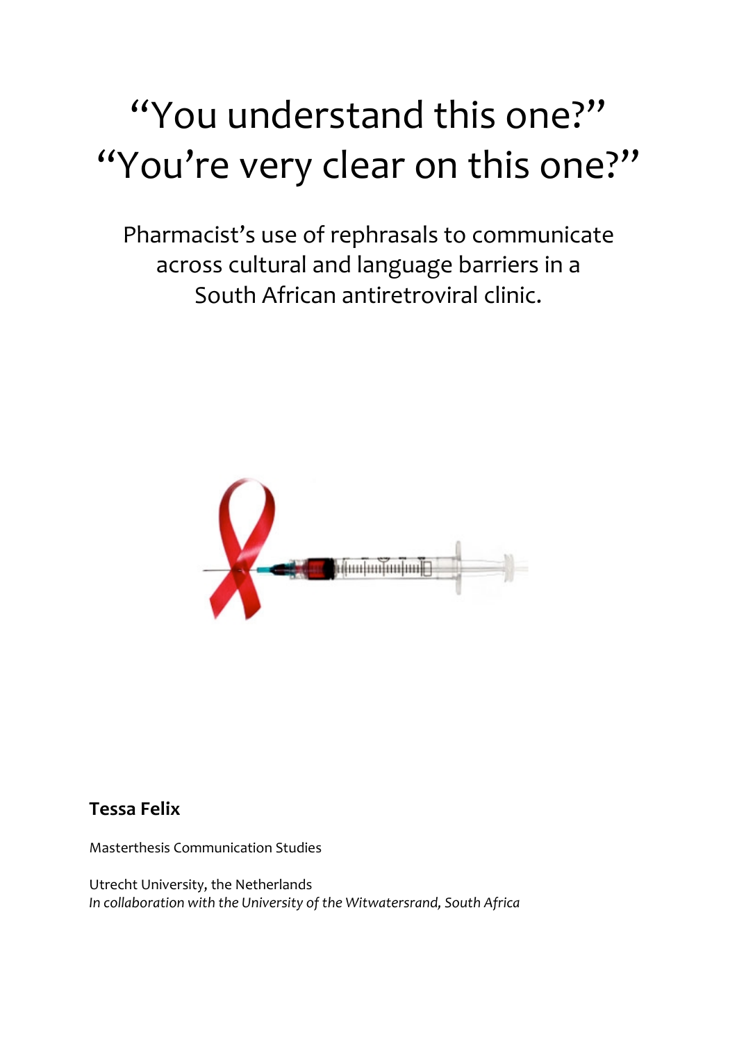# "You understand this one?"
# "You're very clear on this one?"

## Pharmacist's use of rephrasals to communicate across cultural and language barriers in a South African antiretroviral clinic.

**Tessa Felix**

Masterthesis Communication Studies

Utrecht University, the Netherlands
*In collaboration with the University of the Witwatersrand, South Africa*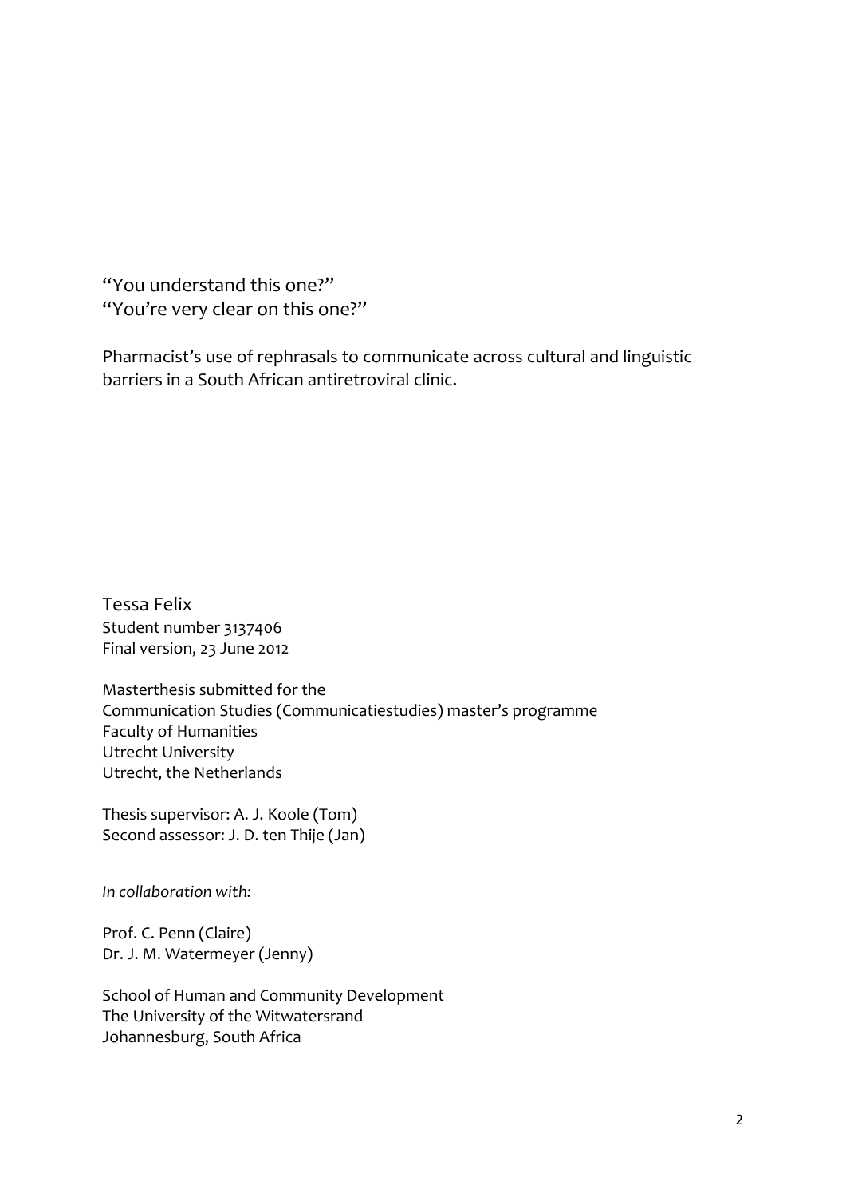"You understand this one?"
"You're very clear on this one?"

Pharmacist's use of rephrasals to communicate across cultural and linguistic barriers in a South African antiretroviral clinic.

Tessa Felix
Student number 3137406
Final version, 23 June 2012

Masterthesis submitted for the
Communication Studies (Communicatiestudies) master's programme
Faculty of Humanities
Utrecht University
Utrecht, the Netherlands

Thesis supervisor: A. J. Koole (Tom)
Second assessor: J. D. ten Thije (Jan)

*In collaboration with:*

Prof. C. Penn (Claire)
Dr. J. M. Watermeyer (Jenny)

School of Human and Community Development
The University of the Witwatersrand
Johannesburg, South Africa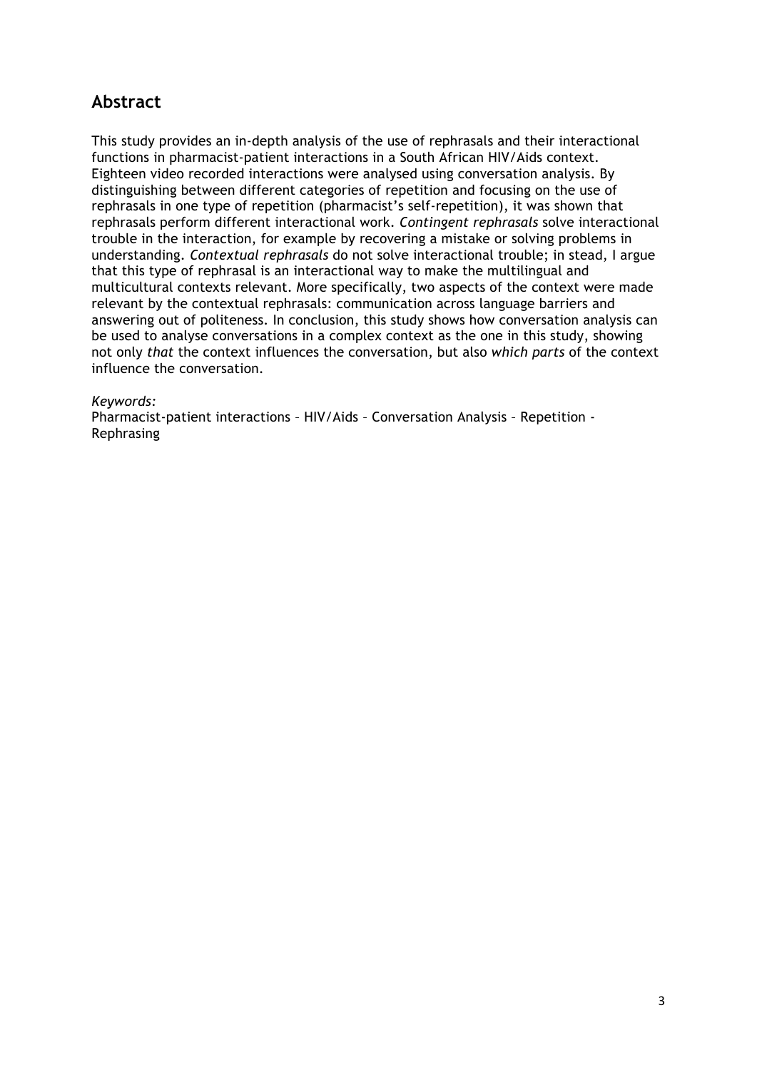## Abstract

This study provides an in-depth analysis of the use of rephrasals and their interactional functions in pharmacist-patient interactions in a South African HIV/Aids context. Eighteen video recorded interactions were analysed using conversation analysis. By distinguishing between different categories of repetition and focusing on the use of rephrasals in one type of repetition (pharmacist's self-repetition), it was shown that rephrasals perform different interactional work. *Contingent rephrasals* solve interactional trouble in the interaction, for example by recovering a mistake or solving problems in understanding. *Contextual rephrasals* do not solve interactional trouble; in stead, I argue that this type of rephrasal is an interactional way to make the multilingual and multicultural contexts relevant. More specifically, two aspects of the context were made relevant by the contextual rephrasals: communication across language barriers and answering out of politeness. In conclusion, this study shows how conversation analysis can be used to analyse conversations in a complex context as the one in this study, showing not only *that* the context influences the conversation, but also *which parts* of the context influence the conversation.

*Keywords:*
Pharmacist-patient interactions – HIV/Aids – Conversation Analysis – Repetition - Rephrasing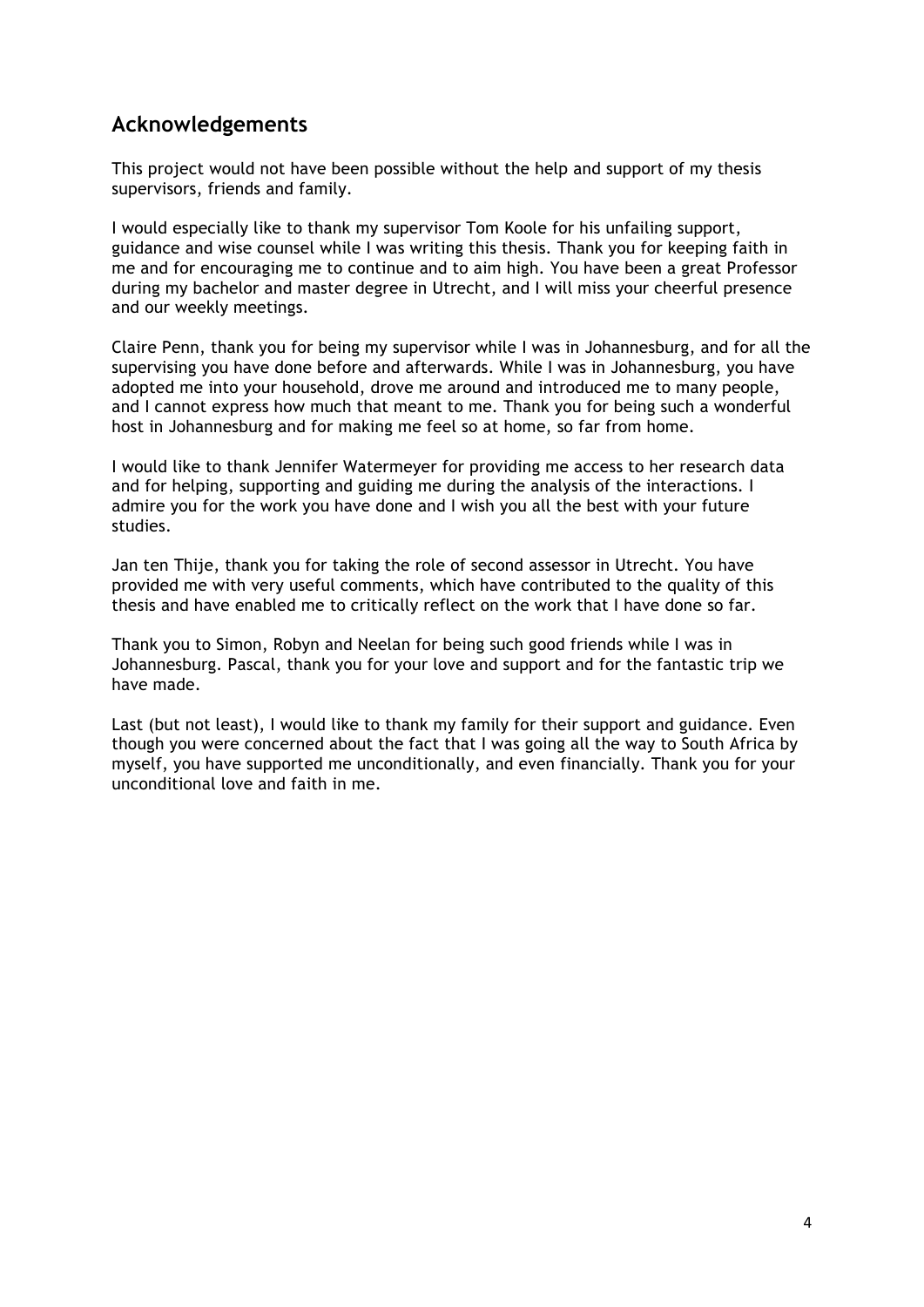## Acknowledgements

This project would not have been possible without the help and support of my thesis supervisors, friends and family.

I would especially like to thank my supervisor Tom Koole for his unfailing support, guidance and wise counsel while I was writing this thesis. Thank you for keeping faith in me and for encouraging me to continue and to aim high. You have been a great Professor during my bachelor and master degree in Utrecht, and I will miss your cheerful presence and our weekly meetings.

Claire Penn, thank you for being my supervisor while I was in Johannesburg, and for all the supervising you have done before and afterwards. While I was in Johannesburg, you have adopted me into your household, drove me around and introduced me to many people, and I cannot express how much that meant to me. Thank you for being such a wonderful host in Johannesburg and for making me feel so at home, so far from home.

I would like to thank Jennifer Watermeyer for providing me access to her research data and for helping, supporting and guiding me during the analysis of the interactions. I admire you for the work you have done and I wish you all the best with your future studies.

Jan ten Thije, thank you for taking the role of second assessor in Utrecht. You have provided me with very useful comments, which have contributed to the quality of this thesis and have enabled me to critically reflect on the work that I have done so far.

Thank you to Simon, Robyn and Neelan for being such good friends while I was in Johannesburg. Pascal, thank you for your love and support and for the fantastic trip we have made.

Last (but not least), I would like to thank my family for their support and guidance. Even though you were concerned about the fact that I was going all the way to South Africa by myself, you have supported me unconditionally, and even financially. Thank you for your unconditional love and faith in me.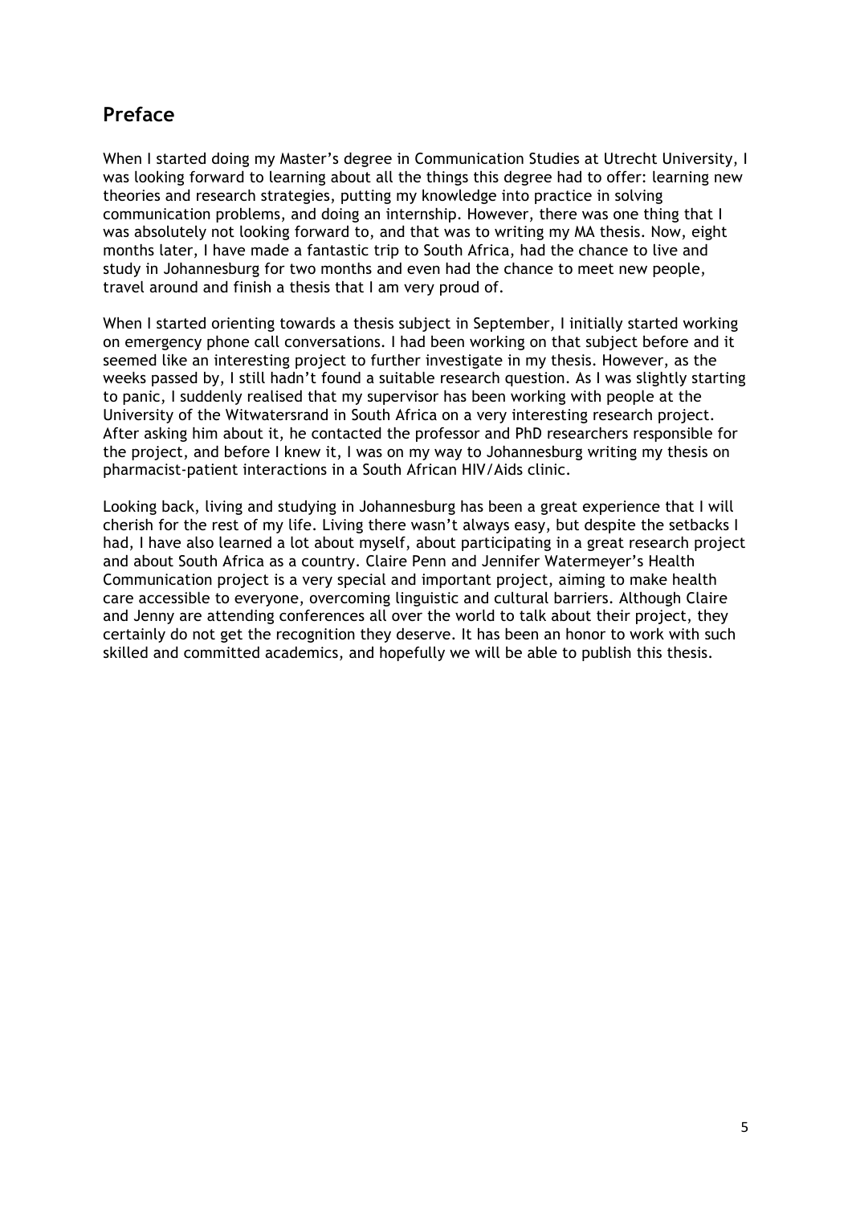## Preface

When I started doing my Master's degree in Communication Studies at Utrecht University, I was looking forward to learning about all the things this degree had to offer: learning new theories and research strategies, putting my knowledge into practice in solving communication problems, and doing an internship. However, there was one thing that I was absolutely not looking forward to, and that was to writing my MA thesis. Now, eight months later, I have made a fantastic trip to South Africa, had the chance to live and study in Johannesburg for two months and even had the chance to meet new people, travel around and finish a thesis that I am very proud of.

When I started orienting towards a thesis subject in September, I initially started working on emergency phone call conversations. I had been working on that subject before and it seemed like an interesting project to further investigate in my thesis. However, as the weeks passed by, I still hadn't found a suitable research question. As I was slightly starting to panic, I suddenly realised that my supervisor has been working with people at the University of the Witwatersrand in South Africa on a very interesting research project. After asking him about it, he contacted the professor and PhD researchers responsible for the project, and before I knew it, I was on my way to Johannesburg writing my thesis on pharmacist-patient interactions in a South African HIV/Aids clinic.

Looking back, living and studying in Johannesburg has been a great experience that I will cherish for the rest of my life. Living there wasn't always easy, but despite the setbacks I had, I have also learned a lot about myself, about participating in a great research project and about South Africa as a country. Claire Penn and Jennifer Watermeyer's Health Communication project is a very special and important project, aiming to make health care accessible to everyone, overcoming linguistic and cultural barriers. Although Claire and Jenny are attending conferences all over the world to talk about their project, they certainly do not get the recognition they deserve. It has been an honor to work with such skilled and committed academics, and hopefully we will be able to publish this thesis.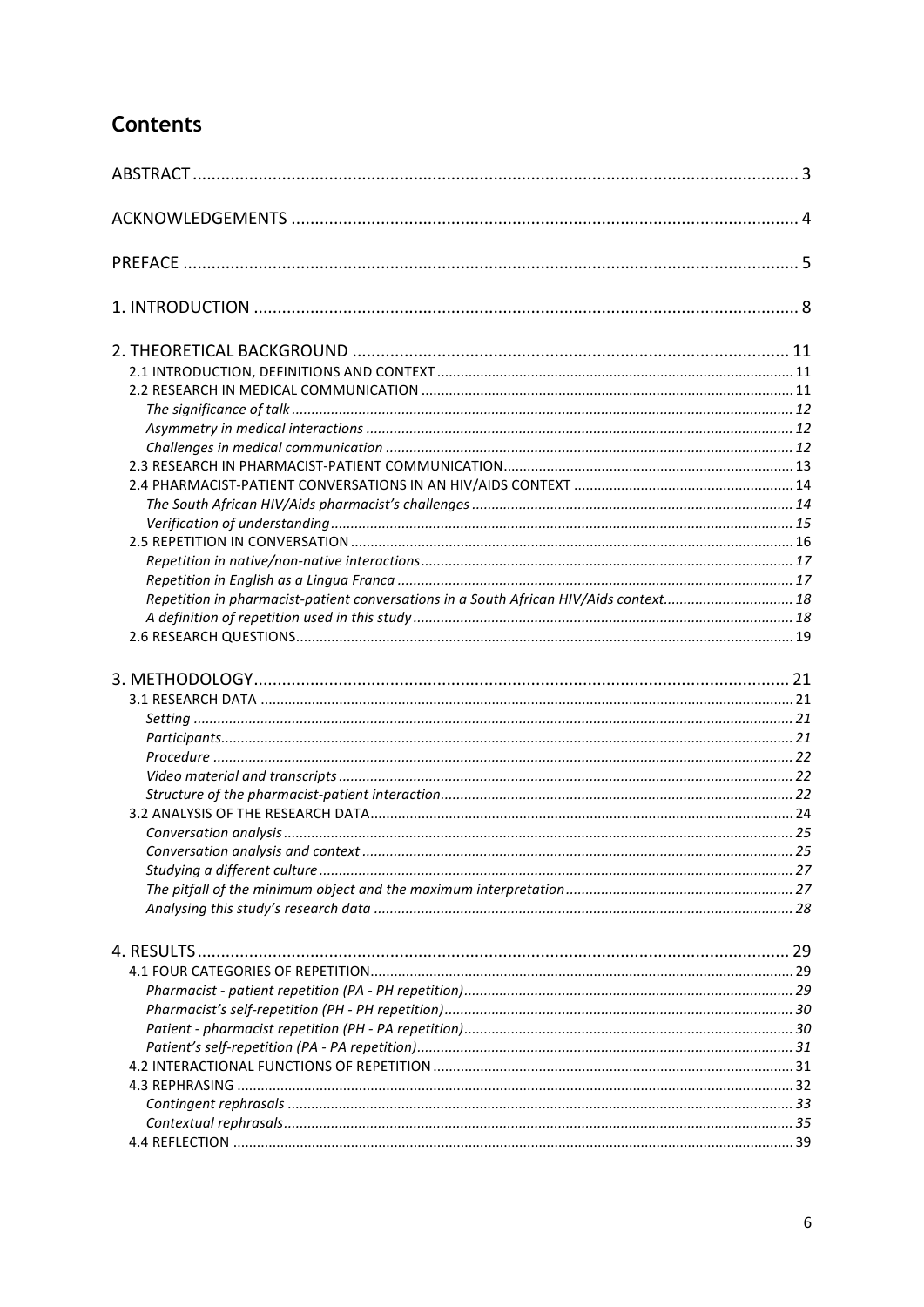## Contents

ABSTRACT .......... 3

ACKNOWLEDGEMENTS .......... 4

PREFACE .......... 5

1. INTRODUCTION .......... 8

2. THEORETICAL BACKGROUND .......... 11
   - 2.1 INTRODUCTION, DEFINITIONS AND CONTEXT .......... 11
   - 2.2 RESEARCH IN MEDICAL COMMUNICATION .......... 11
     - *The significance of talk* .......... 12
     - *Asymmetry in medical interactions* .......... 12
     - *Challenges in medical communication* .......... 12
   - 2.3 RESEARCH IN PHARMACIST-PATIENT COMMUNICATION .......... 13
   - 2.4 PHARMACIST-PATIENT CONVERSATIONS IN AN HIV/AIDS CONTEXT .......... 14
     - *The South African HIV/Aids pharmacist's challenges* .......... 14
     - *Verification of understanding* .......... 15
   - 2.5 REPETITION IN CONVERSATION .......... 16
     - *Repetition in native/non-native interactions* .......... 17
     - *Repetition in English as a Lingua Franca* .......... 17
     - *Repetition in pharmacist-patient conversations in a South African HIV/Aids context* .......... 18
     - *A definition of repetition used in this study* .......... 18
   - 2.6 RESEARCH QUESTIONS .......... 19

3. METHODOLOGY .......... 21
   - 3.1 RESEARCH DATA .......... 21
     - *Setting* .......... 21
     - *Participants* .......... 21
     - *Procedure* .......... 22
     - *Video material and transcripts* .......... 22
     - *Structure of the pharmacist-patient interaction* .......... 22
   - 3.2 ANALYSIS OF THE RESEARCH DATA .......... 24
     - *Conversation analysis* .......... 25
     - *Conversation analysis and context* .......... 25
     - *Studying a different culture* .......... 27
     - *The pitfall of the minimum object and the maximum interpretation* .......... 27
     - *Analysing this study's research data* .......... 28

4. RESULTS .......... 29
   - 4.1 FOUR CATEGORIES OF REPETITION .......... 29
     - *Pharmacist - patient repetition (PA - PH repetition)* .......... 29
     - *Pharmacist's self-repetition (PH - PH repetition)* .......... 30
     - *Patient - pharmacist repetition (PH - PA repetition)* .......... 30
     - *Patient's self-repetition (PA - PA repetition)* .......... 31
   - 4.2 INTERACTIONAL FUNCTIONS OF REPETITION .......... 31
   - 4.3 REPHRASING .......... 32
     - *Contingent rephrasals* .......... 33
     - *Contextual rephrasals* .......... 35
   - 4.4 REFLECTION .......... 39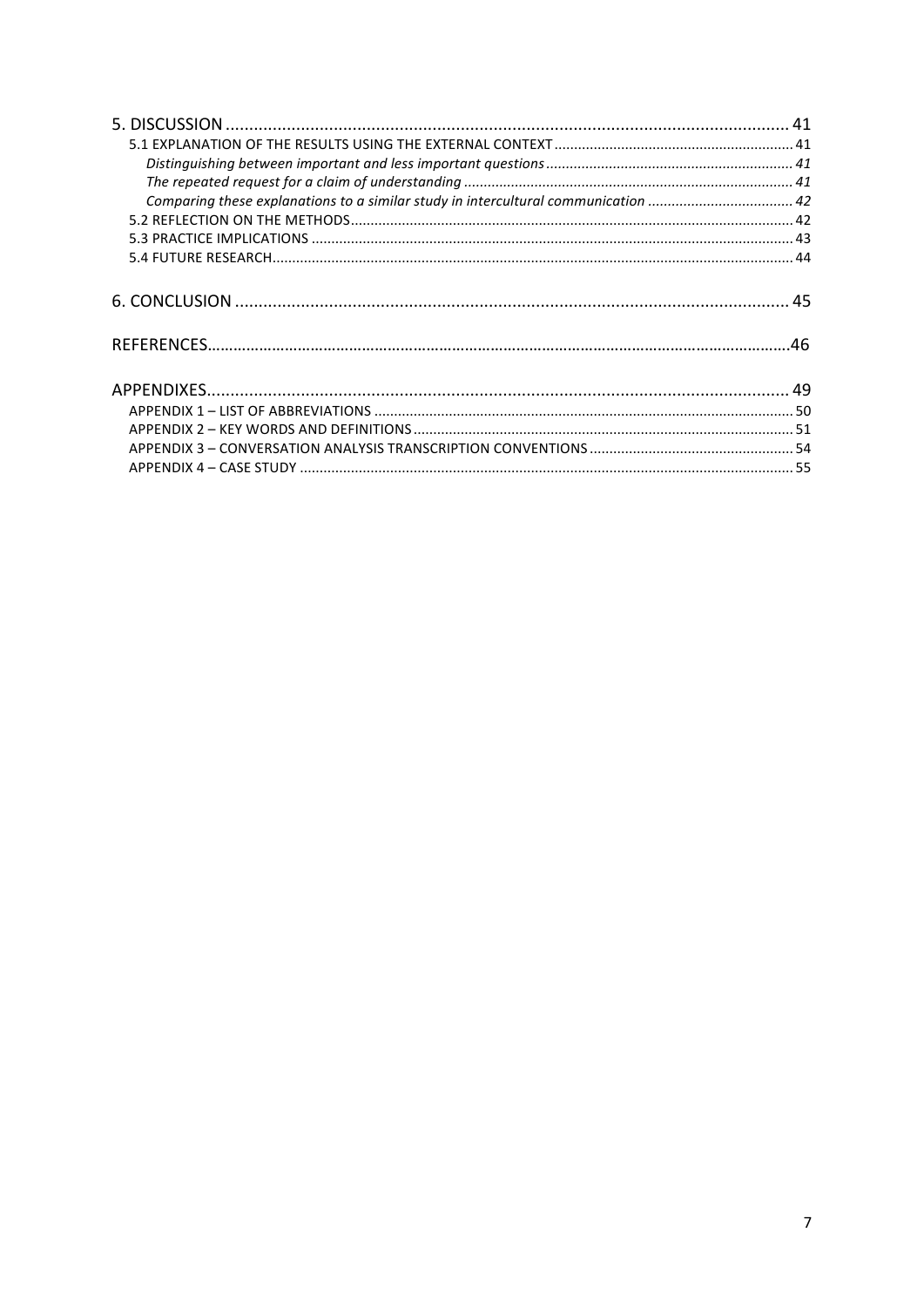5. DISCUSSION ........................................................ 41
  5.1 EXPLANATION OF THE RESULTS USING THE EXTERNAL CONTEXT ........................................................ 41
    *Distinguishing between important and less important questions ........................................................ 41*
    *The repeated request for a claim of understanding ........................................................ 41*
    *Comparing these explanations to a similar study in intercultural communication ........................................................ 42*
  5.2 REFLECTION ON THE METHODS ........................................................ 42
  5.3 PRACTICE IMPLICATIONS ........................................................ 43
  5.4 FUTURE RESEARCH ........................................................ 44

6. CONCLUSION ........................................................ 45

REFERENCES........................................................46

APPENDIXES ........................................................ 49
  APPENDIX 1 – LIST OF ABBREVIATIONS ........................................................ 50
  APPENDIX 2 – KEY WORDS AND DEFINITIONS ........................................................ 51
  APPENDIX 3 – CONVERSATION ANALYSIS TRANSCRIPTION CONVENTIONS ........................................................ 54
  APPENDIX 4 – CASE STUDY ........................................................ 55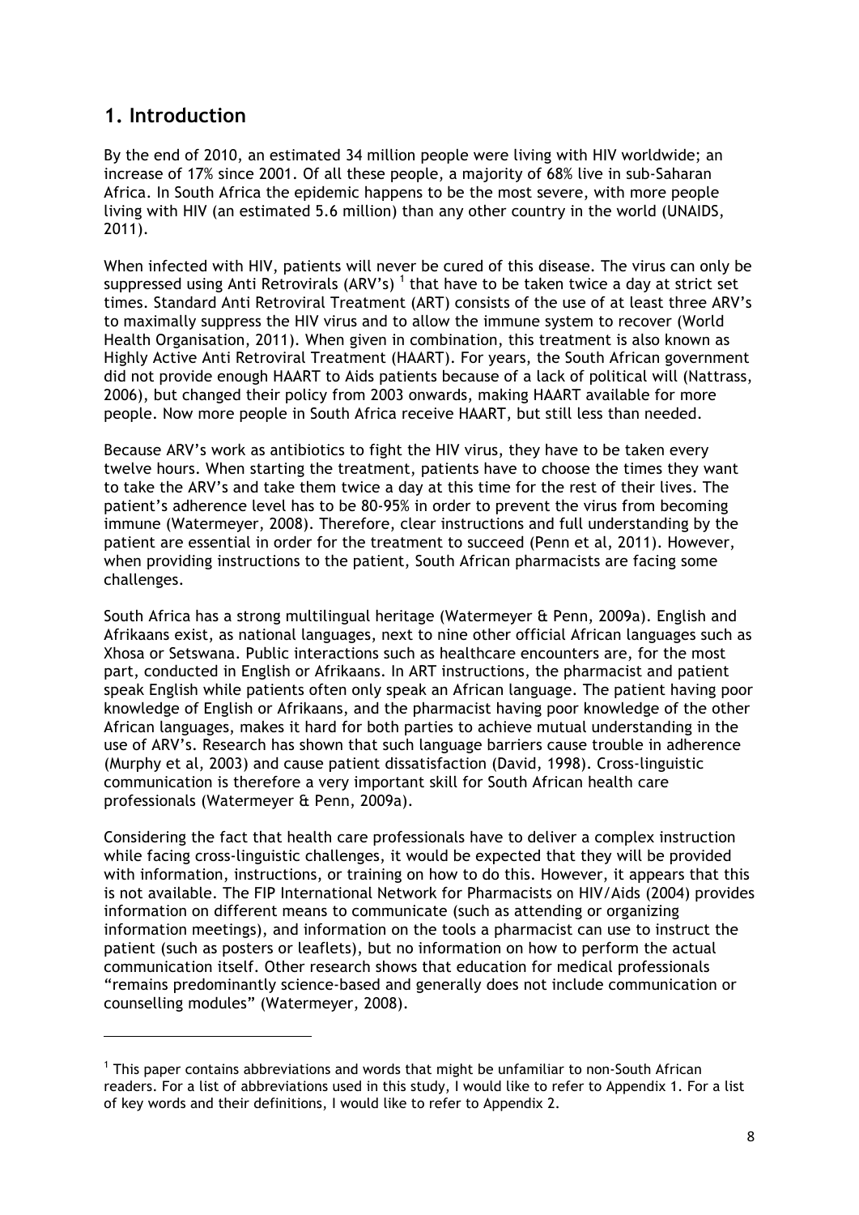## 1. Introduction

By the end of 2010, an estimated 34 million people were living with HIV worldwide; an increase of 17% since 2001. Of all these people, a majority of 68% live in sub-Saharan Africa. In South Africa the epidemic happens to be the most severe, with more people living with HIV (an estimated 5.6 million) than any other country in the world (UNAIDS, 2011).

When infected with HIV, patients will never be cured of this disease. The virus can only be suppressed using Anti Retrovirals (ARV's) [1] that have to be taken twice a day at strict set times. Standard Anti Retroviral Treatment (ART) consists of the use of at least three ARV's to maximally suppress the HIV virus and to allow the immune system to recover (World Health Organisation, 2011). When given in combination, this treatment is also known as Highly Active Anti Retroviral Treatment (HAART). For years, the South African government did not provide enough HAART to Aids patients because of a lack of political will (Nattrass, 2006), but changed their policy from 2003 onwards, making HAART available for more people. Now more people in South Africa receive HAART, but still less than needed.

Because ARV's work as antibiotics to fight the HIV virus, they have to be taken every twelve hours. When starting the treatment, patients have to choose the times they want to take the ARV's and take them twice a day at this time for the rest of their lives. The patient's adherence level has to be 80-95% in order to prevent the virus from becoming immune (Watermeyer, 2008). Therefore, clear instructions and full understanding by the patient are essential in order for the treatment to succeed (Penn et al, 2011). However, when providing instructions to the patient, South African pharmacists are facing some challenges.

South Africa has a strong multilingual heritage (Watermeyer & Penn, 2009a). English and Afrikaans exist, as national languages, next to nine other official African languages such as Xhosa or Setswana. Public interactions such as healthcare encounters are, for the most part, conducted in English or Afrikaans. In ART instructions, the pharmacist and patient speak English while patients often only speak an African language. The patient having poor knowledge of English or Afrikaans, and the pharmacist having poor knowledge of the other African languages, makes it hard for both parties to achieve mutual understanding in the use of ARV's. Research has shown that such language barriers cause trouble in adherence (Murphy et al, 2003) and cause patient dissatisfaction (David, 1998). Cross-linguistic communication is therefore a very important skill for South African health care professionals (Watermeyer & Penn, 2009a).

Considering the fact that health care professionals have to deliver a complex instruction while facing cross-linguistic challenges, it would be expected that they will be provided with information, instructions, or training on how to do this. However, it appears that this is not available. The FIP International Network for Pharmacists on HIV/Aids (2004) provides information on different means to communicate (such as attending or organizing information meetings), and information on the tools a pharmacist can use to instruct the patient (such as posters or leaflets), but no information on how to perform the actual communication itself. Other research shows that education for medical professionals "remains predominantly science-based and generally does not include communication or counselling modules" (Watermeyer, 2008).

---

[1] This paper contains abbreviations and words that might be unfamiliar to non-South African readers. For a list of abbreviations used in this study, I would like to refer to Appendix 1. For a list of key words and their definitions, I would like to refer to Appendix 2.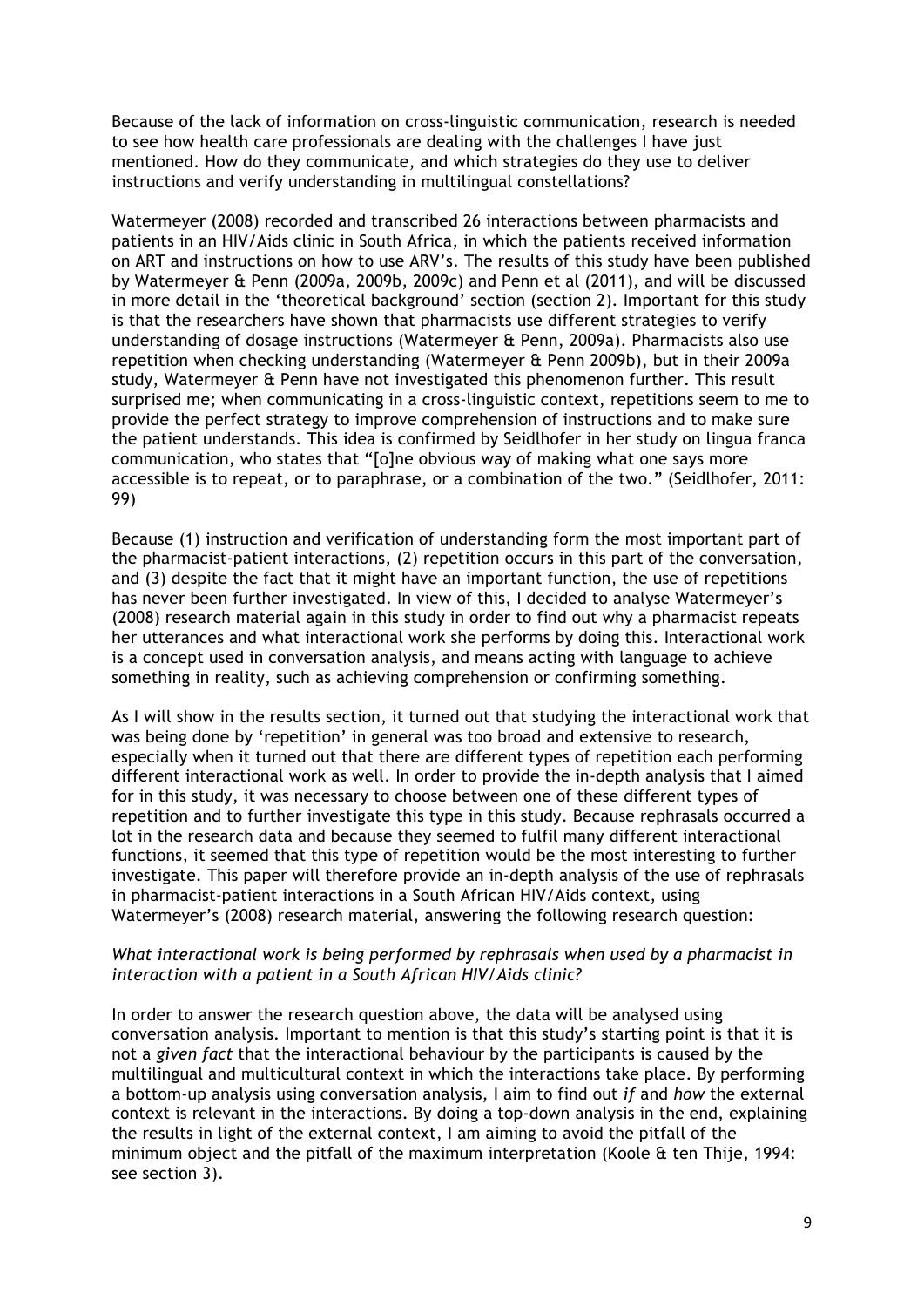Because of the lack of information on cross-linguistic communication, research is needed to see how health care professionals are dealing with the challenges I have just mentioned. How do they communicate, and which strategies do they use to deliver instructions and verify understanding in multilingual constellations?

Watermeyer (2008) recorded and transcribed 26 interactions between pharmacists and patients in an HIV/Aids clinic in South Africa, in which the patients received information on ART and instructions on how to use ARV's. The results of this study have been published by Watermeyer & Penn (2009a, 2009b, 2009c) and Penn et al (2011), and will be discussed in more detail in the 'theoretical background' section (section 2). Important for this study is that the researchers have shown that pharmacists use different strategies to verify understanding of dosage instructions (Watermeyer & Penn, 2009a). Pharmacists also use repetition when checking understanding (Watermeyer & Penn 2009b), but in their 2009a study, Watermeyer & Penn have not investigated this phenomenon further. This result surprised me; when communicating in a cross-linguistic context, repetitions seem to me to provide the perfect strategy to improve comprehension of instructions and to make sure the patient understands. This idea is confirmed by Seidlhofer in her study on lingua franca communication, who states that "[o]ne obvious way of making what one says more accessible is to repeat, or to paraphrase, or a combination of the two." (Seidlhofer, 2011: 99)

Because (1) instruction and verification of understanding form the most important part of the pharmacist-patient interactions, (2) repetition occurs in this part of the conversation, and (3) despite the fact that it might have an important function, the use of repetitions has never been further investigated. In view of this, I decided to analyse Watermeyer's (2008) research material again in this study in order to find out why a pharmacist repeats her utterances and what interactional work she performs by doing this. Interactional work is a concept used in conversation analysis, and means acting with language to achieve something in reality, such as achieving comprehension or confirming something.

As I will show in the results section, it turned out that studying the interactional work that was being done by 'repetition' in general was too broad and extensive to research, especially when it turned out that there are different types of repetition each performing different interactional work as well. In order to provide the in-depth analysis that I aimed for in this study, it was necessary to choose between one of these different types of repetition and to further investigate this type in this study. Because rephrasals occurred a lot in the research data and because they seemed to fulfil many different interactional functions, it seemed that this type of repetition would be the most interesting to further investigate. This paper will therefore provide an in-depth analysis of the use of rephrasals in pharmacist-patient interactions in a South African HIV/Aids context, using Watermeyer's (2008) research material, answering the following research question:

*What interactional work is being performed by rephrasals when used by a pharmacist in interaction with a patient in a South African HIV/Aids clinic?*

In order to answer the research question above, the data will be analysed using conversation analysis. Important to mention is that this study's starting point is that it is not a *given fact* that the interactional behaviour by the participants is caused by the multilingual and multicultural context in which the interactions take place. By performing a bottom-up analysis using conversation analysis, I aim to find out *if* and *how* the external context is relevant in the interactions. By doing a top-down analysis in the end, explaining the results in light of the external context, I am aiming to avoid the pitfall of the minimum object and the pitfall of the maximum interpretation (Koole & ten Thije, 1994: see section 3).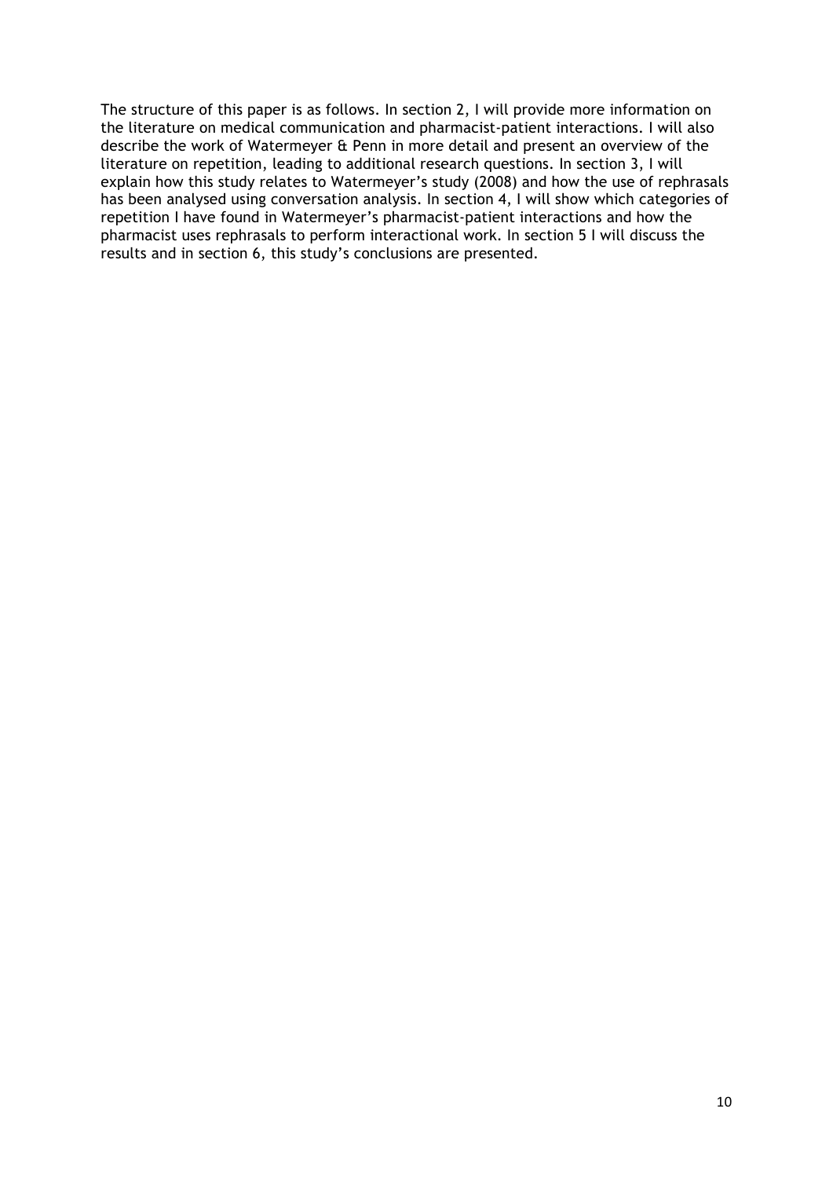The structure of this paper is as follows. In section 2, I will provide more information on the literature on medical communication and pharmacist-patient interactions. I will also describe the work of Watermeyer & Penn in more detail and present an overview of the literature on repetition, leading to additional research questions. In section 3, I will explain how this study relates to Watermeyer's study (2008) and how the use of rephrasals has been analysed using conversation analysis. In section 4, I will show which categories of repetition I have found in Watermeyer's pharmacist-patient interactions and how the pharmacist uses rephrasals to perform interactional work. In section 5 I will discuss the results and in section 6, this study's conclusions are presented.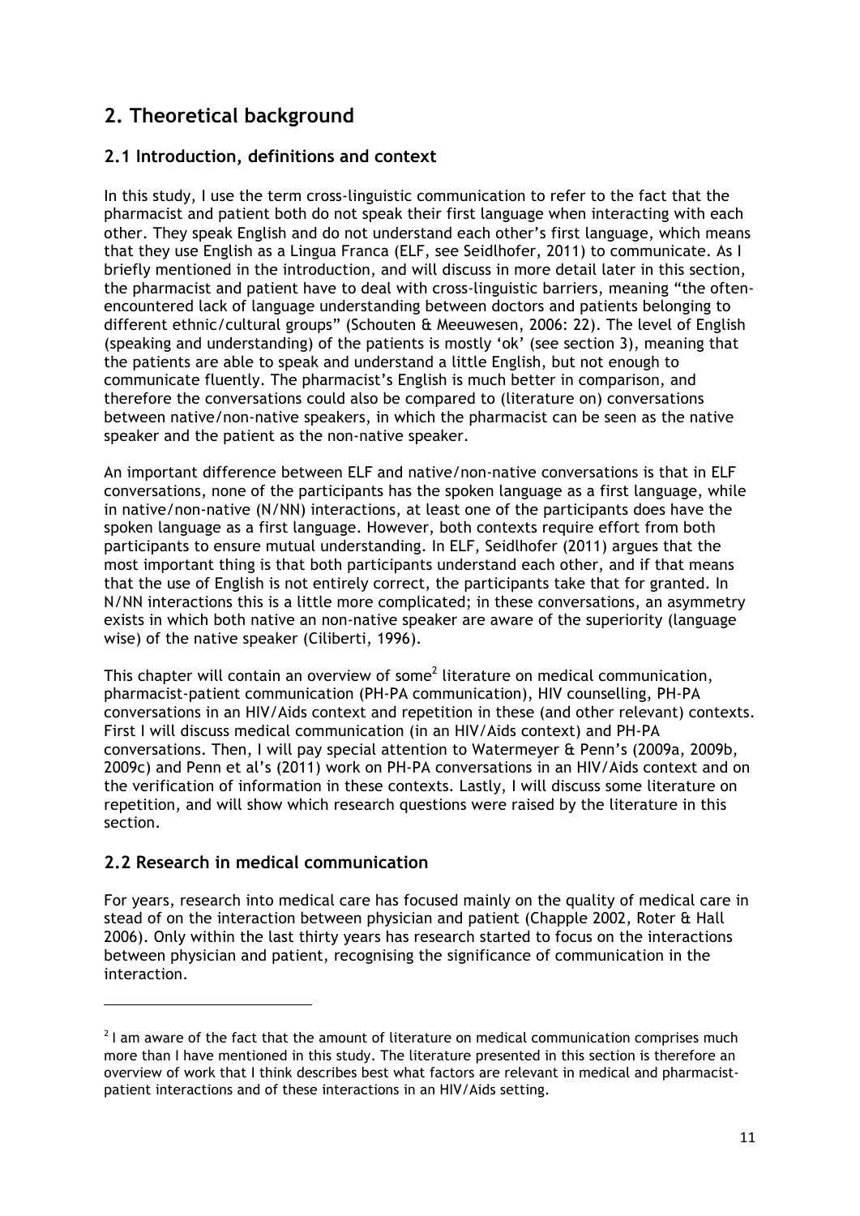## 2. Theoretical background

### 2.1 Introduction, definitions and context

In this study, I use the term cross-linguistic communication to refer to the fact that the pharmacist and patient both do not speak their first language when interacting with each other. They speak English and do not understand each other's first language, which means that they use English as a Lingua Franca (ELF, see Seidlhofer, 2011) to communicate. As I briefly mentioned in the introduction, and will discuss in more detail later in this section, the pharmacist and patient have to deal with cross-linguistic barriers, meaning "the often-encountered lack of language understanding between doctors and patients belonging to different ethnic/cultural groups" (Schouten & Meeuwesen, 2006: 22). The level of English (speaking and understanding) of the patients is mostly 'ok' (see section 3), meaning that the patients are able to speak and understand a little English, but not enough to communicate fluently. The pharmacist's English is much better in comparison, and therefore the conversations could also be compared to (literature on) conversations between native/non-native speakers, in which the pharmacist can be seen as the native speaker and the patient as the non-native speaker.

An important difference between ELF and native/non-native conversations is that in ELF conversations, none of the participants has the spoken language as a first language, while in native/non-native (N/NN) interactions, at least one of the participants does have the spoken language as a first language. However, both contexts require effort from both participants to ensure mutual understanding. In ELF, Seidlhofer (2011) argues that the most important thing is that both participants understand each other, and if that means that the use of English is not entirely correct, the participants take that for granted. In N/NN interactions this is a little more complicated; in these conversations, an asymmetry exists in which both native an non-native speaker are aware of the superiority (language wise) of the native speaker (Ciliberti, 1996).

This chapter will contain an overview of some[2] literature on medical communication, pharmacist-patient communication (PH-PA communication), HIV counselling, PH-PA conversations in an HIV/Aids context and repetition in these (and other relevant) contexts. First I will discuss medical communication (in an HIV/Aids context) and PH-PA conversations. Then, I will pay special attention to Watermeyer & Penn's (2009a, 2009b, 2009c) and Penn et al's (2011) work on PH-PA conversations in an HIV/Aids context and on the verification of information in these contexts. Lastly, I will discuss some literature on repetition, and will show which research questions were raised by the literature in this section.

### 2.2 Research in medical communication

For years, research into medical care has focused mainly on the quality of medical care in stead of on the interaction between physician and patient (Chapple 2002, Roter & Hall 2006). Only within the last thirty years has research started to focus on the interactions between physician and patient, recognising the significance of communication in the interaction.

---

[2] I am aware of the fact that the amount of literature on medical communication comprises much more than I have mentioned in this study. The literature presented in this section is therefore an overview of work that I think describes best what factors are relevant in medical and pharmacist-patient interactions and of these interactions in an HIV/Aids setting.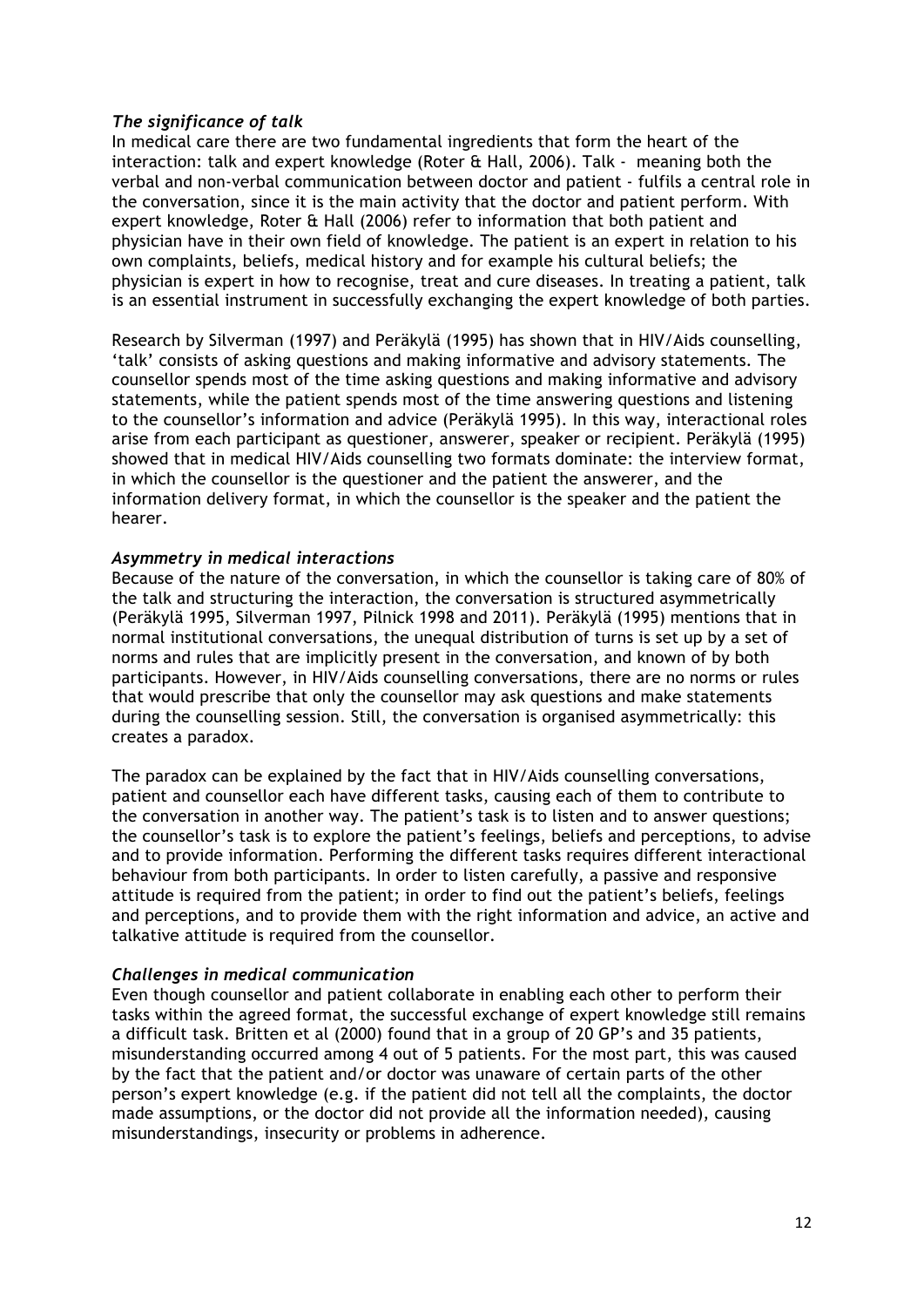*The significance of talk*

In medical care there are two fundamental ingredients that form the heart of the interaction: talk and expert knowledge (Roter & Hall, 2006). Talk - meaning both the verbal and non-verbal communication between doctor and patient - fulfils a central role in the conversation, since it is the main activity that the doctor and patient perform. With expert knowledge, Roter & Hall (2006) refer to information that both patient and physician have in their own field of knowledge. The patient is an expert in relation to his own complaints, beliefs, medical history and for example his cultural beliefs; the physician is expert in how to recognise, treat and cure diseases. In treating a patient, talk is an essential instrument in successfully exchanging the expert knowledge of both parties.

Research by Silverman (1997) and Peräkylä (1995) has shown that in HIV/Aids counselling, 'talk' consists of asking questions and making informative and advisory statements. The counsellor spends most of the time asking questions and making informative and advisory statements, while the patient spends most of the time answering questions and listening to the counsellor's information and advice (Peräkylä 1995). In this way, interactional roles arise from each participant as questioner, answerer, speaker or recipient. Peräkylä (1995) showed that in medical HIV/Aids counselling two formats dominate: the interview format, in which the counsellor is the questioner and the patient the answerer, and the information delivery format, in which the counsellor is the speaker and the patient the hearer.

*Asymmetry in medical interactions*

Because of the nature of the conversation, in which the counsellor is taking care of 80% of the talk and structuring the interaction, the conversation is structured asymmetrically (Peräkylä 1995, Silverman 1997, Pilnick 1998 and 2011). Peräkylä (1995) mentions that in normal institutional conversations, the unequal distribution of turns is set up by a set of norms and rules that are implicitly present in the conversation, and known of by both participants. However, in HIV/Aids counselling conversations, there are no norms or rules that would prescribe that only the counsellor may ask questions and make statements during the counselling session. Still, the conversation is organised asymmetrically: this creates a paradox.

The paradox can be explained by the fact that in HIV/Aids counselling conversations, patient and counsellor each have different tasks, causing each of them to contribute to the conversation in another way. The patient's task is to listen and to answer questions; the counsellor's task is to explore the patient's feelings, beliefs and perceptions, to advise and to provide information. Performing the different tasks requires different interactional behaviour from both participants. In order to listen carefully, a passive and responsive attitude is required from the patient; in order to find out the patient's beliefs, feelings and perceptions, and to provide them with the right information and advice, an active and talkative attitude is required from the counsellor.

*Challenges in medical communication*

Even though counsellor and patient collaborate in enabling each other to perform their tasks within the agreed format, the successful exchange of expert knowledge still remains a difficult task. Britten et al (2000) found that in a group of 20 GP's and 35 patients, misunderstanding occurred among 4 out of 5 patients. For the most part, this was caused by the fact that the patient and/or doctor was unaware of certain parts of the other person's expert knowledge (e.g. if the patient did not tell all the complaints, the doctor made assumptions, or the doctor did not provide all the information needed), causing misunderstandings, insecurity or problems in adherence.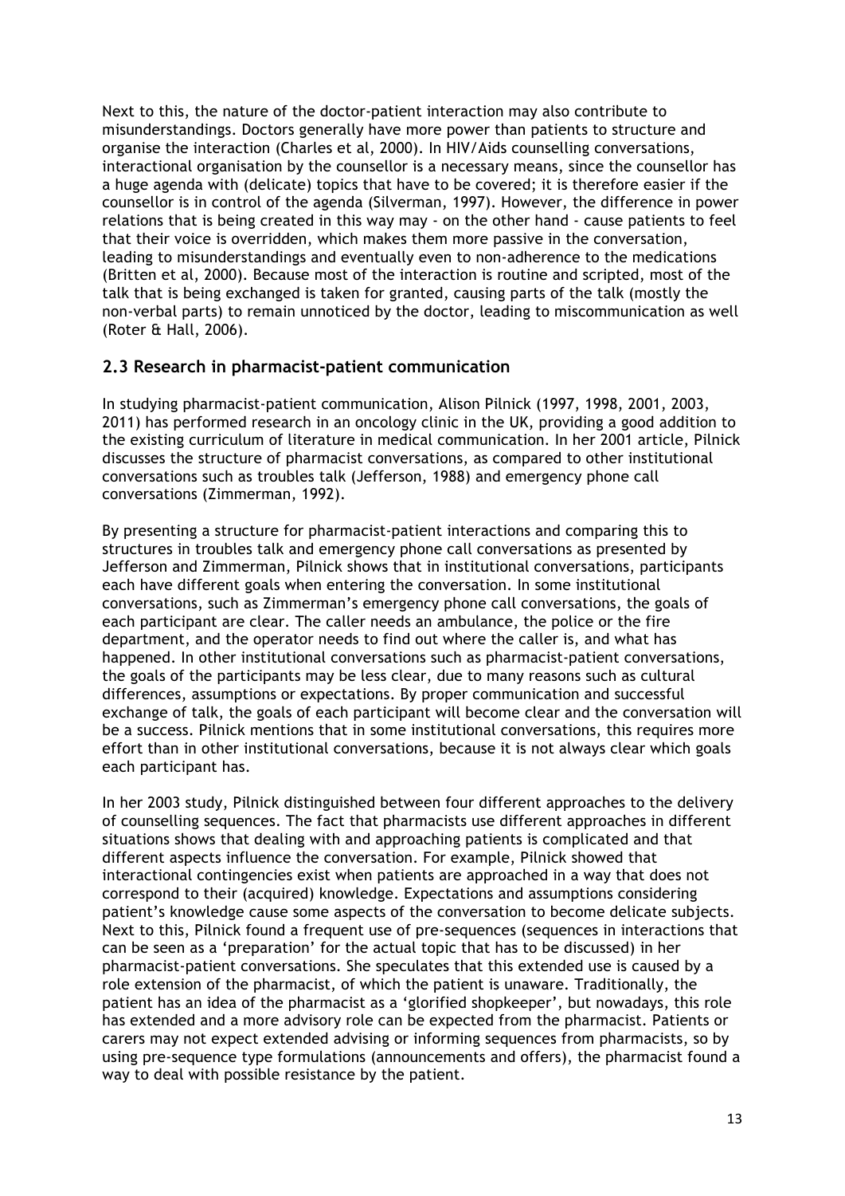Next to this, the nature of the doctor-patient interaction may also contribute to misunderstandings. Doctors generally have more power than patients to structure and organise the interaction (Charles et al, 2000). In HIV/Aids counselling conversations, interactional organisation by the counsellor is a necessary means, since the counsellor has a huge agenda with (delicate) topics that have to be covered; it is therefore easier if the counsellor is in control of the agenda (Silverman, 1997). However, the difference in power relations that is being created in this way may - on the other hand - cause patients to feel that their voice is overridden, which makes them more passive in the conversation, leading to misunderstandings and eventually even to non-adherence to the medications (Britten et al, 2000). Because most of the interaction is routine and scripted, most of the talk that is being exchanged is taken for granted, causing parts of the talk (mostly the non-verbal parts) to remain unnoticed by the doctor, leading to miscommunication as well (Roter & Hall, 2006).

## 2.3 Research in pharmacist-patient communication

In studying pharmacist-patient communication, Alison Pilnick (1997, 1998, 2001, 2003, 2011) has performed research in an oncology clinic in the UK, providing a good addition to the existing curriculum of literature in medical communication. In her 2001 article, Pilnick discusses the structure of pharmacist conversations, as compared to other institutional conversations such as troubles talk (Jefferson, 1988) and emergency phone call conversations (Zimmerman, 1992).

By presenting a structure for pharmacist-patient interactions and comparing this to structures in troubles talk and emergency phone call conversations as presented by Jefferson and Zimmerman, Pilnick shows that in institutional conversations, participants each have different goals when entering the conversation. In some institutional conversations, such as Zimmerman's emergency phone call conversations, the goals of each participant are clear. The caller needs an ambulance, the police or the fire department, and the operator needs to find out where the caller is, and what has happened. In other institutional conversations such as pharmacist-patient conversations, the goals of the participants may be less clear, due to many reasons such as cultural differences, assumptions or expectations. By proper communication and successful exchange of talk, the goals of each participant will become clear and the conversation will be a success. Pilnick mentions that in some institutional conversations, this requires more effort than in other institutional conversations, because it is not always clear which goals each participant has.

In her 2003 study, Pilnick distinguished between four different approaches to the delivery of counselling sequences. The fact that pharmacists use different approaches in different situations shows that dealing with and approaching patients is complicated and that different aspects influence the conversation. For example, Pilnick showed that interactional contingencies exist when patients are approached in a way that does not correspond to their (acquired) knowledge. Expectations and assumptions considering patient's knowledge cause some aspects of the conversation to become delicate subjects. Next to this, Pilnick found a frequent use of pre-sequences (sequences in interactions that can be seen as a 'preparation' for the actual topic that has to be discussed) in her pharmacist-patient conversations. She speculates that this extended use is caused by a role extension of the pharmacist, of which the patient is unaware. Traditionally, the patient has an idea of the pharmacist as a 'glorified shopkeeper', but nowadays, this role has extended and a more advisory role can be expected from the pharmacist. Patients or carers may not expect extended advising or informing sequences from pharmacists, so by using pre-sequence type formulations (announcements and offers), the pharmacist found a way to deal with possible resistance by the patient.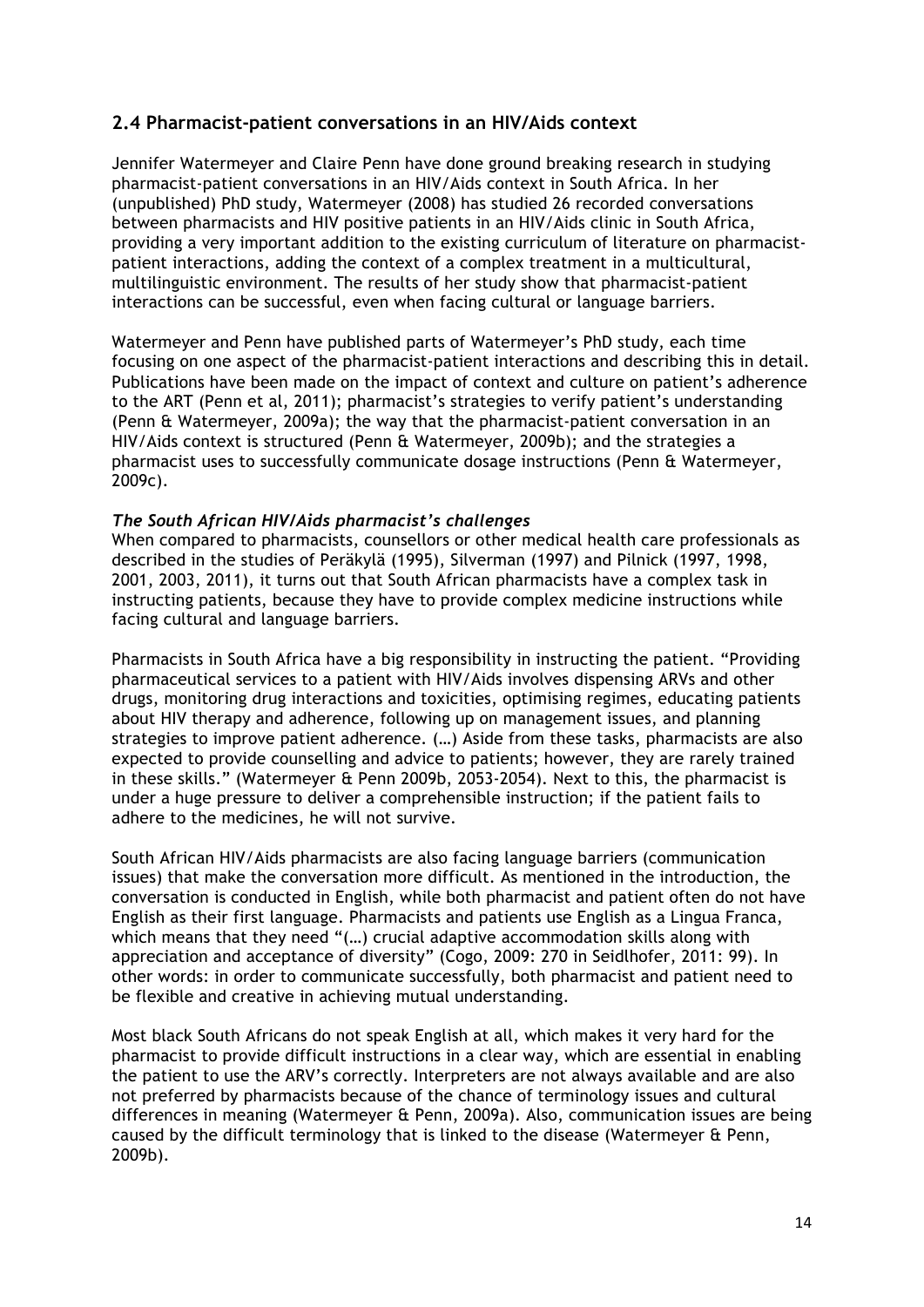## 2.4 Pharmacist-patient conversations in an HIV/Aids context

Jennifer Watermeyer and Claire Penn have done ground breaking research in studying pharmacist-patient conversations in an HIV/Aids context in South Africa. In her (unpublished) PhD study, Watermeyer (2008) has studied 26 recorded conversations between pharmacists and HIV positive patients in an HIV/Aids clinic in South Africa, providing a very important addition to the existing curriculum of literature on pharmacist-patient interactions, adding the context of a complex treatment in a multicultural, multilinguistic environment. The results of her study show that pharmacist-patient interactions can be successful, even when facing cultural or language barriers.

Watermeyer and Penn have published parts of Watermeyer's PhD study, each time focusing on one aspect of the pharmacist-patient interactions and describing this in detail. Publications have been made on the impact of context and culture on patient's adherence to the ART (Penn et al, 2011); pharmacist's strategies to verify patient's understanding (Penn & Watermeyer, 2009a); the way that the pharmacist-patient conversation in an HIV/Aids context is structured (Penn & Watermeyer, 2009b); and the strategies a pharmacist uses to successfully communicate dosage instructions (Penn & Watermeyer, 2009c).

***The South African HIV/Aids pharmacist's challenges***
When compared to pharmacists, counsellors or other medical health care professionals as described in the studies of Peräkylä (1995), Silverman (1997) and Pilnick (1997, 1998, 2001, 2003, 2011), it turns out that South African pharmacists have a complex task in instructing patients, because they have to provide complex medicine instructions while facing cultural and language barriers.

Pharmacists in South Africa have a big responsibility in instructing the patient. "Providing pharmaceutical services to a patient with HIV/Aids involves dispensing ARVs and other drugs, monitoring drug interactions and toxicities, optimising regimes, educating patients about HIV therapy and adherence, following up on management issues, and planning strategies to improve patient adherence. (…) Aside from these tasks, pharmacists are also expected to provide counselling and advice to patients; however, they are rarely trained in these skills." (Watermeyer & Penn 2009b, 2053-2054). Next to this, the pharmacist is under a huge pressure to deliver a comprehensible instruction; if the patient fails to adhere to the medicines, he will not survive.

South African HIV/Aids pharmacists are also facing language barriers (communication issues) that make the conversation more difficult. As mentioned in the introduction, the conversation is conducted in English, while both pharmacist and patient often do not have English as their first language. Pharmacists and patients use English as a Lingua Franca, which means that they need "(…) crucial adaptive accommodation skills along with appreciation and acceptance of diversity" (Cogo, 2009: 270 in Seidlhofer, 2011: 99). In other words: in order to communicate successfully, both pharmacist and patient need to be flexible and creative in achieving mutual understanding.

Most black South Africans do not speak English at all, which makes it very hard for the pharmacist to provide difficult instructions in a clear way, which are essential in enabling the patient to use the ARV's correctly. Interpreters are not always available and are also not preferred by pharmacists because of the chance of terminology issues and cultural differences in meaning (Watermeyer & Penn, 2009a). Also, communication issues are being caused by the difficult terminology that is linked to the disease (Watermeyer & Penn, 2009b).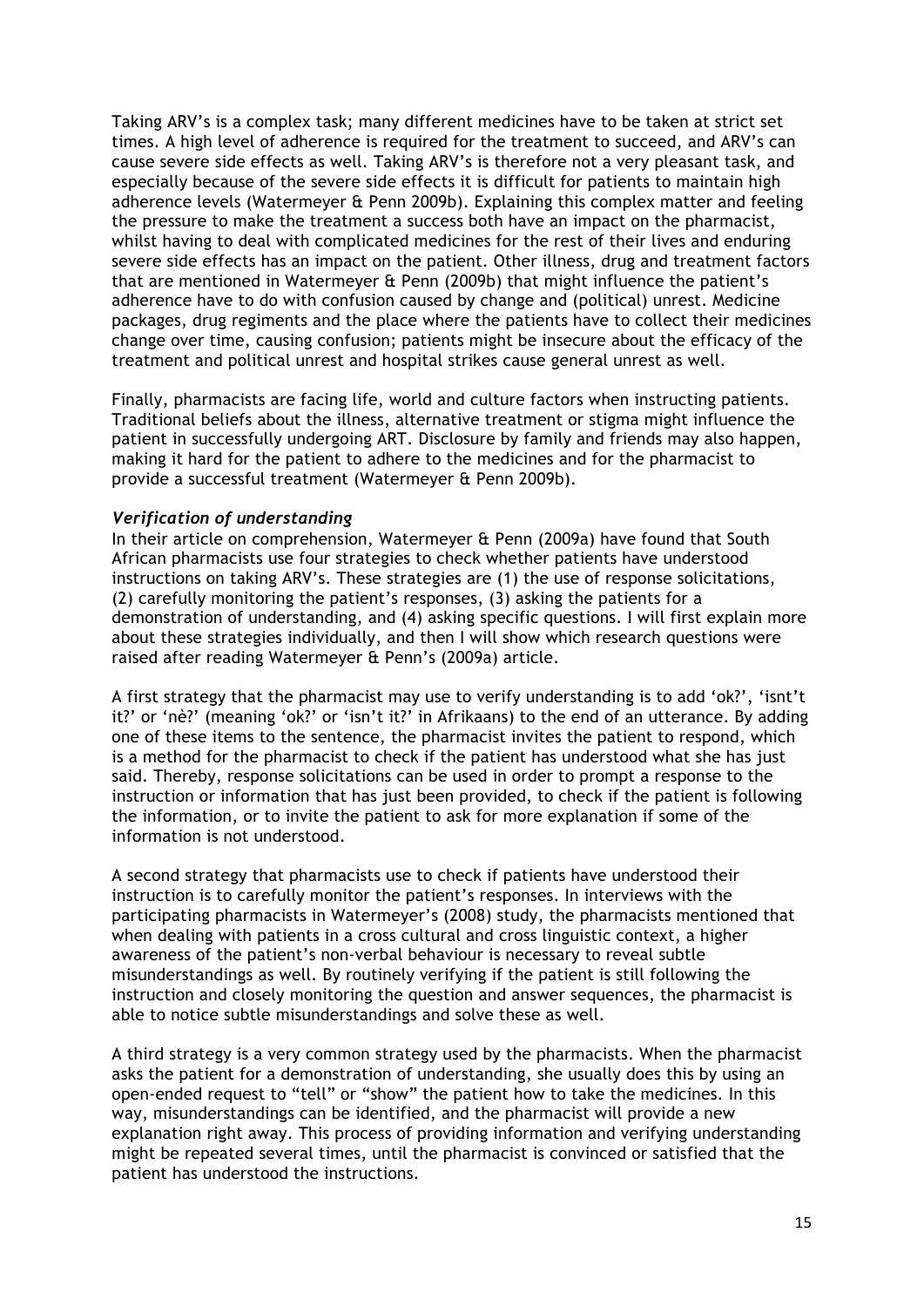Taking ARV's is a complex task; many different medicines have to be taken at strict set times. A high level of adherence is required for the treatment to succeed, and ARV's can cause severe side effects as well. Taking ARV's is therefore not a very pleasant task, and especially because of the severe side effects it is difficult for patients to maintain high adherence levels (Watermeyer & Penn 2009b). Explaining this complex matter and feeling the pressure to make the treatment a success both have an impact on the pharmacist, whilst having to deal with complicated medicines for the rest of their lives and enduring severe side effects has an impact on the patient. Other illness, drug and treatment factors that are mentioned in Watermeyer & Penn (2009b) that might influence the patient's adherence have to do with confusion caused by change and (political) unrest. Medicine packages, drug regiments and the place where the patients have to collect their medicines change over time, causing confusion; patients might be insecure about the efficacy of the treatment and political unrest and hospital strikes cause general unrest as well.

Finally, pharmacists are facing life, world and culture factors when instructing patients. Traditional beliefs about the illness, alternative treatment or stigma might influence the patient in successfully undergoing ART. Disclosure by family and friends may also happen, making it hard for the patient to adhere to the medicines and for the pharmacist to provide a successful treatment (Watermeyer & Penn 2009b).

### *Verification of understanding*

In their article on comprehension, Watermeyer & Penn (2009a) have found that South African pharmacists use four strategies to check whether patients have understood instructions on taking ARV's. These strategies are (1) the use of response solicitations, (2) carefully monitoring the patient's responses, (3) asking the patients for a demonstration of understanding, and (4) asking specific questions. I will first explain more about these strategies individually, and then I will show which research questions were raised after reading Watermeyer & Penn's (2009a) article.

A first strategy that the pharmacist may use to verify understanding is to add 'ok?', 'isnt't it?' or 'nè?' (meaning 'ok?' or 'isn't it?' in Afrikaans) to the end of an utterance. By adding one of these items to the sentence, the pharmacist invites the patient to respond, which is a method for the pharmacist to check if the patient has understood what she has just said. Thereby, response solicitations can be used in order to prompt a response to the instruction or information that has just been provided, to check if the patient is following the information, or to invite the patient to ask for more explanation if some of the information is not understood.

A second strategy that pharmacists use to check if patients have understood their instruction is to carefully monitor the patient's responses. In interviews with the participating pharmacists in Watermeyer's (2008) study, the pharmacists mentioned that when dealing with patients in a cross cultural and cross linguistic context, a higher awareness of the patient's non-verbal behaviour is necessary to reveal subtle misunderstandings as well. By routinely verifying if the patient is still following the instruction and closely monitoring the question and answer sequences, the pharmacist is able to notice subtle misunderstandings and solve these as well.

A third strategy is a very common strategy used by the pharmacists. When the pharmacist asks the patient for a demonstration of understanding, she usually does this by using an open-ended request to "tell" or "show" the patient how to take the medicines. In this way, misunderstandings can be identified, and the pharmacist will provide a new explanation right away. This process of providing information and verifying understanding might be repeated several times, until the pharmacist is convinced or satisfied that the patient has understood the instructions.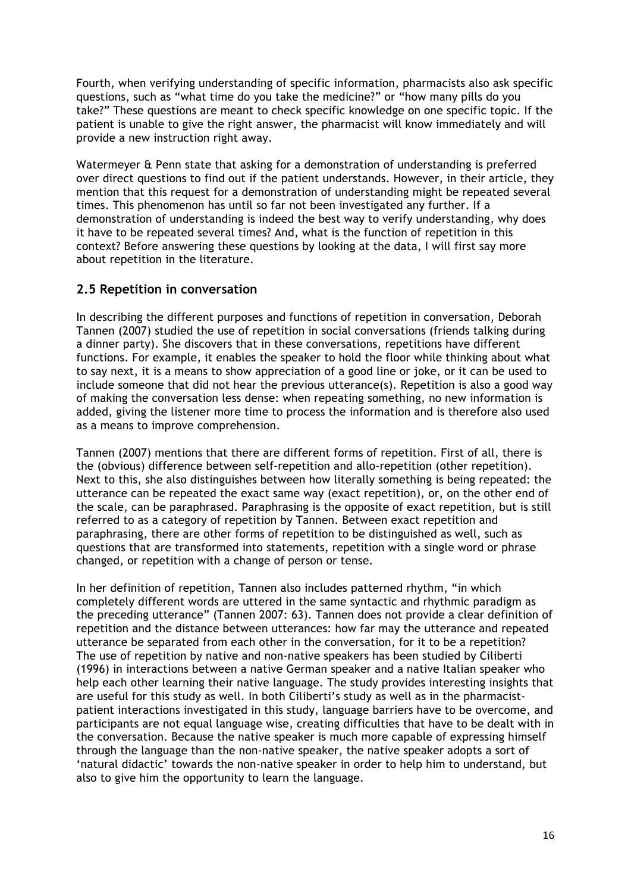Fourth, when verifying understanding of specific information, pharmacists also ask specific questions, such as "what time do you take the medicine?" or "how many pills do you take?" These questions are meant to check specific knowledge on one specific topic. If the patient is unable to give the right answer, the pharmacist will know immediately and will provide a new instruction right away.

Watermeyer & Penn state that asking for a demonstration of understanding is preferred over direct questions to find out if the patient understands. However, in their article, they mention that this request for a demonstration of understanding might be repeated several times. This phenomenon has until so far not been investigated any further. If a demonstration of understanding is indeed the best way to verify understanding, why does it have to be repeated several times? And, what is the function of repetition in this context? Before answering these questions by looking at the data, I will first say more about repetition in the literature.

## 2.5 Repetition in conversation

In describing the different purposes and functions of repetition in conversation, Deborah Tannen (2007) studied the use of repetition in social conversations (friends talking during a dinner party). She discovers that in these conversations, repetitions have different functions. For example, it enables the speaker to hold the floor while thinking about what to say next, it is a means to show appreciation of a good line or joke, or it can be used to include someone that did not hear the previous utterance(s). Repetition is also a good way of making the conversation less dense: when repeating something, no new information is added, giving the listener more time to process the information and is therefore also used as a means to improve comprehension.

Tannen (2007) mentions that there are different forms of repetition. First of all, there is the (obvious) difference between self-repetition and allo-repetition (other repetition). Next to this, she also distinguishes between how literally something is being repeated: the utterance can be repeated the exact same way (exact repetition), or, on the other end of the scale, can be paraphrased. Paraphrasing is the opposite of exact repetition, but is still referred to as a category of repetition by Tannen. Between exact repetition and paraphrasing, there are other forms of repetition to be distinguished as well, such as questions that are transformed into statements, repetition with a single word or phrase changed, or repetition with a change of person or tense.

In her definition of repetition, Tannen also includes patterned rhythm, "in which completely different words are uttered in the same syntactic and rhythmic paradigm as the preceding utterance" (Tannen 2007: 63). Tannen does not provide a clear definition of repetition and the distance between utterances: how far may the utterance and repeated utterance be separated from each other in the conversation, for it to be a repetition?
The use of repetition by native and non-native speakers has been studied by Ciliberti (1996) in interactions between a native German speaker and a native Italian speaker who help each other learning their native language. The study provides interesting insights that are useful for this study as well. In both Ciliberti's study as well as in the pharmacist-patient interactions investigated in this study, language barriers have to be overcome, and participants are not equal language wise, creating difficulties that have to be dealt with in the conversation. Because the native speaker is much more capable of expressing himself through the language than the non-native speaker, the native speaker adopts a sort of 'natural didactic' towards the non-native speaker in order to help him to understand, but also to give him the opportunity to learn the language.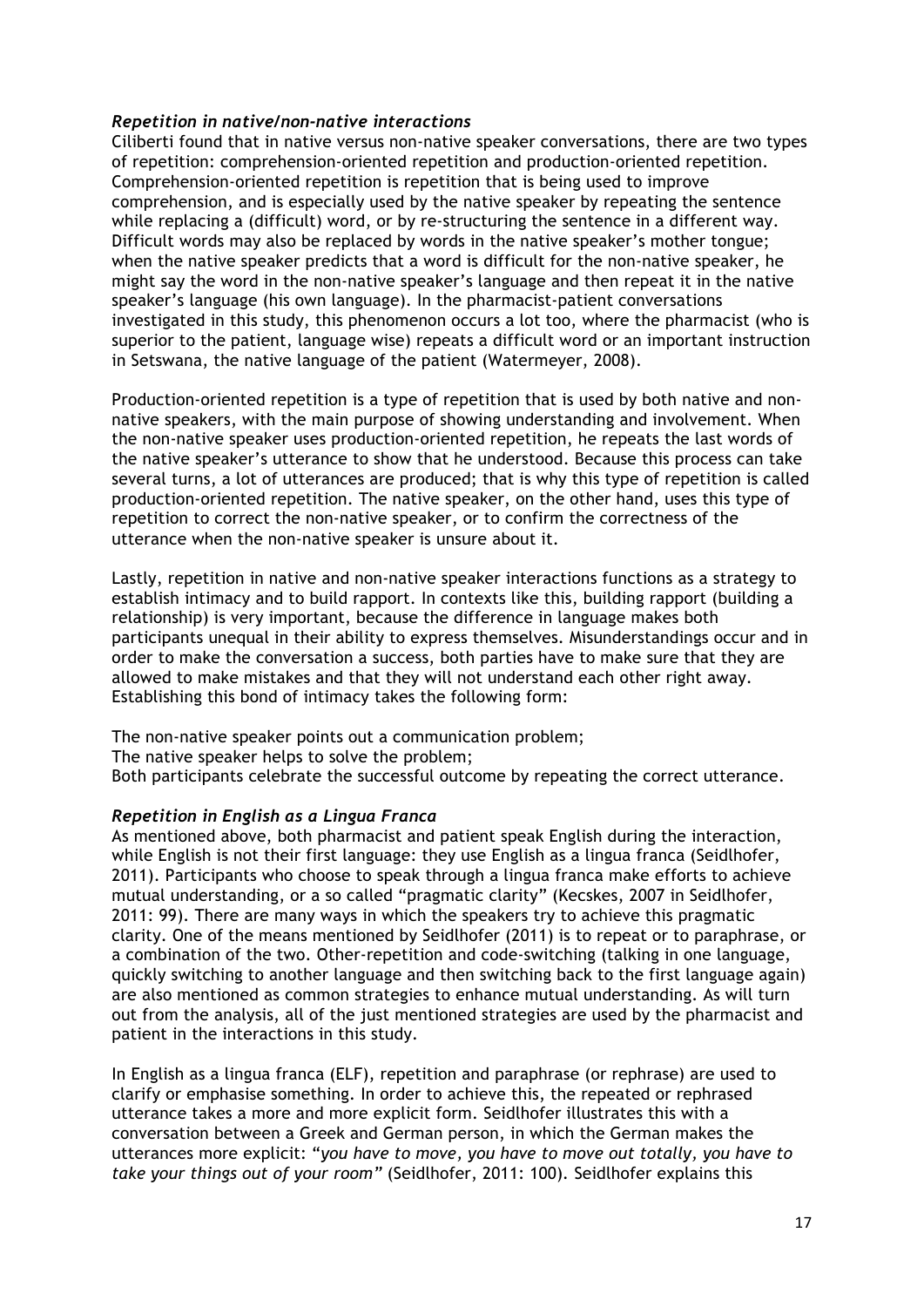### *Repetition in native/non-native interactions*

Ciliberti found that in native versus non-native speaker conversations, there are two types of repetition: comprehension-oriented repetition and production-oriented repetition. Comprehension-oriented repetition is repetition that is being used to improve comprehension, and is especially used by the native speaker by repeating the sentence while replacing a (difficult) word, or by re-structuring the sentence in a different way. Difficult words may also be replaced by words in the native speaker's mother tongue; when the native speaker predicts that a word is difficult for the non-native speaker, he might say the word in the non-native speaker's language and then repeat it in the native speaker's language (his own language). In the pharmacist-patient conversations investigated in this study, this phenomenon occurs a lot too, where the pharmacist (who is superior to the patient, language wise) repeats a difficult word or an important instruction in Setswana, the native language of the patient (Watermeyer, 2008).

Production-oriented repetition is a type of repetition that is used by both native and non-native speakers, with the main purpose of showing understanding and involvement. When the non-native speaker uses production-oriented repetition, he repeats the last words of the native speaker's utterance to show that he understood. Because this process can take several turns, a lot of utterances are produced; that is why this type of repetition is called production-oriented repetition. The native speaker, on the other hand, uses this type of repetition to correct the non-native speaker, or to confirm the correctness of the utterance when the non-native speaker is unsure about it.

Lastly, repetition in native and non-native speaker interactions functions as a strategy to establish intimacy and to build rapport. In contexts like this, building rapport (building a relationship) is very important, because the difference in language makes both participants unequal in their ability to express themselves. Misunderstandings occur and in order to make the conversation a success, both parties have to make sure that they are allowed to make mistakes and that they will not understand each other right away. Establishing this bond of intimacy takes the following form:

The non-native speaker points out a communication problem;
The native speaker helps to solve the problem;
Both participants celebrate the successful outcome by repeating the correct utterance.

### *Repetition in English as a Lingua Franca*

As mentioned above, both pharmacist and patient speak English during the interaction, while English is not their first language: they use English as a lingua franca (Seidlhofer, 2011). Participants who choose to speak through a lingua franca make efforts to achieve mutual understanding, or a so called "pragmatic clarity" (Kecskes, 2007 in Seidlhofer, 2011: 99). There are many ways in which the speakers try to achieve this pragmatic clarity. One of the means mentioned by Seidlhofer (2011) is to repeat or to paraphrase, or a combination of the two. Other-repetition and code-switching (talking in one language, quickly switching to another language and then switching back to the first language again) are also mentioned as common strategies to enhance mutual understanding. As will turn out from the analysis, all of the just mentioned strategies are used by the pharmacist and patient in the interactions in this study.

In English as a lingua franca (ELF), repetition and paraphrase (or rephrase) are used to clarify or emphasise something. In order to achieve this, the repeated or rephrased utterance takes a more and more explicit form. Seidlhofer illustrates this with a conversation between a Greek and German person, in which the German makes the utterances more explicit: "*you have to move, you have to move out totally, you have to take your things out of your room*" (Seidlhofer, 2011: 100). Seidlhofer explains this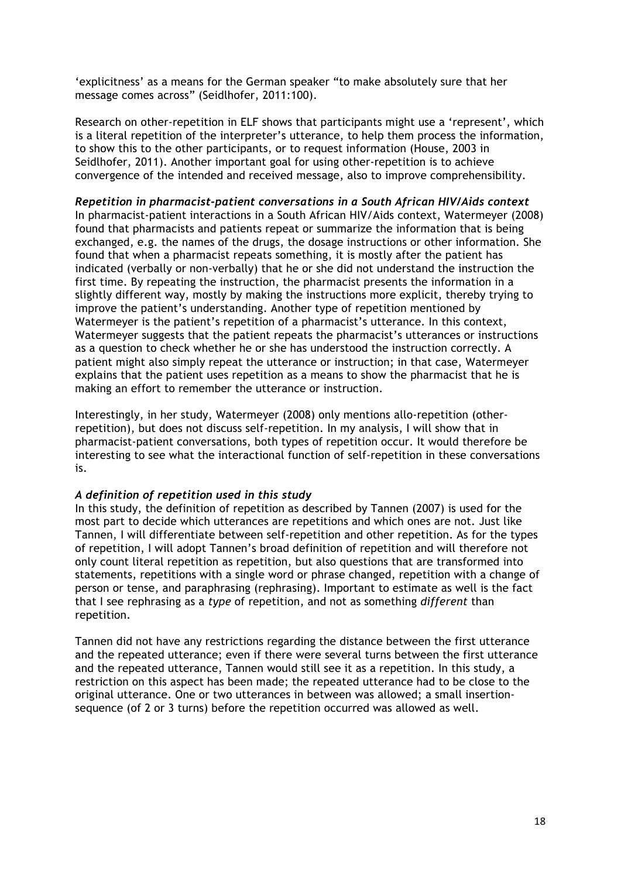'explicitness' as a means for the German speaker "to make absolutely sure that her message comes across" (Seidlhofer, 2011:100).

Research on other-repetition in ELF shows that participants might use a 'represent', which is a literal repetition of the interpreter's utterance, to help them process the information, to show this to the other participants, or to request information (House, 2003 in Seidlhofer, 2011). Another important goal for using other-repetition is to achieve convergence of the intended and received message, also to improve comprehensibility.

***Repetition in pharmacist-patient conversations in a South African HIV/Aids context***

In pharmacist-patient interactions in a South African HIV/Aids context, Watermeyer (2008) found that pharmacists and patients repeat or summarize the information that is being exchanged, e.g. the names of the drugs, the dosage instructions or other information. She found that when a pharmacist repeats something, it is mostly after the patient has indicated (verbally or non-verbally) that he or she did not understand the instruction the first time. By repeating the instruction, the pharmacist presents the information in a slightly different way, mostly by making the instructions more explicit, thereby trying to improve the patient's understanding. Another type of repetition mentioned by Watermeyer is the patient's repetition of a pharmacist's utterance. In this context, Watermeyer suggests that the patient repeats the pharmacist's utterances or instructions as a question to check whether he or she has understood the instruction correctly. A patient might also simply repeat the utterance or instruction; in that case, Watermeyer explains that the patient uses repetition as a means to show the pharmacist that he is making an effort to remember the utterance or instruction.

Interestingly, in her study, Watermeyer (2008) only mentions allo-repetition (other-repetition), but does not discuss self-repetition. In my analysis, I will show that in pharmacist-patient conversations, both types of repetition occur. It would therefore be interesting to see what the interactional function of self-repetition in these conversations is.

***A definition of repetition used in this study***

In this study, the definition of repetition as described by Tannen (2007) is used for the most part to decide which utterances are repetitions and which ones are not. Just like Tannen, I will differentiate between self-repetition and other repetition. As for the types of repetition, I will adopt Tannen's broad definition of repetition and will therefore not only count literal repetition as repetition, but also questions that are transformed into statements, repetitions with a single word or phrase changed, repetition with a change of person or tense, and paraphrasing (rephrasing). Important to estimate as well is the fact that I see rephrasing as a *type* of repetition, and not as something *different* than repetition.

Tannen did not have any restrictions regarding the distance between the first utterance and the repeated utterance; even if there were several turns between the first utterance and the repeated utterance, Tannen would still see it as a repetition. In this study, a restriction on this aspect has been made; the repeated utterance had to be close to the original utterance. One or two utterances in between was allowed; a small insertion-sequence (of 2 or 3 turns) before the repetition occurred was allowed as well.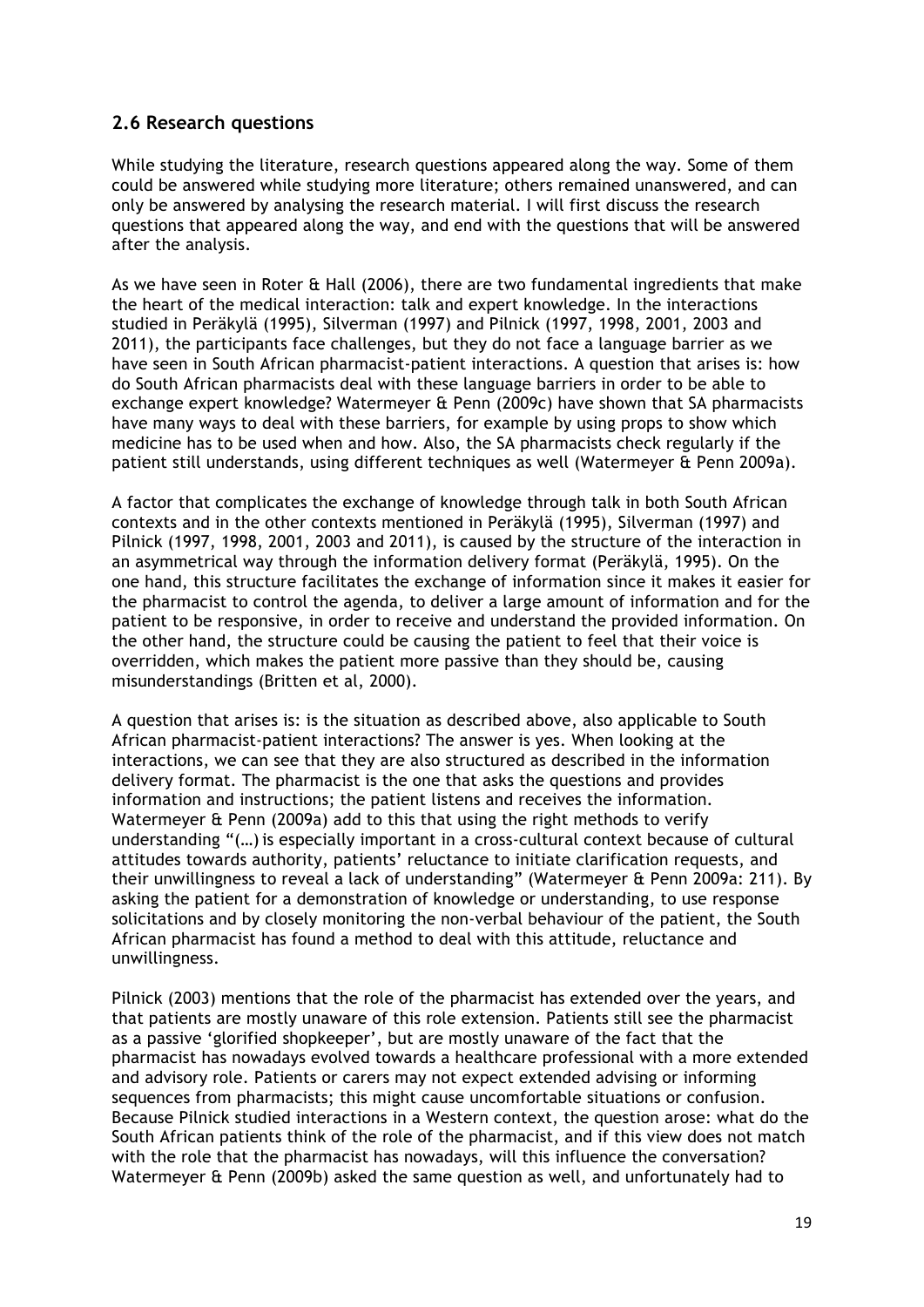## 2.6 Research questions

While studying the literature, research questions appeared along the way. Some of them could be answered while studying more literature; others remained unanswered, and can only be answered by analysing the research material. I will first discuss the research questions that appeared along the way, and end with the questions that will be answered after the analysis.

As we have seen in Roter & Hall (2006), there are two fundamental ingredients that make the heart of the medical interaction: talk and expert knowledge. In the interactions studied in Peräkylä (1995), Silverman (1997) and Pilnick (1997, 1998, 2001, 2003 and 2011), the participants face challenges, but they do not face a language barrier as we have seen in South African pharmacist-patient interactions. A question that arises is: how do South African pharmacists deal with these language barriers in order to be able to exchange expert knowledge? Watermeyer & Penn (2009c) have shown that SA pharmacists have many ways to deal with these barriers, for example by using props to show which medicine has to be used when and how. Also, the SA pharmacists check regularly if the patient still understands, using different techniques as well (Watermeyer & Penn 2009a).

A factor that complicates the exchange of knowledge through talk in both South African contexts and in the other contexts mentioned in Peräkylä (1995), Silverman (1997) and Pilnick (1997, 1998, 2001, 2003 and 2011), is caused by the structure of the interaction in an asymmetrical way through the information delivery format (Peräkylä, 1995). On the one hand, this structure facilitates the exchange of information since it makes it easier for the pharmacist to control the agenda, to deliver a large amount of information and for the patient to be responsive, in order to receive and understand the provided information. On the other hand, the structure could be causing the patient to feel that their voice is overridden, which makes the patient more passive than they should be, causing misunderstandings (Britten et al, 2000).

A question that arises is: is the situation as described above, also applicable to South African pharmacist-patient interactions? The answer is yes. When looking at the interactions, we can see that they are also structured as described in the information delivery format. The pharmacist is the one that asks the questions and provides information and instructions; the patient listens and receives the information. Watermeyer & Penn (2009a) add to this that using the right methods to verify understanding "(…) is especially important in a cross-cultural context because of cultural attitudes towards authority, patients' reluctance to initiate clarification requests, and their unwillingness to reveal a lack of understanding" (Watermeyer & Penn 2009a: 211). By asking the patient for a demonstration of knowledge or understanding, to use response solicitations and by closely monitoring the non-verbal behaviour of the patient, the South African pharmacist has found a method to deal with this attitude, reluctance and unwillingness.

Pilnick (2003) mentions that the role of the pharmacist has extended over the years, and that patients are mostly unaware of this role extension. Patients still see the pharmacist as a passive 'glorified shopkeeper', but are mostly unaware of the fact that the pharmacist has nowadays evolved towards a healthcare professional with a more extended and advisory role. Patients or carers may not expect extended advising or informing sequences from pharmacists; this might cause uncomfortable situations or confusion. Because Pilnick studied interactions in a Western context, the question arose: what do the South African patients think of the role of the pharmacist, and if this view does not match with the role that the pharmacist has nowadays, will this influence the conversation? Watermeyer & Penn (2009b) asked the same question as well, and unfortunately had to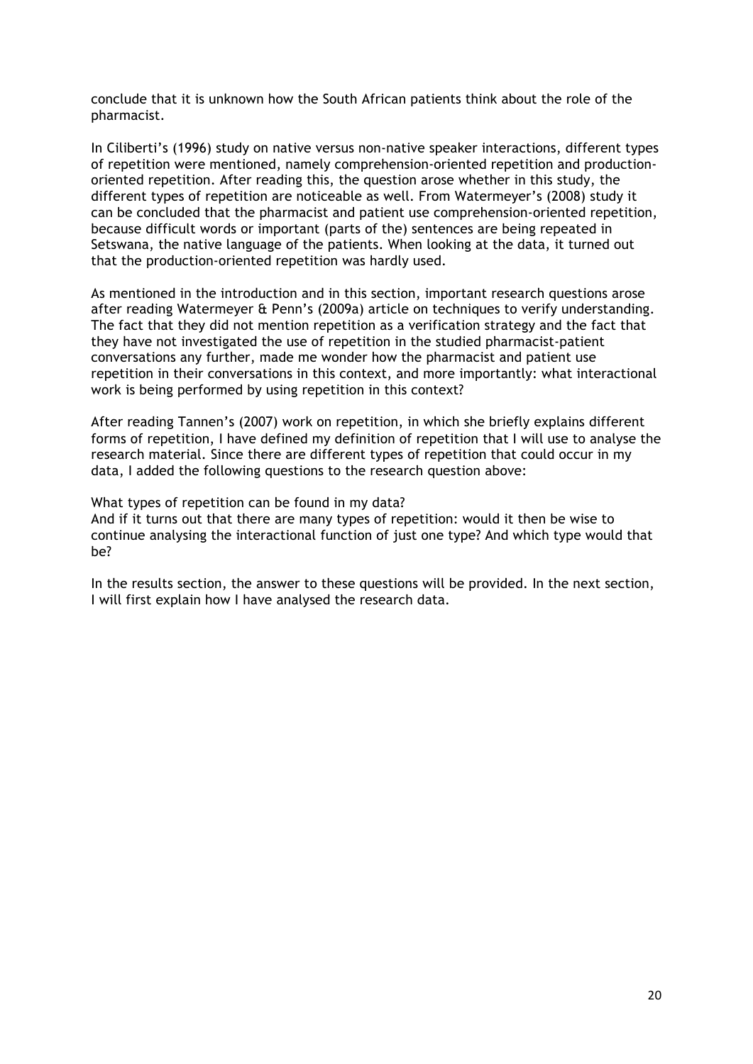conclude that it is unknown how the South African patients think about the role of the pharmacist.

In Ciliberti's (1996) study on native versus non-native speaker interactions, different types of repetition were mentioned, namely comprehension-oriented repetition and production-oriented repetition. After reading this, the question arose whether in this study, the different types of repetition are noticeable as well. From Watermeyer's (2008) study it can be concluded that the pharmacist and patient use comprehension-oriented repetition, because difficult words or important (parts of the) sentences are being repeated in Setswana, the native language of the patients. When looking at the data, it turned out that the production-oriented repetition was hardly used.

As mentioned in the introduction and in this section, important research questions arose after reading Watermeyer & Penn's (2009a) article on techniques to verify understanding. The fact that they did not mention repetition as a verification strategy and the fact that they have not investigated the use of repetition in the studied pharmacist-patient conversations any further, made me wonder how the pharmacist and patient use repetition in their conversations in this context, and more importantly: what interactional work is being performed by using repetition in this context?

After reading Tannen's (2007) work on repetition, in which she briefly explains different forms of repetition, I have defined my definition of repetition that I will use to analyse the research material. Since there are different types of repetition that could occur in my data, I added the following questions to the research question above:

What types of repetition can be found in my data?
And if it turns out that there are many types of repetition: would it then be wise to continue analysing the interactional function of just one type? And which type would that be?

In the results section, the answer to these questions will be provided. In the next section, I will first explain how I have analysed the research data.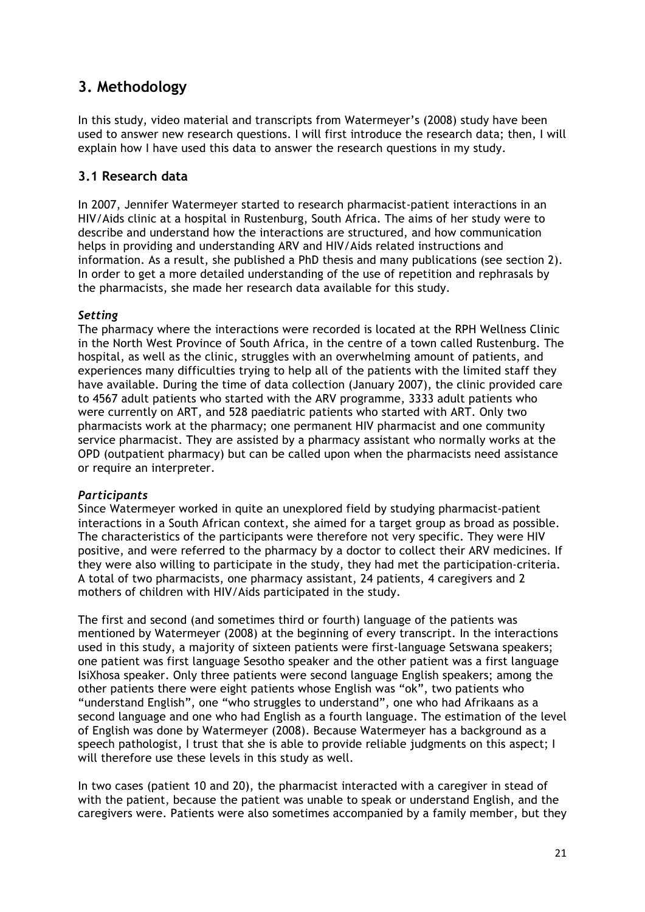## 3. Methodology

In this study, video material and transcripts from Watermeyer's (2008) study have been used to answer new research questions. I will first introduce the research data; then, I will explain how I have used this data to answer the research questions in my study.

### 3.1 Research data

In 2007, Jennifer Watermeyer started to research pharmacist-patient interactions in an HIV/Aids clinic at a hospital in Rustenburg, South Africa. The aims of her study were to describe and understand how the interactions are structured, and how communication helps in providing and understanding ARV and HIV/Aids related instructions and information. As a result, she published a PhD thesis and many publications (see section 2). In order to get a more detailed understanding of the use of repetition and rephrasals by the pharmacists, she made her research data available for this study.

***Setting***

The pharmacy where the interactions were recorded is located at the RPH Wellness Clinic in the North West Province of South Africa, in the centre of a town called Rustenburg. The hospital, as well as the clinic, struggles with an overwhelming amount of patients, and experiences many difficulties trying to help all of the patients with the limited staff they have available. During the time of data collection (January 2007), the clinic provided care to 4567 adult patients who started with the ARV programme, 3333 adult patients who were currently on ART, and 528 paediatric patients who started with ART. Only two pharmacists work at the pharmacy; one permanent HIV pharmacist and one community service pharmacist. They are assisted by a pharmacy assistant who normally works at the OPD (outpatient pharmacy) but can be called upon when the pharmacists need assistance or require an interpreter.

***Participants***

Since Watermeyer worked in quite an unexplored field by studying pharmacist-patient interactions in a South African context, she aimed for a target group as broad as possible. The characteristics of the participants were therefore not very specific. They were HIV positive, and were referred to the pharmacy by a doctor to collect their ARV medicines. If they were also willing to participate in the study, they had met the participation-criteria. A total of two pharmacists, one pharmacy assistant, 24 patients, 4 caregivers and 2 mothers of children with HIV/Aids participated in the study.

The first and second (and sometimes third or fourth) language of the patients was mentioned by Watermeyer (2008) at the beginning of every transcript. In the interactions used in this study, a majority of sixteen patients were first-language Setswana speakers; one patient was first language Sesotho speaker and the other patient was a first language IsiXhosa speaker. Only three patients were second language English speakers; among the other patients there were eight patients whose English was "ok", two patients who "understand English", one "who struggles to understand", one who had Afrikaans as a second language and one who had English as a fourth language. The estimation of the level of English was done by Watermeyer (2008). Because Watermeyer has a background as a speech pathologist, I trust that she is able to provide reliable judgments on this aspect; I will therefore use these levels in this study as well.

In two cases (patient 10 and 20), the pharmacist interacted with a caregiver in stead of with the patient, because the patient was unable to speak or understand English, and the caregivers were. Patients were also sometimes accompanied by a family member, but they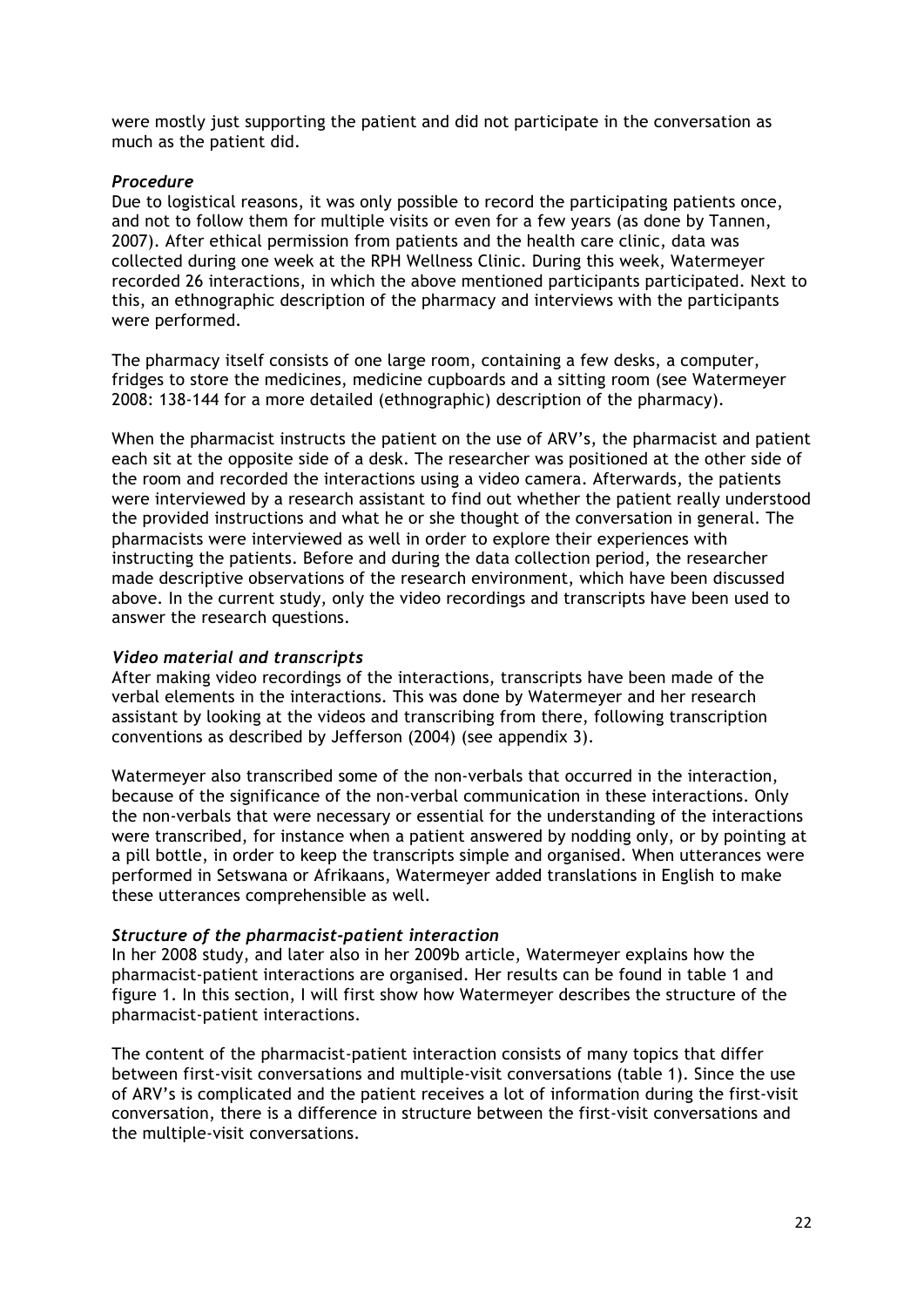were mostly just supporting the patient and did not participate in the conversation as much as the patient did.

### *Procedure*

Due to logistical reasons, it was only possible to record the participating patients once, and not to follow them for multiple visits or even for a few years (as done by Tannen, 2007). After ethical permission from patients and the health care clinic, data was collected during one week at the RPH Wellness Clinic. During this week, Watermeyer recorded 26 interactions, in which the above mentioned participants participated. Next to this, an ethnographic description of the pharmacy and interviews with the participants were performed.

The pharmacy itself consists of one large room, containing a few desks, a computer, fridges to store the medicines, medicine cupboards and a sitting room (see Watermeyer 2008: 138-144 for a more detailed (ethnographic) description of the pharmacy).

When the pharmacist instructs the patient on the use of ARV's, the pharmacist and patient each sit at the opposite side of a desk. The researcher was positioned at the other side of the room and recorded the interactions using a video camera. Afterwards, the patients were interviewed by a research assistant to find out whether the patient really understood the provided instructions and what he or she thought of the conversation in general. The pharmacists were interviewed as well in order to explore their experiences with instructing the patients. Before and during the data collection period, the researcher made descriptive observations of the research environment, which have been discussed above. In the current study, only the video recordings and transcripts have been used to answer the research questions.

### *Video material and transcripts*

After making video recordings of the interactions, transcripts have been made of the verbal elements in the interactions. This was done by Watermeyer and her research assistant by looking at the videos and transcribing from there, following transcription conventions as described by Jefferson (2004) (see appendix 3).

Watermeyer also transcribed some of the non-verbals that occurred in the interaction, because of the significance of the non-verbal communication in these interactions. Only the non-verbals that were necessary or essential for the understanding of the interactions were transcribed, for instance when a patient answered by nodding only, or by pointing at a pill bottle, in order to keep the transcripts simple and organised. When utterances were performed in Setswana or Afrikaans, Watermeyer added translations in English to make these utterances comprehensible as well.

### *Structure of the pharmacist-patient interaction*

In her 2008 study, and later also in her 2009b article, Watermeyer explains how the pharmacist-patient interactions are organised. Her results can be found in table 1 and figure 1. In this section, I will first show how Watermeyer describes the structure of the pharmacist-patient interactions.

The content of the pharmacist-patient interaction consists of many topics that differ between first-visit conversations and multiple-visit conversations (table 1). Since the use of ARV's is complicated and the patient receives a lot of information during the first-visit conversation, there is a difference in structure between the first-visit conversations and the multiple-visit conversations.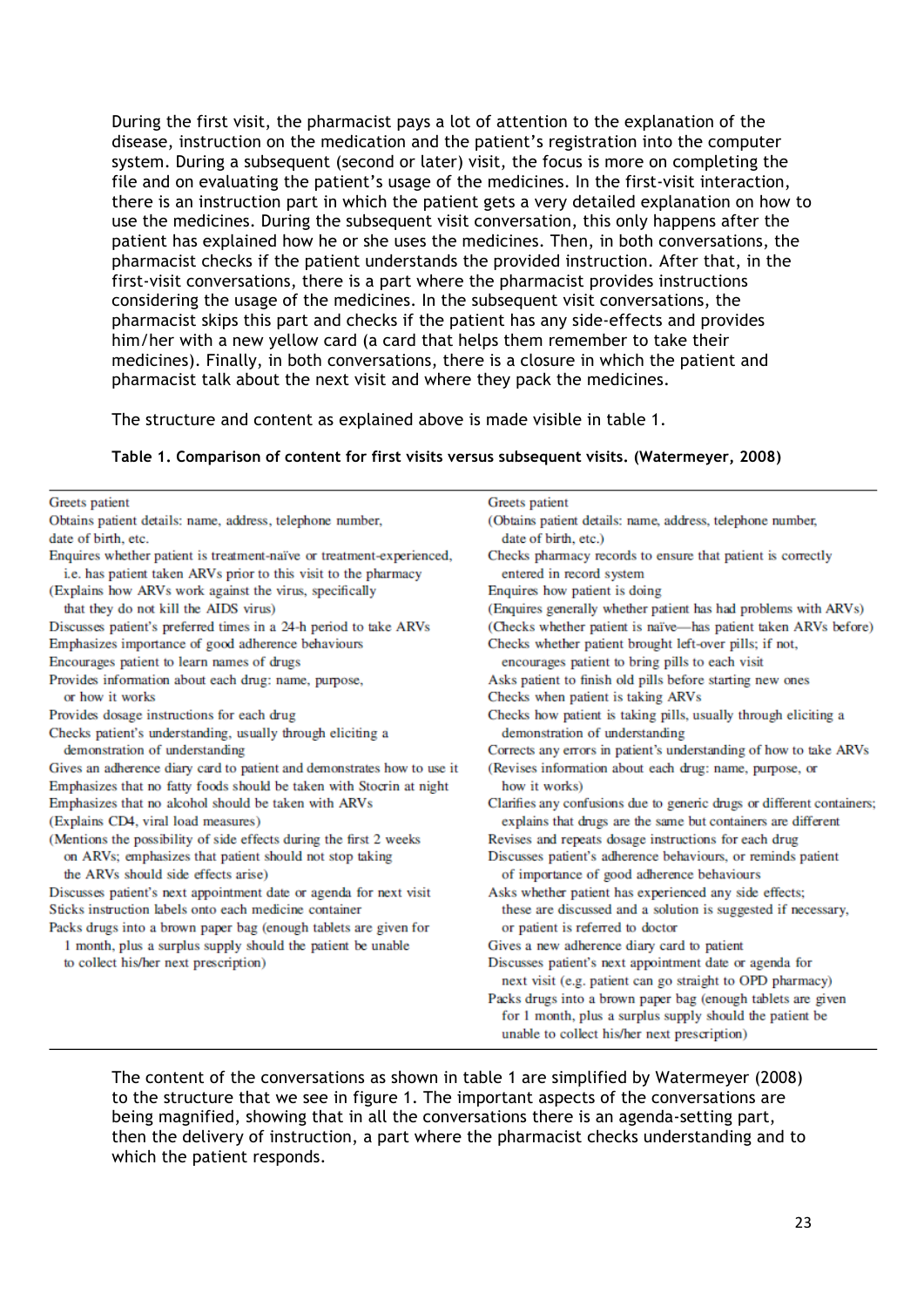During the first visit, the pharmacist pays a lot of attention to the explanation of the disease, instruction on the medication and the patient's registration into the computer system. During a subsequent (second or later) visit, the focus is more on completing the file and on evaluating the patient's usage of the medicines. In the first-visit interaction, there is an instruction part in which the patient gets a very detailed explanation on how to use the medicines. During the subsequent visit conversation, this only happens after the patient has explained how he or she uses the medicines. Then, in both conversations, the pharmacist checks if the patient understands the provided instruction. After that, in the first-visit conversations, there is a part where the pharmacist provides instructions considering the usage of the medicines. In the subsequent visit conversations, the pharmacist skips this part and checks if the patient has any side-effects and provides him/her with a new yellow card (a card that helps them remember to take their medicines). Finally, in both conversations, there is a closure in which the patient and pharmacist talk about the next visit and where they pack the medicines.

The structure and content as explained above is made visible in table 1.

**Table 1. Comparison of content for first visits versus subsequent visits. (Watermeyer, 2008)**

| | |
|---|---|
| Greets patient | Greets patient |
| Obtains patient details: name, address, telephone number, date of birth, etc. | (Obtains patient details: name, address, telephone number, date of birth, etc.) |
| Enquires whether patient is treatment-naïve or treatment-experienced, i.e. has patient taken ARVs prior to this visit to the pharmacy | Checks pharmacy records to ensure that patient is correctly entered in record system |
| (Explains how ARVs work against the virus, specifically that they do not kill the AIDS virus) | Enquires how patient is doing |
| Discusses patient's preferred times in a 24-h period to take ARVs | (Enquires generally whether patient has had problems with ARVs) |
| Emphasizes importance of good adherence behaviours | (Checks whether patient is naïve—has patient taken ARVs before) |
| Encourages patient to learn names of drugs | Checks whether patient brought left-over pills; if not, encourages patient to bring pills to each visit |
| Provides information about each drug: name, purpose, or how it works | Asks patient to finish old pills before starting new ones |
| Provides dosage instructions for each drug | Checks when patient is taking ARVs |
| Checks patient's understanding, usually through eliciting a demonstration of understanding | Checks how patient is taking pills, usually through eliciting a demonstration of understanding |
| Gives an adherence diary card to patient and demonstrates how to use it | Corrects any errors in patient's understanding of how to take ARVs |
| Emphasizes that no fatty foods should be taken with Stocrin at night | (Revises information about each drug: name, purpose, or how it works) |
| Emphasizes that no alcohol should be taken with ARVs | Clarifies any confusions due to generic drugs or different containers; explains that drugs are the same but containers are different |
| (Explains CD4, viral load measures) | Revises and repeats dosage instructions for each drug |
| (Mentions the possibility of side effects during the first 2 weeks on ARVs; emphasizes that patient should not stop taking the ARVs should side effects arise) | Discusses patient's adherence behaviours, or reminds patient of importance of good adherence behaviours |
| Discusses patient's next appointment date or agenda for next visit | Asks whether patient has experienced any side effects; these are discussed and a solution is suggested if necessary, or patient is referred to doctor |
| Sticks instruction labels onto each medicine container | Gives a new adherence diary card to patient |
| Packs drugs into a brown paper bag (enough tablets are given for 1 month, plus a surplus supply should the patient be unable to collect his/her next prescription) | Discusses patient's next appointment date or agenda for next visit (e.g. patient can go straight to OPD pharmacy) |
| | Packs drugs into a brown paper bag (enough tablets are given for 1 month, plus a surplus supply should the patient be unable to collect his/her next prescription) |

The content of the conversations as shown in table 1 are simplified by Watermeyer (2008) to the structure that we see in figure 1. The important aspects of the conversations are being magnified, showing that in all the conversations there is an agenda-setting part, then the delivery of instruction, a part where the pharmacist checks understanding and to which the patient responds.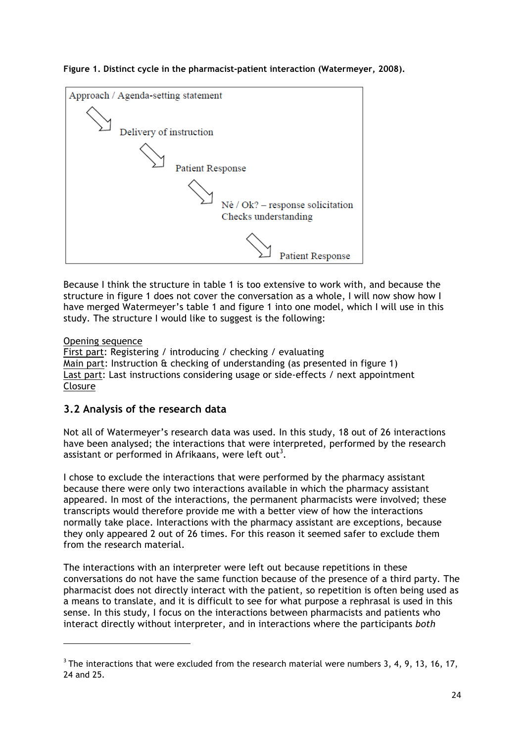**Figure 1. Distinct cycle in the pharmacist-patient interaction (Watermeyer, 2008).**

Approach / Agenda-setting statement

Delivery of instruction

Patient Response

Nè / Ok? – response solicitation
Checks understanding

Patient Response

Because I think the structure in table 1 is too extensive to work with, and because the structure in figure 1 does not cover the conversation as a whole, I will now show how I have merged Watermeyer's table 1 and figure 1 into one model, which I will use in this study. The structure I would like to suggest is the following:

<u>Opening sequence</u>
<u>First part</u>: Registering / introducing / checking / evaluating
<u>Main part</u>: Instruction & checking of understanding (as presented in figure 1)
<u>Last part</u>: Last instructions considering usage or side-effects / next appointment
<u>Closure</u>

## 3.2 Analysis of the research data

Not all of Watermeyer's research data was used. In this study, 18 out of 26 interactions have been analysed; the interactions that were interpreted, performed by the research assistant or performed in Afrikaans, were left out[3].

I chose to exclude the interactions that were performed by the pharmacy assistant because there were only two interactions available in which the pharmacy assistant appeared. In most of the interactions, the permanent pharmacists were involved; these transcripts would therefore provide me with a better view of how the interactions normally take place. Interactions with the pharmacy assistant are exceptions, because they only appeared 2 out of 26 times. For this reason it seemed safer to exclude them from the research material.

The interactions with an interpreter were left out because repetitions in these conversations do not have the same function because of the presence of a third party. The pharmacist does not directly interact with the patient, so repetition is often being used as a means to translate, and it is difficult to see for what purpose a rephrasal is used in this sense. In this study, I focus on the interactions between pharmacists and patients who interact directly without interpreter, and in interactions where the participants *both*

---

[3] The interactions that were excluded from the research material were numbers 3, 4, 9, 13, 16, 17, 24 and 25.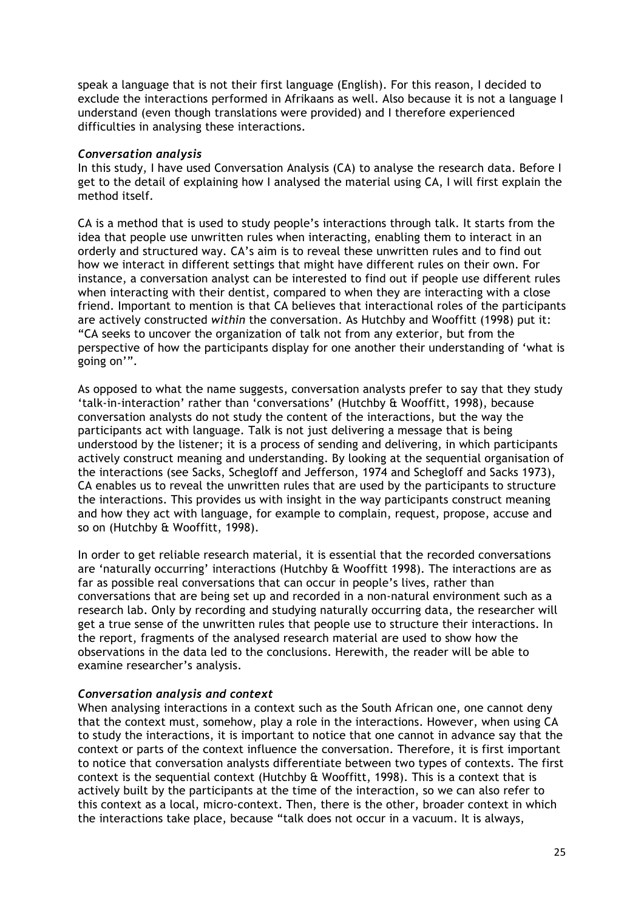speak a language that is not their first language (English). For this reason, I decided to exclude the interactions performed in Afrikaans as well. Also because it is not a language I understand (even though translations were provided) and I therefore experienced difficulties in analysing these interactions.

### *Conversation analysis*

In this study, I have used Conversation Analysis (CA) to analyse the research data. Before I get to the detail of explaining how I analysed the material using CA, I will first explain the method itself.

CA is a method that is used to study people's interactions through talk. It starts from the idea that people use unwritten rules when interacting, enabling them to interact in an orderly and structured way. CA's aim is to reveal these unwritten rules and to find out how we interact in different settings that might have different rules on their own. For instance, a conversation analyst can be interested to find out if people use different rules when interacting with their dentist, compared to when they are interacting with a close friend. Important to mention is that CA believes that interactional roles of the participants are actively constructed *within* the conversation. As Hutchby and Wooffitt (1998) put it: "CA seeks to uncover the organization of talk not from any exterior, but from the perspective of how the participants display for one another their understanding of 'what is going on'".

As opposed to what the name suggests, conversation analysts prefer to say that they study 'talk-in-interaction' rather than 'conversations' (Hutchby & Wooffitt, 1998), because conversation analysts do not study the content of the interactions, but the way the participants act with language. Talk is not just delivering a message that is being understood by the listener; it is a process of sending and delivering, in which participants actively construct meaning and understanding. By looking at the sequential organisation of the interactions (see Sacks, Schegloff and Jefferson, 1974 and Schegloff and Sacks 1973), CA enables us to reveal the unwritten rules that are used by the participants to structure the interactions. This provides us with insight in the way participants construct meaning and how they act with language, for example to complain, request, propose, accuse and so on (Hutchby & Wooffitt, 1998).

In order to get reliable research material, it is essential that the recorded conversations are 'naturally occurring' interactions (Hutchby & Wooffitt 1998). The interactions are as far as possible real conversations that can occur in people's lives, rather than conversations that are being set up and recorded in a non-natural environment such as a research lab. Only by recording and studying naturally occurring data, the researcher will get a true sense of the unwritten rules that people use to structure their interactions. In the report, fragments of the analysed research material are used to show how the observations in the data led to the conclusions. Herewith, the reader will be able to examine researcher's analysis.

### *Conversation analysis and context*

When analysing interactions in a context such as the South African one, one cannot deny that the context must, somehow, play a role in the interactions. However, when using CA to study the interactions, it is important to notice that one cannot in advance say that the context or parts of the context influence the conversation. Therefore, it is first important to notice that conversation analysts differentiate between two types of contexts. The first context is the sequential context (Hutchby & Wooffitt, 1998). This is a context that is actively built by the participants at the time of the interaction, so we can also refer to this context as a local, micro-context. Then, there is the other, broader context in which the interactions take place, because "talk does not occur in a vacuum. It is always,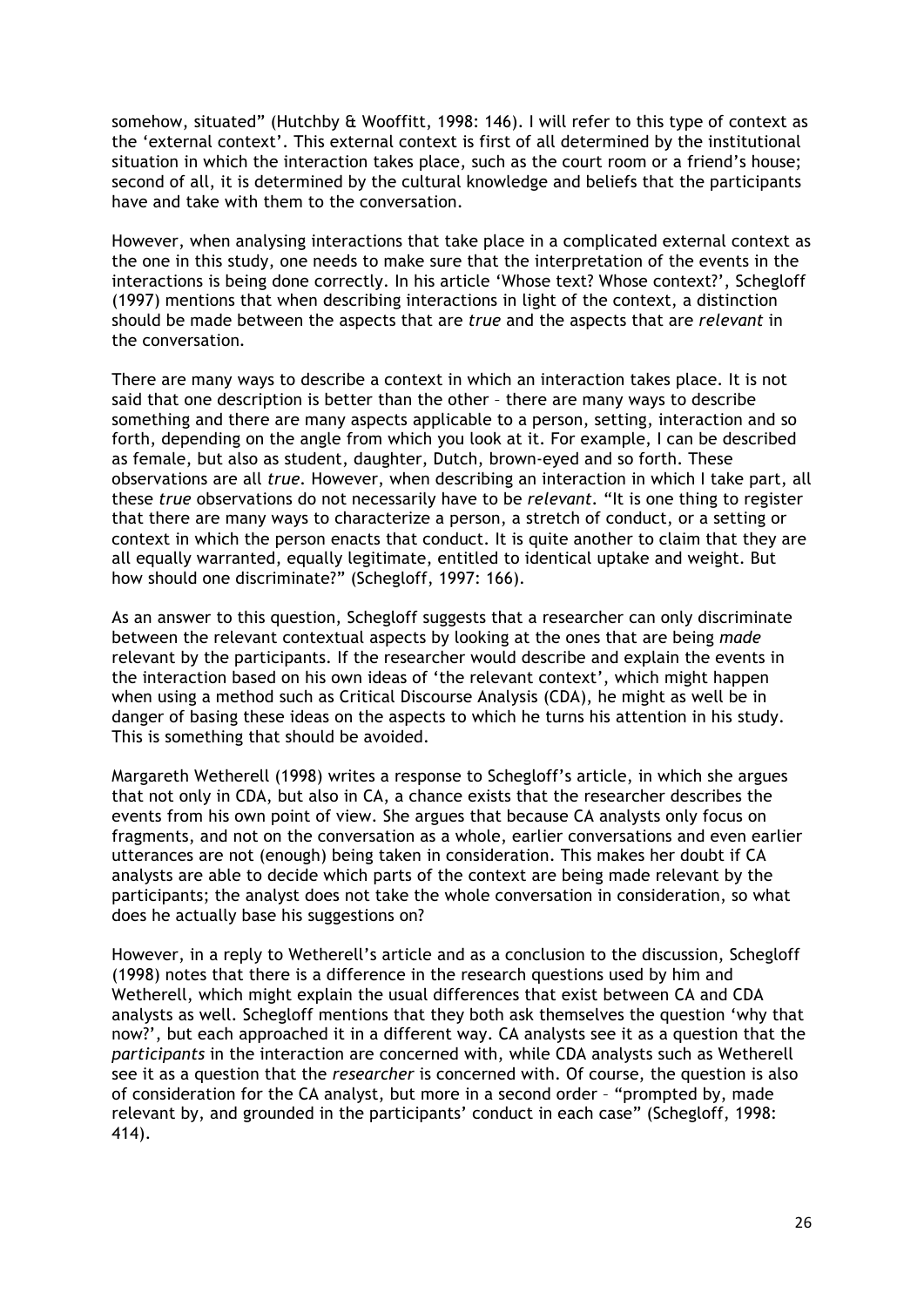somehow, situated" (Hutchby & Wooffitt, 1998: 146). I will refer to this type of context as the 'external context'. This external context is first of all determined by the institutional situation in which the interaction takes place, such as the court room or a friend's house; second of all, it is determined by the cultural knowledge and beliefs that the participants have and take with them to the conversation.

However, when analysing interactions that take place in a complicated external context as the one in this study, one needs to make sure that the interpretation of the events in the interactions is being done correctly. In his article 'Whose text? Whose context?', Schegloff (1997) mentions that when describing interactions in light of the context, a distinction should be made between the aspects that are *true* and the aspects that are *relevant* in the conversation.

There are many ways to describe a context in which an interaction takes place. It is not said that one description is better than the other – there are many ways to describe something and there are many aspects applicable to a person, setting, interaction and so forth, depending on the angle from which you look at it. For example, I can be described as female, but also as student, daughter, Dutch, brown-eyed and so forth. These observations are all *true*. However, when describing an interaction in which I take part, all these *true* observations do not necessarily have to be *relevant*. "It is one thing to register that there are many ways to characterize a person, a stretch of conduct, or a setting or context in which the person enacts that conduct. It is quite another to claim that they are all equally warranted, equally legitimate, entitled to identical uptake and weight. But how should one discriminate?" (Schegloff, 1997: 166).

As an answer to this question, Schegloff suggests that a researcher can only discriminate between the relevant contextual aspects by looking at the ones that are being *made* relevant by the participants. If the researcher would describe and explain the events in the interaction based on his own ideas of 'the relevant context', which might happen when using a method such as Critical Discourse Analysis (CDA), he might as well be in danger of basing these ideas on the aspects to which he turns his attention in his study. This is something that should be avoided.

Margareth Wetherell (1998) writes a response to Schegloff's article, in which she argues that not only in CDA, but also in CA, a chance exists that the researcher describes the events from his own point of view. She argues that because CA analysts only focus on fragments, and not on the conversation as a whole, earlier conversations and even earlier utterances are not (enough) being taken in consideration. This makes her doubt if CA analysts are able to decide which parts of the context are being made relevant by the participants; the analyst does not take the whole conversation in consideration, so what does he actually base his suggestions on?

However, in a reply to Wetherell's article and as a conclusion to the discussion, Schegloff (1998) notes that there is a difference in the research questions used by him and Wetherell, which might explain the usual differences that exist between CA and CDA analysts as well. Schegloff mentions that they both ask themselves the question 'why that now?', but each approached it in a different way. CA analysts see it as a question that the *participants* in the interaction are concerned with, while CDA analysts such as Wetherell see it as a question that the *researcher* is concerned with. Of course, the question is also of consideration for the CA analyst, but more in a second order – "prompted by, made relevant by, and grounded in the participants' conduct in each case" (Schegloff, 1998: 414).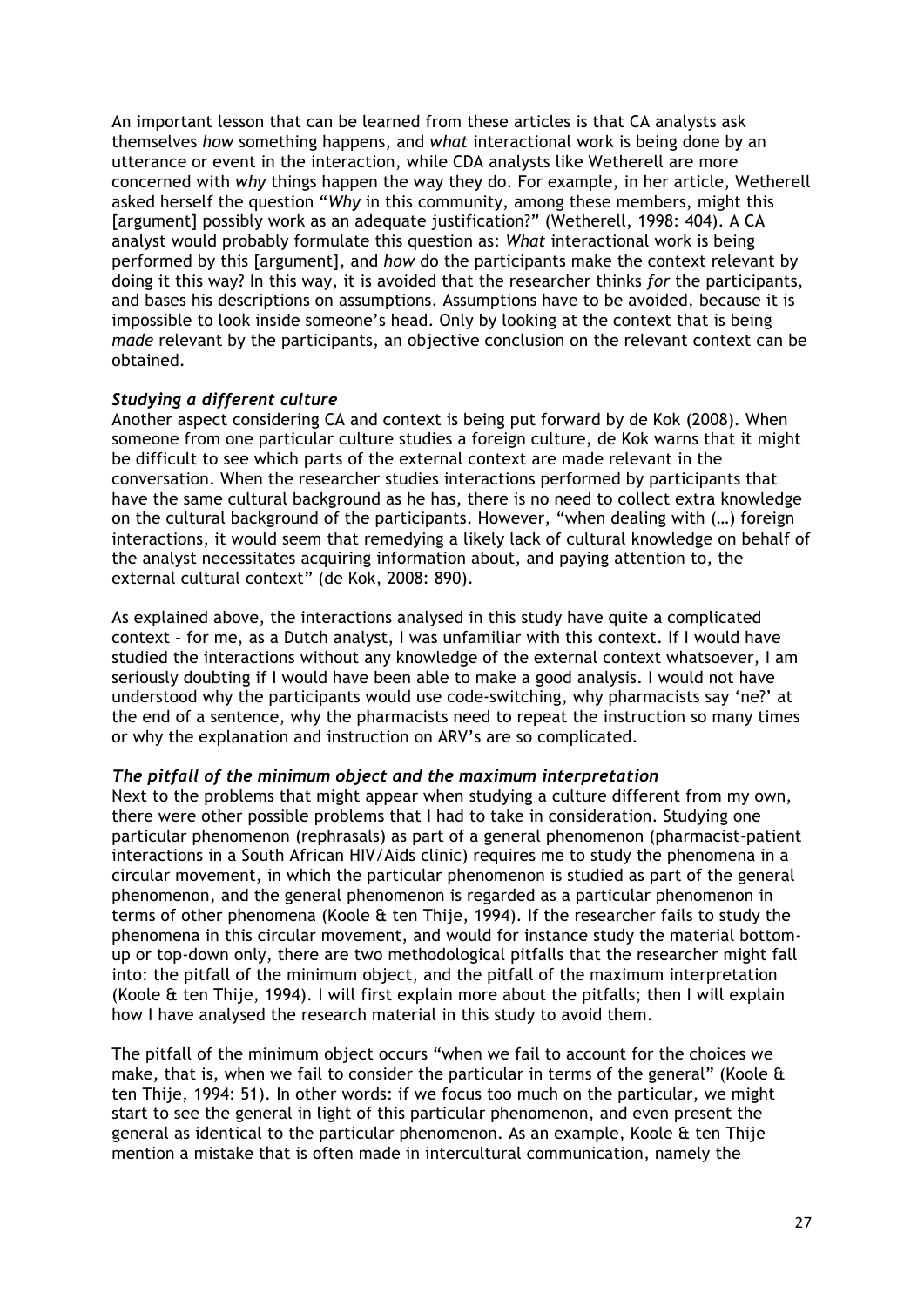An important lesson that can be learned from these articles is that CA analysts ask themselves *how* something happens, and *what* interactional work is being done by an utterance or event in the interaction, while CDA analysts like Wetherell are more concerned with *why* things happen the way they do. For example, in her article, Wetherell asked herself the question "*Why* in this community, among these members, might this [argument] possibly work as an adequate justification?" (Wetherell, 1998: 404). A CA analyst would probably formulate this question as: *What* interactional work is being performed by this [argument], and *how* do the participants make the context relevant by doing it this way? In this way, it is avoided that the researcher thinks *for* the participants, and bases his descriptions on assumptions. Assumptions have to be avoided, because it is impossible to look inside someone's head. Only by looking at the context that is being *made* relevant by the participants, an objective conclusion on the relevant context can be obtained.

### *Studying a different culture*

Another aspect considering CA and context is being put forward by de Kok (2008). When someone from one particular culture studies a foreign culture, de Kok warns that it might be difficult to see which parts of the external context are made relevant in the conversation. When the researcher studies interactions performed by participants that have the same cultural background as he has, there is no need to collect extra knowledge on the cultural background of the participants. However, "when dealing with (…) foreign interactions, it would seem that remedying a likely lack of cultural knowledge on behalf of the analyst necessitates acquiring information about, and paying attention to, the external cultural context" (de Kok, 2008: 890).

As explained above, the interactions analysed in this study have quite a complicated context – for me, as a Dutch analyst, I was unfamiliar with this context. If I would have studied the interactions without any knowledge of the external context whatsoever, I am seriously doubting if I would have been able to make a good analysis. I would not have understood why the participants would use code-switching, why pharmacists say 'ne?' at the end of a sentence, why the pharmacists need to repeat the instruction so many times or why the explanation and instruction on ARV's are so complicated.

### *The pitfall of the minimum object and the maximum interpretation*

Next to the problems that might appear when studying a culture different from my own, there were other possible problems that I had to take in consideration. Studying one particular phenomenon (rephrasals) as part of a general phenomenon (pharmacist-patient interactions in a South African HIV/Aids clinic) requires me to study the phenomena in a circular movement, in which the particular phenomenon is studied as part of the general phenomenon, and the general phenomenon is regarded as a particular phenomenon in terms of other phenomena (Koole & ten Thije, 1994). If the researcher fails to study the phenomena in this circular movement, and would for instance study the material bottom-up or top-down only, there are two methodological pitfalls that the researcher might fall into: the pitfall of the minimum object, and the pitfall of the maximum interpretation (Koole & ten Thije, 1994). I will first explain more about the pitfalls; then I will explain how I have analysed the research material in this study to avoid them.

The pitfall of the minimum object occurs "when we fail to account for the choices we make, that is, when we fail to consider the particular in terms of the general" (Koole & ten Thije, 1994: 51). In other words: if we focus too much on the particular, we might start to see the general in light of this particular phenomenon, and even present the general as identical to the particular phenomenon. As an example, Koole & ten Thije mention a mistake that is often made in intercultural communication, namely the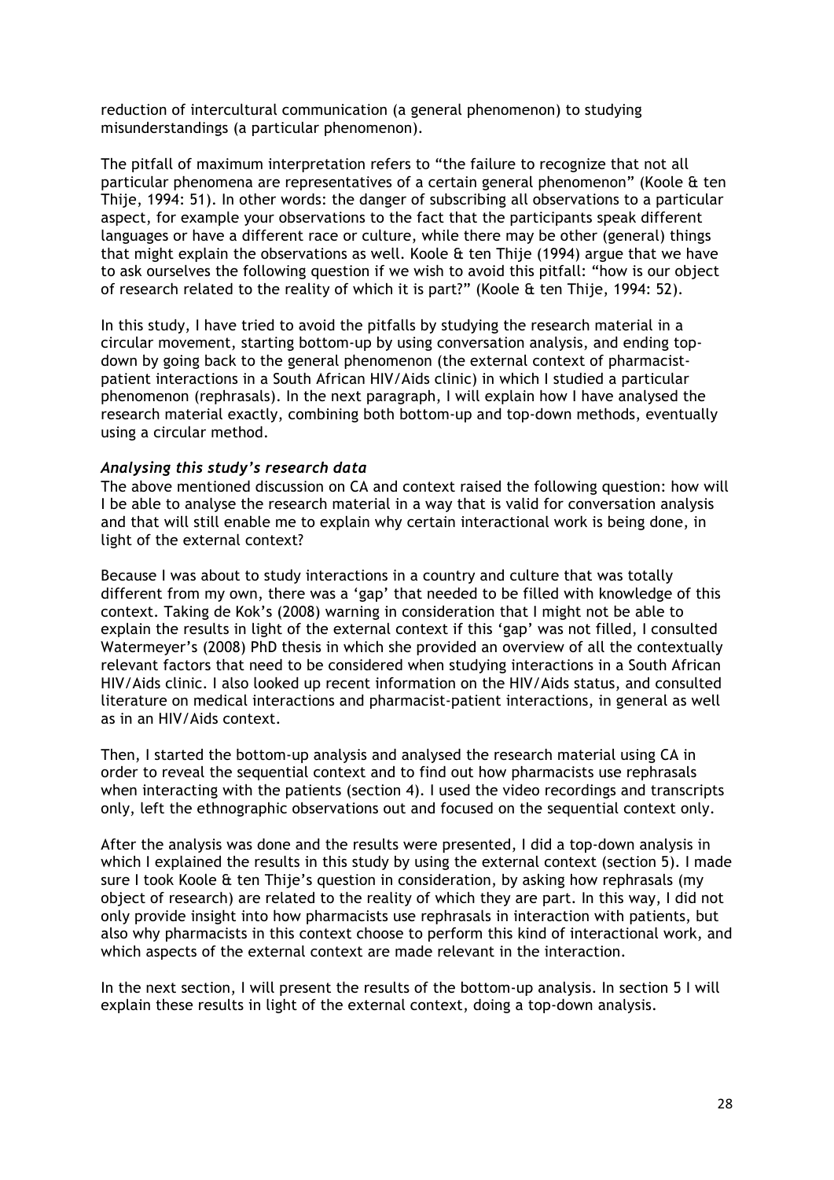reduction of intercultural communication (a general phenomenon) to studying misunderstandings (a particular phenomenon).

The pitfall of maximum interpretation refers to "the failure to recognize that not all particular phenomena are representatives of a certain general phenomenon" (Koole & ten Thije, 1994: 51). In other words: the danger of subscribing all observations to a particular aspect, for example your observations to the fact that the participants speak different languages or have a different race or culture, while there may be other (general) things that might explain the observations as well. Koole & ten Thije (1994) argue that we have to ask ourselves the following question if we wish to avoid this pitfall: "how is our object of research related to the reality of which it is part?" (Koole & ten Thije, 1994: 52).

In this study, I have tried to avoid the pitfalls by studying the research material in a circular movement, starting bottom-up by using conversation analysis, and ending top-down by going back to the general phenomenon (the external context of pharmacist-patient interactions in a South African HIV/Aids clinic) in which I studied a particular phenomenon (rephrasals). In the next paragraph, I will explain how I have analysed the research material exactly, combining both bottom-up and top-down methods, eventually using a circular method.

### *Analysing this study's research data*

The above mentioned discussion on CA and context raised the following question: how will I be able to analyse the research material in a way that is valid for conversation analysis and that will still enable me to explain why certain interactional work is being done, in light of the external context?

Because I was about to study interactions in a country and culture that was totally different from my own, there was a 'gap' that needed to be filled with knowledge of this context. Taking de Kok's (2008) warning in consideration that I might not be able to explain the results in light of the external context if this 'gap' was not filled, I consulted Watermeyer's (2008) PhD thesis in which she provided an overview of all the contextually relevant factors that need to be considered when studying interactions in a South African HIV/Aids clinic. I also looked up recent information on the HIV/Aids status, and consulted literature on medical interactions and pharmacist-patient interactions, in general as well as in an HIV/Aids context.

Then, I started the bottom-up analysis and analysed the research material using CA in order to reveal the sequential context and to find out how pharmacists use rephrasals when interacting with the patients (section 4). I used the video recordings and transcripts only, left the ethnographic observations out and focused on the sequential context only.

After the analysis was done and the results were presented, I did a top-down analysis in which I explained the results in this study by using the external context (section 5). I made sure I took Koole & ten Thije's question in consideration, by asking how rephrasals (my object of research) are related to the reality of which they are part. In this way, I did not only provide insight into how pharmacists use rephrasals in interaction with patients, but also why pharmacists in this context choose to perform this kind of interactional work, and which aspects of the external context are made relevant in the interaction.

In the next section, I will present the results of the bottom-up analysis. In section 5 I will explain these results in light of the external context, doing a top-down analysis.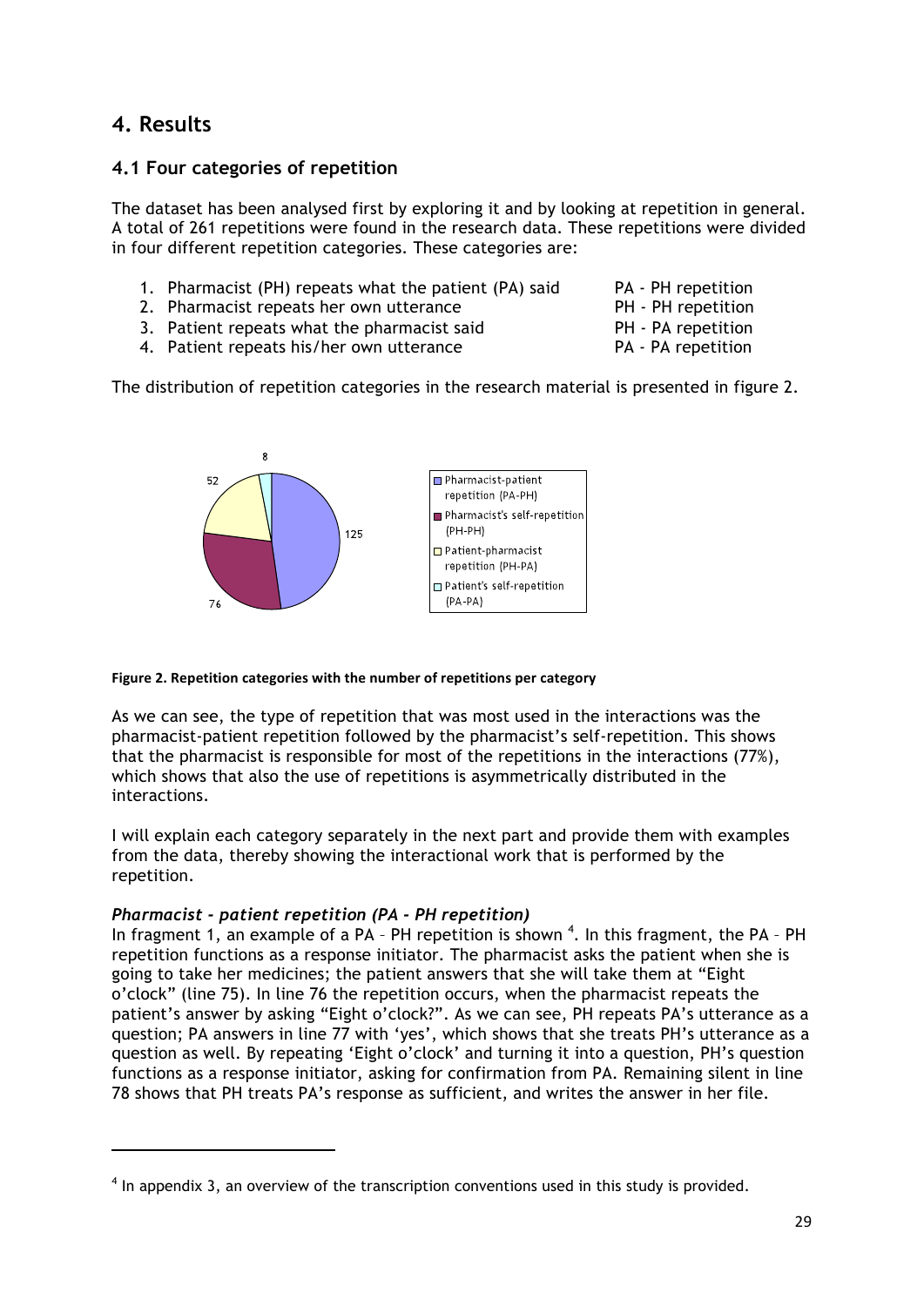# 4. Results

## 4.1 Four categories of repetition

The dataset has been analysed first by exploring it and by looking at repetition in general. A total of 261 repetitions were found in the research data. These repetitions were divided in four different repetition categories. These categories are:

1. Pharmacist (PH) repeats what the patient (PA) said — PA - PH repetition
2. Pharmacist repeats her own utterance — PH - PH repetition
3. Patient repeats what the pharmacist said — PH - PA repetition
4. Patient repeats his/her own utterance — PA - PA repetition

The distribution of repetition categories in the research material is presented in figure 2.

8

52

125

76

Pharmacist-patient repetition (PA-PH)

Pharmacist's self-repetition (PH-PH)

Patient-pharmacist repetition (PH-PA)

Patient's self-repetition (PA-PA)

**Figure 2. Repetition categories with the number of repetitions per category**

As we can see, the type of repetition that was most used in the interactions was the pharmacist-patient repetition followed by the pharmacist's self-repetition. This shows that the pharmacist is responsible for most of the repetitions in the interactions (77%), which shows that also the use of repetitions is asymmetrically distributed in the interactions.

I will explain each category separately in the next part and provide them with examples from the data, thereby showing the interactional work that is performed by the repetition.

***Pharmacist - patient repetition (PA - PH repetition)***

In fragment 1, an example of a PA – PH repetition is shown [4]. In this fragment, the PA – PH repetition functions as a response initiator. The pharmacist asks the patient when she is going to take her medicines; the patient answers that she will take them at "Eight o'clock" (line 75). In line 76 the repetition occurs, when the pharmacist repeats the patient's answer by asking "Eight o'clock?". As we can see, PH repeats PA's utterance as a question; PA answers in line 77 with 'yes', which shows that she treats PH's utterance as a question as well. By repeating 'Eight o'clock' and turning it into a question, PH's question functions as a response initiator, asking for confirmation from PA. Remaining silent in line 78 shows that PH treats PA's response as sufficient, and writes the answer in her file.

---

[4] In appendix 3, an overview of the transcription conventions used in this study is provided.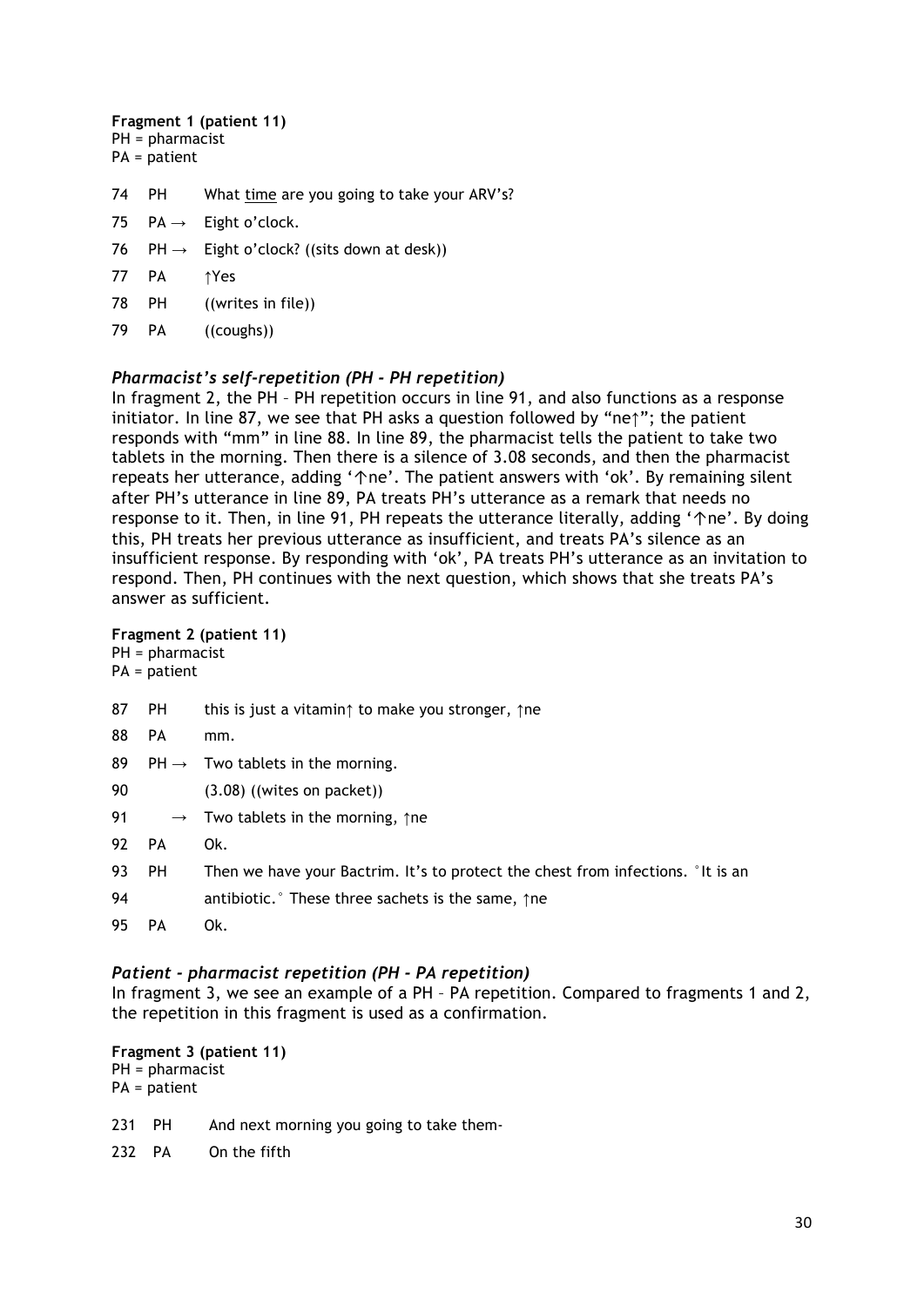**Fragment 1 (patient 11)**
PH = pharmacist
PA = patient

| | | |
|---|---|---|
| 74 | PH | What time are you going to take your ARV's? |
| 75 | PA → | Eight o'clock. |
| 76 | PH → | Eight o'clock? ((sits down at desk)) |
| 77 | PA | ↑Yes |
| 78 | PH | ((writes in file)) |
| 79 | PA | ((coughs)) |

### *Pharmacist's self-repetition (PH - PH repetition)*

In fragment 2, the PH – PH repetition occurs in line 91, and also functions as a response initiator. In line 87, we see that PH asks a question followed by "ne↑"; the patient responds with "mm" in line 88. In line 89, the pharmacist tells the patient to take two tablets in the morning. Then there is a silence of 3.08 seconds, and then the pharmacist repeats her utterance, adding '↑ne'. The patient answers with 'ok'. By remaining silent after PH's utterance in line 89, PA treats PH's utterance as a remark that needs no response to it. Then, in line 91, PH repeats the utterance literally, adding '↑ne'. By doing this, PH treats her previous utterance as insufficient, and treats PA's silence as an insufficient response. By responding with 'ok', PA treats PH's utterance as an invitation to respond. Then, PH continues with the next question, which shows that she treats PA's answer as sufficient.

**Fragment 2 (patient 11)**
PH = pharmacist
PA = patient

| | | |
|---|---|---|
| 87 | PH | this is just a vitamin↑ to make you stronger, ↑ne |
| 88 | PA | mm. |
| 89 | PH → | Two tablets in the morning. |
| 90 | | (3.08) ((wites on packet)) |
| 91 | → | Two tablets in the morning, ↑ne |
| 92 | PA | Ok. |
| 93 | PH | Then we have your Bactrim. It's to protect the chest from infections. °It is an |
| 94 | | antibiotic.° These three sachets is the same, ↑ne |
| 95 | PA | Ok. |

### *Patient - pharmacist repetition (PH - PA repetition)*

In fragment 3, we see an example of a PH – PA repetition. Compared to fragments 1 and 2, the repetition in this fragment is used as a confirmation.

**Fragment 3 (patient 11)**
PH = pharmacist
PA = patient

| | | |
|---|---|---|
| 231 | PH | And next morning you going to take them- |
| 232 | PA | On the fifth |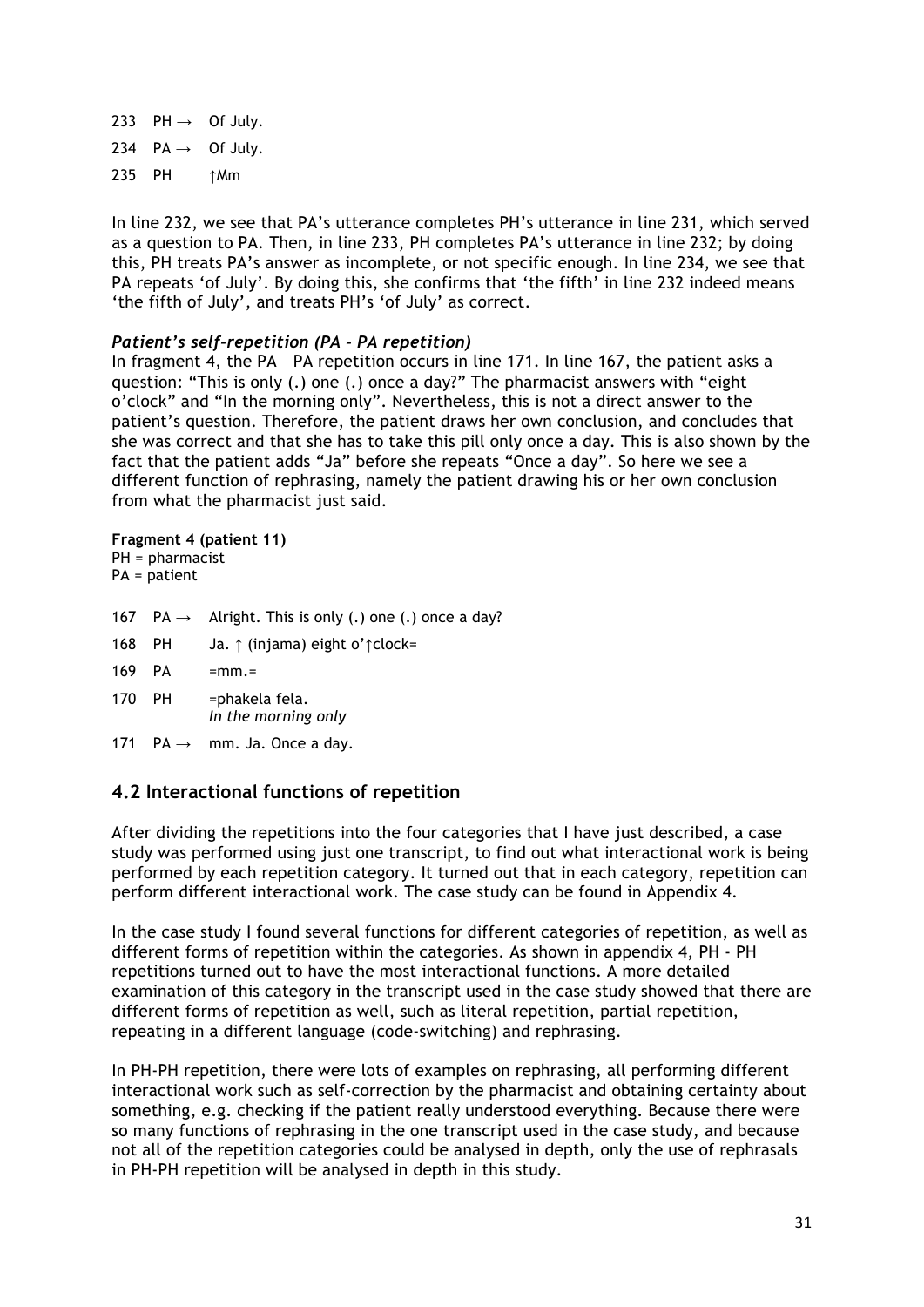233 PH → Of July.

234 PA → Of July.

235 PH ↑Mm

In line 232, we see that PA's utterance completes PH's utterance in line 231, which served as a question to PA. Then, in line 233, PH completes PA's utterance in line 232; by doing this, PH treats PA's answer as incomplete, or not specific enough. In line 234, we see that PA repeats 'of July'. By doing this, she confirms that 'the fifth' in line 232 indeed means 'the fifth of July', and treats PH's 'of July' as correct.

### *Patient's self-repetition (PA - PA repetition)*

In fragment 4, the PA – PA repetition occurs in line 171. In line 167, the patient asks a question: "This is only (.) one (.) once a day?" The pharmacist answers with "eight o'clock" and "In the morning only". Nevertheless, this is not a direct answer to the patient's question. Therefore, the patient draws her own conclusion, and concludes that she was correct and that she has to take this pill only once a day. This is also shown by the fact that the patient adds "Ja" before she repeats "Once a day". So here we see a different function of rephrasing, namely the patient drawing his or her own conclusion from what the pharmacist just said.

**Fragment 4 (patient 11)**
PH = pharmacist
PA = patient

167 PA → Alright. This is only (.) one (.) once a day?

168 PH Ja. ↑ (injama) eight o'↑clock=

169 PA =mm.=

170 PH =phakela fela.
*In the morning only*

171 PA → mm. Ja. Once a day.

## 4.2 Interactional functions of repetition

After dividing the repetitions into the four categories that I have just described, a case study was performed using just one transcript, to find out what interactional work is being performed by each repetition category. It turned out that in each category, repetition can perform different interactional work. The case study can be found in Appendix 4.

In the case study I found several functions for different categories of repetition, as well as different forms of repetition within the categories. As shown in appendix 4, PH - PH repetitions turned out to have the most interactional functions. A more detailed examination of this category in the transcript used in the case study showed that there are different forms of repetition as well, such as literal repetition, partial repetition, repeating in a different language (code-switching) and rephrasing.

In PH-PH repetition, there were lots of examples on rephrasing, all performing different interactional work such as self-correction by the pharmacist and obtaining certainty about something, e.g. checking if the patient really understood everything. Because there were so many functions of rephrasing in the one transcript used in the case study, and because not all of the repetition categories could be analysed in depth, only the use of rephrasals in PH-PH repetition will be analysed in depth in this study.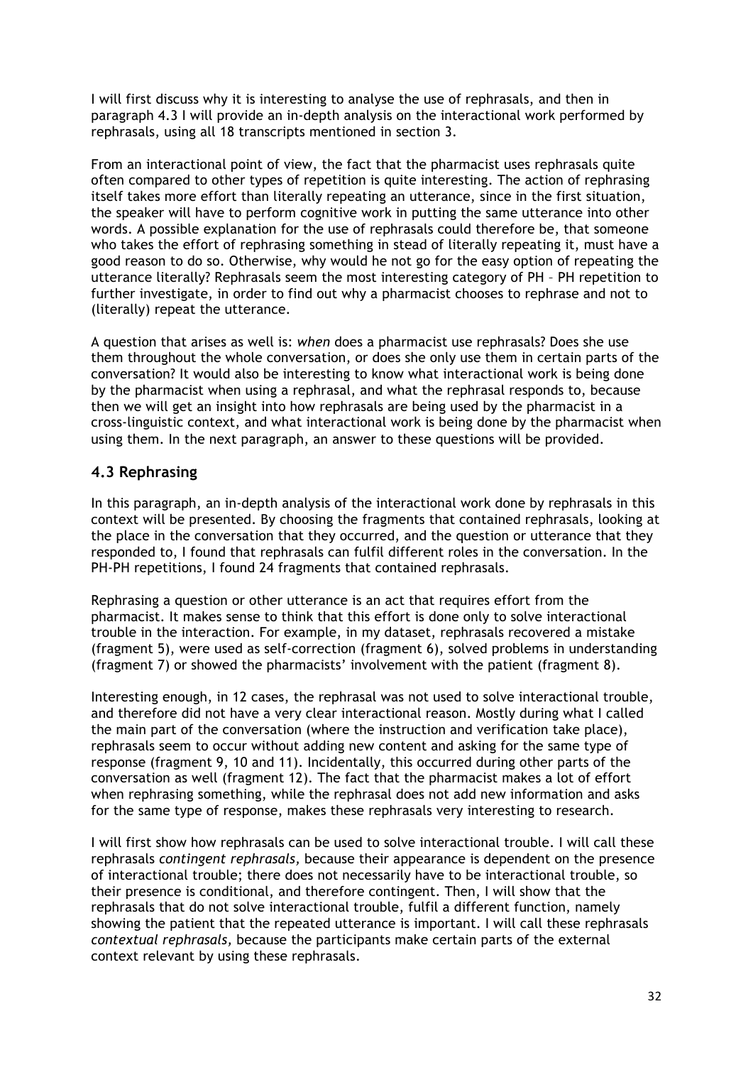I will first discuss why it is interesting to analyse the use of rephrasals, and then in paragraph 4.3 I will provide an in-depth analysis on the interactional work performed by rephrasals, using all 18 transcripts mentioned in section 3.

From an interactional point of view, the fact that the pharmacist uses rephrasals quite often compared to other types of repetition is quite interesting. The action of rephrasing itself takes more effort than literally repeating an utterance, since in the first situation, the speaker will have to perform cognitive work in putting the same utterance into other words. A possible explanation for the use of rephrasals could therefore be, that someone who takes the effort of rephrasing something in stead of literally repeating it, must have a good reason to do so. Otherwise, why would he not go for the easy option of repeating the utterance literally? Rephrasals seem the most interesting category of PH – PH repetition to further investigate, in order to find out why a pharmacist chooses to rephrase and not to (literally) repeat the utterance.

A question that arises as well is: *when* does a pharmacist use rephrasals? Does she use them throughout the whole conversation, or does she only use them in certain parts of the conversation? It would also be interesting to know what interactional work is being done by the pharmacist when using a rephrasal, and what the rephrasal responds to, because then we will get an insight into how rephrasals are being used by the pharmacist in a cross-linguistic context, and what interactional work is being done by the pharmacist when using them. In the next paragraph, an answer to these questions will be provided.

### 4.3 Rephrasing

In this paragraph, an in-depth analysis of the interactional work done by rephrasals in this context will be presented. By choosing the fragments that contained rephrasals, looking at the place in the conversation that they occurred, and the question or utterance that they responded to, I found that rephrasals can fulfil different roles in the conversation. In the PH-PH repetitions, I found 24 fragments that contained rephrasals.

Rephrasing a question or other utterance is an act that requires effort from the pharmacist. It makes sense to think that this effort is done only to solve interactional trouble in the interaction. For example, in my dataset, rephrasals recovered a mistake (fragment 5), were used as self-correction (fragment 6), solved problems in understanding (fragment 7) or showed the pharmacists' involvement with the patient (fragment 8).

Interesting enough, in 12 cases, the rephrasal was not used to solve interactional trouble, and therefore did not have a very clear interactional reason. Mostly during what I called the main part of the conversation (where the instruction and verification take place), rephrasals seem to occur without adding new content and asking for the same type of response (fragment 9, 10 and 11). Incidentally, this occurred during other parts of the conversation as well (fragment 12). The fact that the pharmacist makes a lot of effort when rephrasing something, while the rephrasal does not add new information and asks for the same type of response, makes these rephrasals very interesting to research.

I will first show how rephrasals can be used to solve interactional trouble. I will call these rephrasals *contingent rephrasals,* because their appearance is dependent on the presence of interactional trouble; there does not necessarily have to be interactional trouble, so their presence is conditional, and therefore contingent. Then, I will show that the rephrasals that do not solve interactional trouble, fulfil a different function, namely showing the patient that the repeated utterance is important. I will call these rephrasals *contextual rephrasals,* because the participants make certain parts of the external context relevant by using these rephrasals.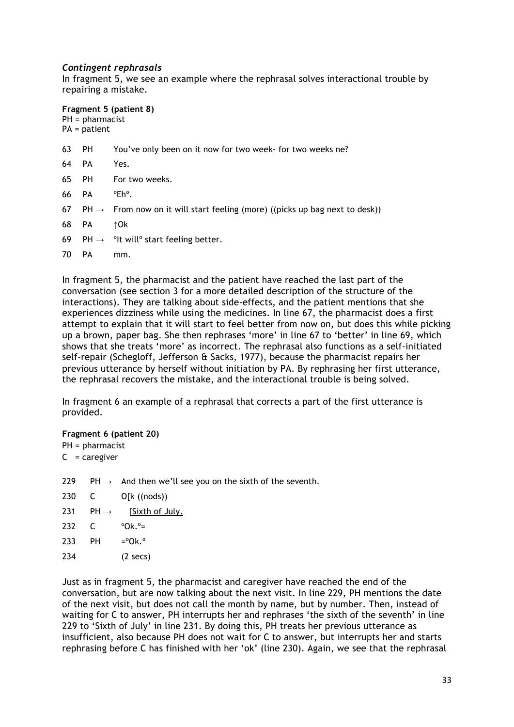### *Contingent rephrasals*

In fragment 5, we see an example where the rephrasal solves interactional trouble by repairing a mistake.

**Fragment 5 (patient 8)**
PH = pharmacist
PA = patient

| | | |
|---|---|---|
| 63 | PH | You've only been on it now for two week- for two weeks ne? |
| 64 | PA | Yes. |
| 65 | PH | For two weeks. |
| 66 | PA | °Eh°. |
| 67 | PH → | From now on it will start feeling (more) ((picks up bag next to desk)) |
| 68 | PA | ↑Ok |
| 69 | PH → | °It will° start feeling better. |
| 70 | PA | mm. |

In fragment 5, the pharmacist and the patient have reached the last part of the conversation (see section 3 for a more detailed description of the structure of the interactions). They are talking about side-effects, and the patient mentions that she experiences dizziness while using the medicines. In line 67, the pharmacist does a first attempt to explain that it will start to feel better from now on, but does this while picking up a brown, paper bag. She then rephrases 'more' in line 67 to 'better' in line 69, which shows that she treats 'more' as incorrect. The rephrasal also functions as a self-initiated self-repair (Schegloff, Jefferson & Sacks, 1977), because the pharmacist repairs her previous utterance by herself without initiation by PA. By rephrasing her first utterance, the rephrasal recovers the mistake, and the interactional trouble is being solved.

In fragment 6 an example of a rephrasal that corrects a part of the first utterance is provided.

**Fragment 6 (patient 20)**
PH = pharmacist
C = caregiver

| | | |
|---|---|---|
| 229 | PH → | And then we'll see you on the sixth of the seventh. |
| 230 | C | O[k ((nods)) |
| 231 | PH → | [<u>Sixth of July.</u> |
| 232 | C | °Ok.°= |
| 233 | PH | =°Ok.° |
| 234 | | (2 secs) |

Just as in fragment 5, the pharmacist and caregiver have reached the end of the conversation, but are now talking about the next visit. In line 229, PH mentions the date of the next visit, but does not call the month by name, but by number. Then, instead of waiting for C to answer, PH interrupts her and rephrases 'the sixth of the seventh' in line 229 to 'Sixth of July' in line 231. By doing this, PH treats her previous utterance as insufficient, also because PH does not wait for C to answer, but interrupts her and starts rephrasing before C has finished with her 'ok' (line 230). Again, we see that the rephrasal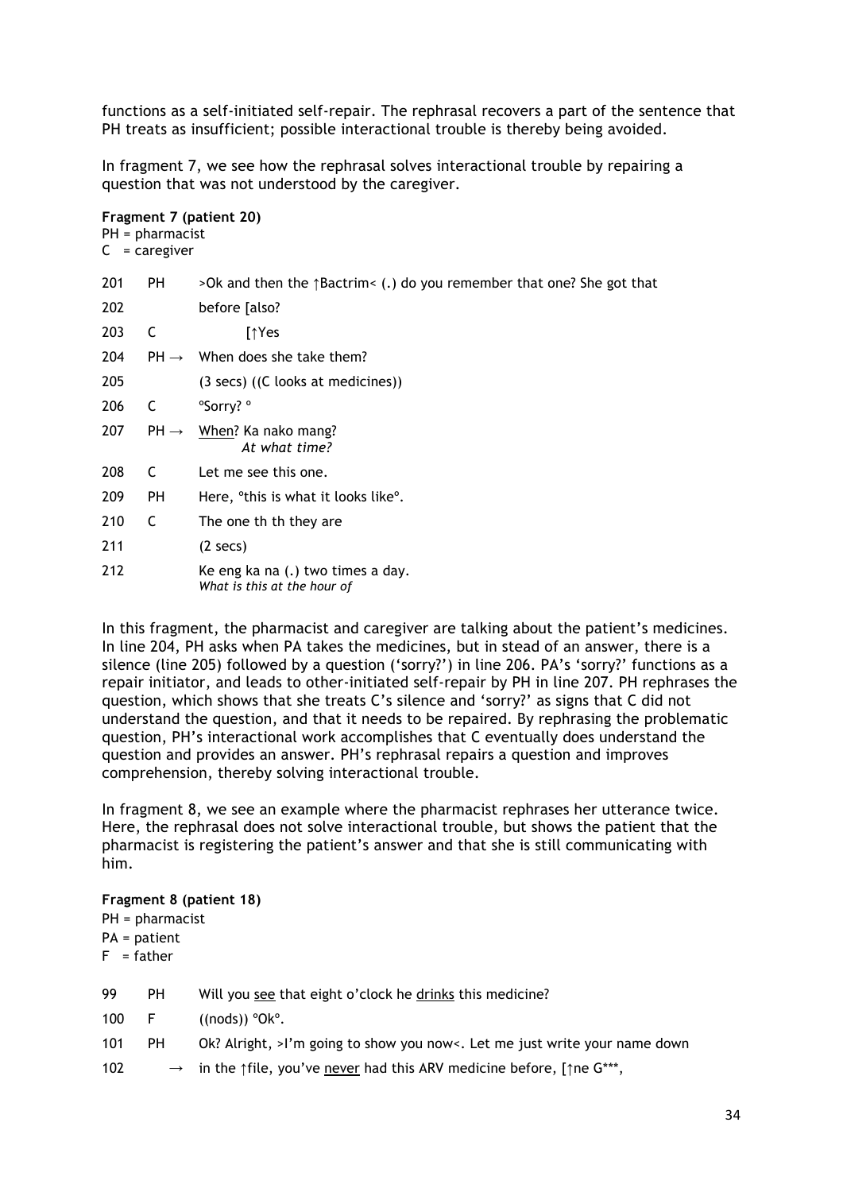functions as a self-initiated self-repair. The rephrasal recovers a part of the sentence that PH treats as insufficient; possible interactional trouble is thereby being avoided.

In fragment 7, we see how the rephrasal solves interactional trouble by repairing a question that was not understood by the caregiver.

**Fragment 7 (patient 20)**
PH = pharmacist
C = caregiver

| | | |
|---|---|---|
| 201 | PH | >Ok and then the ↑Bactrim< (.) do you remember that one? She got that |
| 202 | | before [also? |
| 203 | C | [↑Yes |
| 204 | PH → | When does she take them? |
| 205 | | (3 secs) ((C looks at medicines)) |
| 206 | C | °Sorry? ° |
| 207 | PH → | When? Ka nako mang? *At what time?* |
| 208 | C | Let me see this one. |
| 209 | PH | Here, °this is what it looks like°. |
| 210 | C | The one th th they are |
| 211 | | (2 secs) |
| 212 | | Ke eng ka na (.) two times a day. *What is this at the hour of* |

In this fragment, the pharmacist and caregiver are talking about the patient's medicines. In line 204, PH asks when PA takes the medicines, but in stead of an answer, there is a silence (line 205) followed by a question ('sorry?') in line 206. PA's 'sorry?' functions as a repair initiator, and leads to other-initiated self-repair by PH in line 207. PH rephrases the question, which shows that she treats C's silence and 'sorry?' as signs that C did not understand the question, and that it needs to be repaired. By rephrasing the problematic question, PH's interactional work accomplishes that C eventually does understand the question and provides an answer. PH's rephrasal repairs a question and improves comprehension, thereby solving interactional trouble.

In fragment 8, we see an example where the pharmacist rephrases her utterance twice. Here, the rephrasal does not solve interactional trouble, but shows the patient that the pharmacist is registering the patient's answer and that she is still communicating with him.

**Fragment 8 (patient 18)**
PH = pharmacist
PA = patient
F = father

| | | |
|---|---|---|
| 99 | PH | Will you see that eight o'clock he drinks this medicine? |
| 100 | F | ((nods)) °Ok°. |
| 101 | PH | Ok? Alright, >I'm going to show you now<. Let me just write your name down |
| 102 | → | in the ↑file, you've never had this ARV medicine before, [↑ne G***, |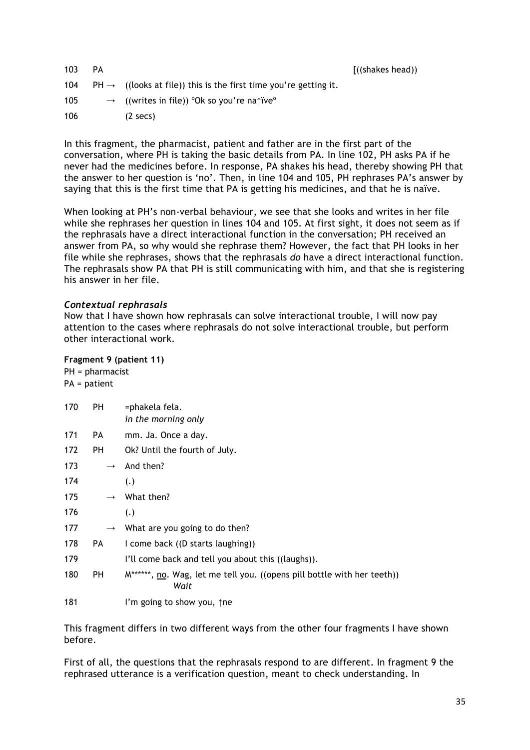| | | |
|---|---|---|
| 103 | PA | [((shakes head)) |
| 104 | PH → | ((looks at file)) this is the first time you're getting it. |
| 105 | → | ((writes in file)) °Ok so you're na↑ïve° |
| 106 | | (2 secs) |

In this fragment, the pharmacist, patient and father are in the first part of the conversation, where PH is taking the basic details from PA. In line 102, PH asks PA if he never had the medicines before. In response, PA shakes his head, thereby showing PH that the answer to her question is 'no'. Then, in line 104 and 105, PH rephrases PA's answer by saying that this is the first time that PA is getting his medicines, and that he is naïve.

When looking at PH's non-verbal behaviour, we see that she looks and writes in her file while she rephrases her question in lines 104 and 105. At first sight, it does not seem as if the rephrasals have a direct interactional function in the conversation; PH received an answer from PA, so why would she rephrase them? However, the fact that PH looks in her file while she rephrases, shows that the rephrasals *do* have a direct interactional function. The rephrasals show PA that PH is still communicating with him, and that she is registering his answer in her file.

### *Contextual rephrasals*

Now that I have shown how rephrasals can solve interactional trouble, I will now pay attention to the cases where rephrasals do not solve interactional trouble, but perform other interactional work.

**Fragment 9 (patient 11)**
PH = pharmacist
PA = patient

| | | |
|---|---|---|
| 170 | PH | =phakela fela. *in the morning only* |
| 171 | PA | mm. Ja. Once a day. |
| 172 | PH | Ok? Until the fourth of July. |
| 173 | → | And then? |
| 174 | | (.) |
| 175 | → | What then? |
| 176 | | (.) |
| 177 | → | What are you going to do then? |
| 178 | PA | I come back ((D starts laughing)) |
| 179 | | I'll come back and tell you about this ((laughs)). |
| 180 | PH | M\*\*\*\*\*\*, no. Wag, let me tell you. ((opens pill bottle with her teeth)) *Wait* |
| 181 | | I'm going to show you, ↑ne |

This fragment differs in two different ways from the other four fragments I have shown before.

First of all, the questions that the rephrasals respond to are different. In fragment 9 the rephrased utterance is a verification question, meant to check understanding. In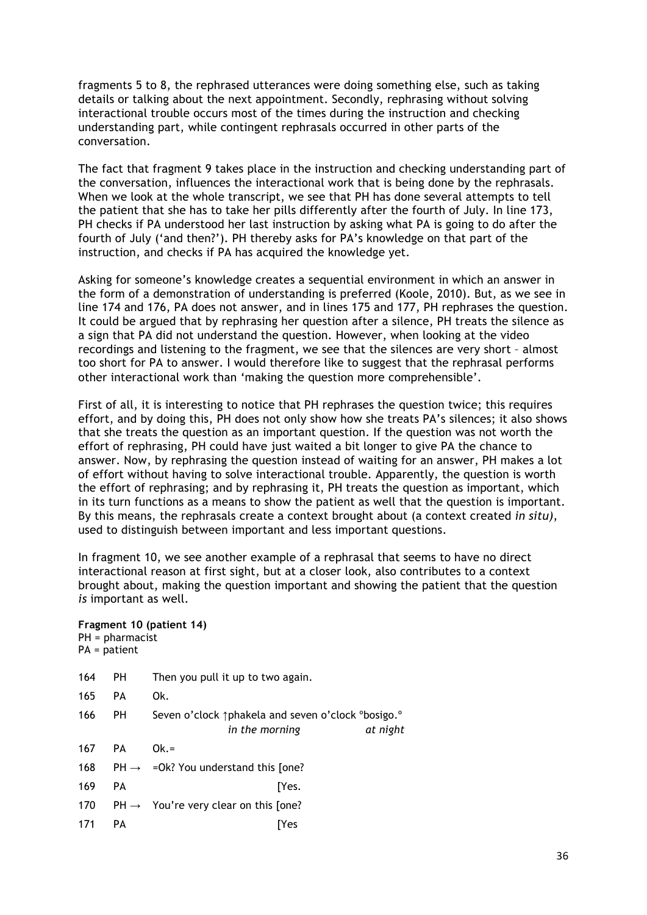fragments 5 to 8, the rephrased utterances were doing something else, such as taking details or talking about the next appointment. Secondly, rephrasing without solving interactional trouble occurs most of the times during the instruction and checking understanding part, while contingent rephrasals occurred in other parts of the conversation.

The fact that fragment 9 takes place in the instruction and checking understanding part of the conversation, influences the interactional work that is being done by the rephrasals. When we look at the whole transcript, we see that PH has done several attempts to tell the patient that she has to take her pills differently after the fourth of July. In line 173, PH checks if PA understood her last instruction by asking what PA is going to do after the fourth of July ('and then?'). PH thereby asks for PA's knowledge on that part of the instruction, and checks if PA has acquired the knowledge yet.

Asking for someone's knowledge creates a sequential environment in which an answer in the form of a demonstration of understanding is preferred (Koole, 2010). But, as we see in line 174 and 176, PA does not answer, and in lines 175 and 177, PH rephrases the question. It could be argued that by rephrasing her question after a silence, PH treats the silence as a sign that PA did not understand the question. However, when looking at the video recordings and listening to the fragment, we see that the silences are very short – almost too short for PA to answer. I would therefore like to suggest that the rephrasal performs other interactional work than 'making the question more comprehensible'.

First of all, it is interesting to notice that PH rephrases the question twice; this requires effort, and by doing this, PH does not only show how she treats PA's silences; it also shows that she treats the question as an important question. If the question was not worth the effort of rephrasing, PH could have just waited a bit longer to give PA the chance to answer. Now, by rephrasing the question instead of waiting for an answer, PH makes a lot of effort without having to solve interactional trouble. Apparently, the question is worth the effort of rephrasing; and by rephrasing it, PH treats the question as important, which in its turn functions as a means to show the patient as well that the question is important. By this means, the rephrasals create a context brought about (a context created *in situ)*, used to distinguish between important and less important questions.

In fragment 10, we see another example of a rephrasal that seems to have no direct interactional reason at first sight, but at a closer look, also contributes to a context brought about, making the question important and showing the patient that the question *is* important as well.

**Fragment 10 (patient 14)**
PH = pharmacist
PA = patient

| | | |
|---|---|---|
| 164 | PH | Then you pull it up to two again. |
| 165 | PA | Ok. |
| 166 | PH | Seven o'clock ↑phakela and seven o'clock °bosigo.° <br> *in the morning* *at night* |
| 167 | PA | Ok.= |
| 168 | PH → | =Ok? You understand this [one? |
| 169 | PA | [Yes. |
| 170 | PH → | You're very clear on this [one? |
| 171 | PA | [Yes |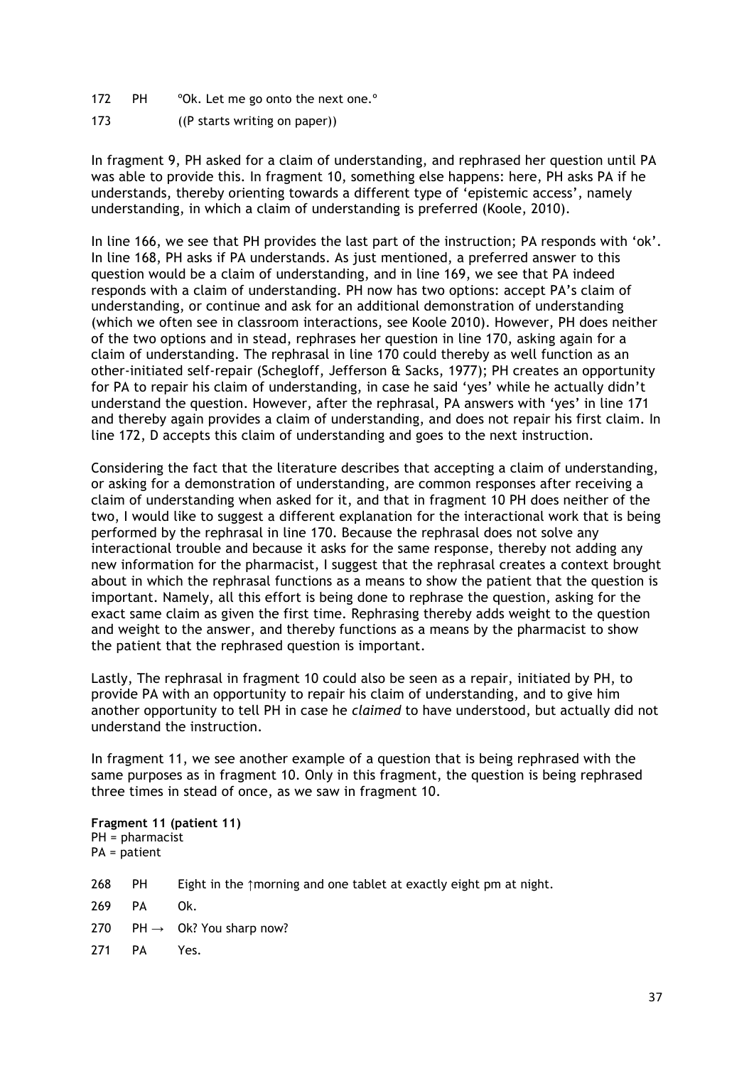172 PH °Ok. Let me go onto the next one.°

173 ((P starts writing on paper))

In fragment 9, PH asked for a claim of understanding, and rephrased her question until PA was able to provide this. In fragment 10, something else happens: here, PH asks PA if he understands, thereby orienting towards a different type of 'epistemic access', namely understanding, in which a claim of understanding is preferred (Koole, 2010).

In line 166, we see that PH provides the last part of the instruction; PA responds with 'ok'. In line 168, PH asks if PA understands. As just mentioned, a preferred answer to this question would be a claim of understanding, and in line 169, we see that PA indeed responds with a claim of understanding. PH now has two options: accept PA's claim of understanding, or continue and ask for an additional demonstration of understanding (which we often see in classroom interactions, see Koole 2010). However, PH does neither of the two options and in stead, rephrases her question in line 170, asking again for a claim of understanding. The rephrasal in line 170 could thereby as well function as an other-initiated self-repair (Schegloff, Jefferson & Sacks, 1977); PH creates an opportunity for PA to repair his claim of understanding, in case he said 'yes' while he actually didn't understand the question. However, after the rephrasal, PA answers with 'yes' in line 171 and thereby again provides a claim of understanding, and does not repair his first claim. In line 172, D accepts this claim of understanding and goes to the next instruction.

Considering the fact that the literature describes that accepting a claim of understanding, or asking for a demonstration of understanding, are common responses after receiving a claim of understanding when asked for it, and that in fragment 10 PH does neither of the two, I would like to suggest a different explanation for the interactional work that is being performed by the rephrasal in line 170. Because the rephrasal does not solve any interactional trouble and because it asks for the same response, thereby not adding any new information for the pharmacist, I suggest that the rephrasal creates a context brought about in which the rephrasal functions as a means to show the patient that the question is important. Namely, all this effort is being done to rephrase the question, asking for the exact same claim as given the first time. Rephrasing thereby adds weight to the question and weight to the answer, and thereby functions as a means by the pharmacist to show the patient that the rephrased question is important.

Lastly, The rephrasal in fragment 10 could also be seen as a repair, initiated by PH, to provide PA with an opportunity to repair his claim of understanding, and to give him another opportunity to tell PH in case he *claimed* to have understood, but actually did not understand the instruction.

In fragment 11, we see another example of a question that is being rephrased with the same purposes as in fragment 10. Only in this fragment, the question is being rephrased three times in stead of once, as we saw in fragment 10.

**Fragment 11 (patient 11)**
PH = pharmacist
PA = patient

268 PH Eight in the ↑morning and one tablet at exactly eight pm at night.

269 PA Ok.

270 PH → Ok? You sharp now?

271 PA Yes.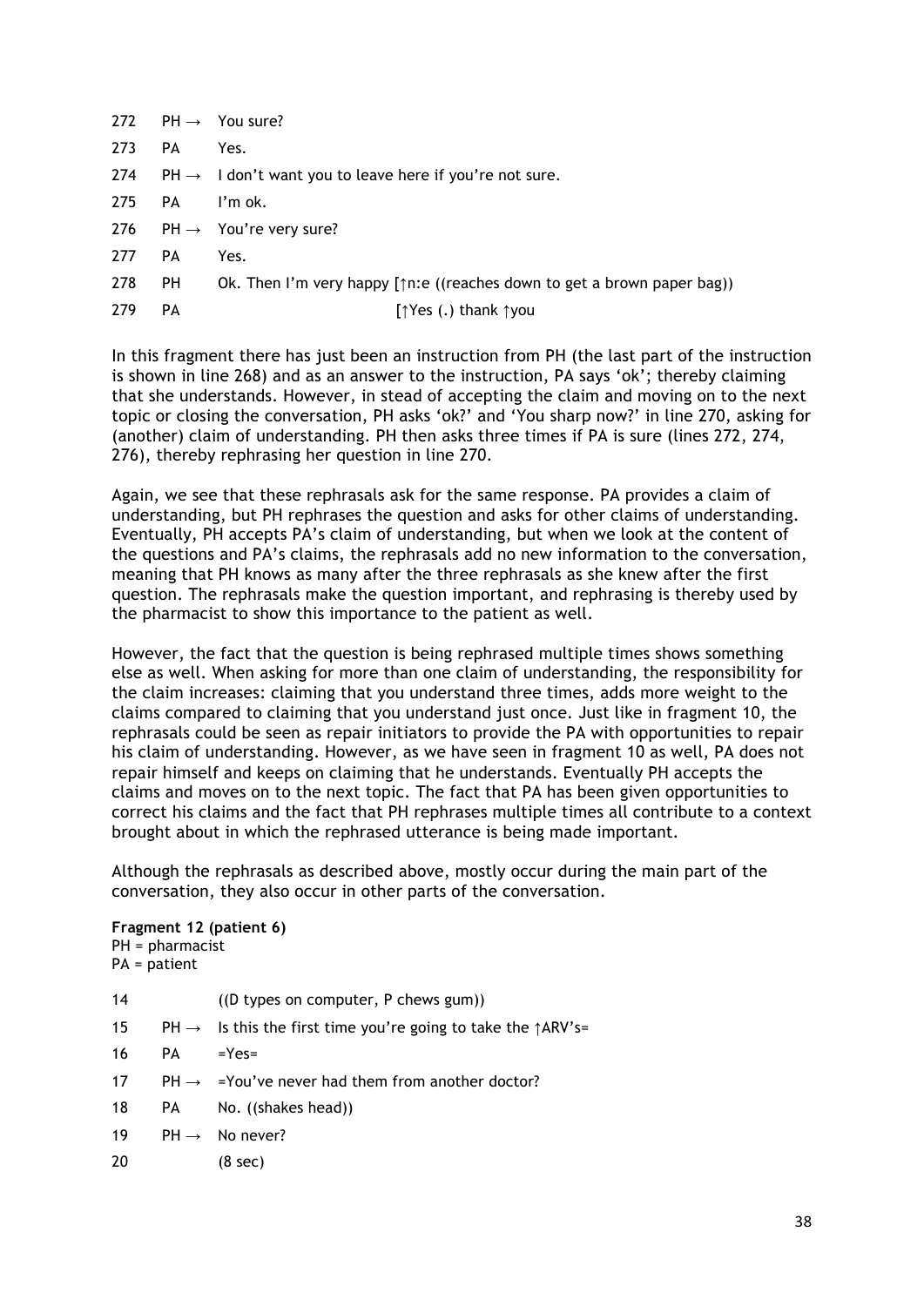| | | |
|---|---|---|
| 272 | PH → | You sure? |
| 273 | PA | Yes. |
| 274 | PH → | I don't want you to leave here if you're not sure. |
| 275 | PA | I'm ok. |
| 276 | PH → | You're very sure? |
| 277 | PA | Yes. |
| 278 | PH | Ok. Then I'm very happy [↑n:e ((reaches down to get a brown paper bag)) |
| 279 | PA | [↑Yes (.) thank ↑you |

In this fragment there has just been an instruction from PH (the last part of the instruction is shown in line 268) and as an answer to the instruction, PA says 'ok'; thereby claiming that she understands. However, in stead of accepting the claim and moving on to the next topic or closing the conversation, PH asks 'ok?' and 'You sharp now?' in line 270, asking for (another) claim of understanding. PH then asks three times if PA is sure (lines 272, 274, 276), thereby rephrasing her question in line 270.

Again, we see that these rephrasals ask for the same response. PA provides a claim of understanding, but PH rephrases the question and asks for other claims of understanding. Eventually, PH accepts PA's claim of understanding, but when we look at the content of the questions and PA's claims, the rephrasals add no new information to the conversation, meaning that PH knows as many after the three rephrasals as she knew after the first question. The rephrasals make the question important, and rephrasing is thereby used by the pharmacist to show this importance to the patient as well.

However, the fact that the question is being rephrased multiple times shows something else as well. When asking for more than one claim of understanding, the responsibility for the claim increases: claiming that you understand three times, adds more weight to the claims compared to claiming that you understand just once. Just like in fragment 10, the rephrasals could be seen as repair initiators to provide the PA with opportunities to repair his claim of understanding. However, as we have seen in fragment 10 as well, PA does not repair himself and keeps on claiming that he understands. Eventually PH accepts the claims and moves on to the next topic. The fact that PA has been given opportunities to correct his claims and the fact that PH rephrases multiple times all contribute to a context brought about in which the rephrased utterance is being made important.

Although the rephrasals as described above, mostly occur during the main part of the conversation, they also occur in other parts of the conversation.

**Fragment 12 (patient 6)**
PH = pharmacist
PA = patient

| | | |
|---|---|---|
| 14 | | ((D types on computer, P chews gum)) |
| 15 | PH → | Is this the first time you're going to take the ↑ARV's= |
| 16 | PA | =Yes= |
| 17 | PH → | =You've never had them from another doctor? |
| 18 | PA | No. ((shakes head)) |
| 19 | PH → | No never? |
| 20 | | (8 sec) |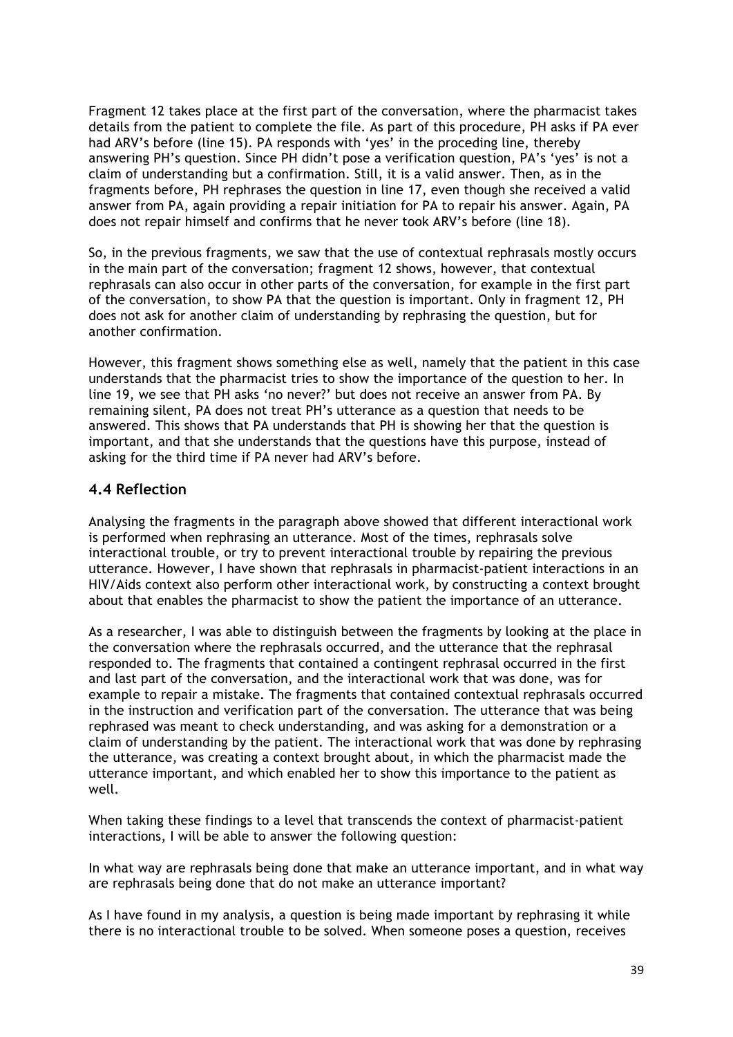Fragment 12 takes place at the first part of the conversation, where the pharmacist takes details from the patient to complete the file. As part of this procedure, PH asks if PA ever had ARV's before (line 15). PA responds with 'yes' in the proceding line, thereby answering PH's question. Since PH didn't pose a verification question, PA's 'yes' is not a claim of understanding but a confirmation. Still, it is a valid answer. Then, as in the fragments before, PH rephrases the question in line 17, even though she received a valid answer from PA, again providing a repair initiation for PA to repair his answer. Again, PA does not repair himself and confirms that he never took ARV's before (line 18).

So, in the previous fragments, we saw that the use of contextual rephrasals mostly occurs in the main part of the conversation; fragment 12 shows, however, that contextual rephrasals can also occur in other parts of the conversation, for example in the first part of the conversation, to show PA that the question is important. Only in fragment 12, PH does not ask for another claim of understanding by rephrasing the question, but for another confirmation.

However, this fragment shows something else as well, namely that the patient in this case understands that the pharmacist tries to show the importance of the question to her. In line 19, we see that PH asks 'no never?' but does not receive an answer from PA. By remaining silent, PA does not treat PH's utterance as a question that needs to be answered. This shows that PA understands that PH is showing her that the question is important, and that she understands that the questions have this purpose, instead of asking for the third time if PA never had ARV's before.

## 4.4 Reflection

Analysing the fragments in the paragraph above showed that different interactional work is performed when rephrasing an utterance. Most of the times, rephrasals solve interactional trouble, or try to prevent interactional trouble by repairing the previous utterance. However, I have shown that rephrasals in pharmacist-patient interactions in an HIV/Aids context also perform other interactional work, by constructing a context brought about that enables the pharmacist to show the patient the importance of an utterance.

As a researcher, I was able to distinguish between the fragments by looking at the place in the conversation where the rephrasals occurred, and the utterance that the rephrasal responded to. The fragments that contained a contingent rephrasal occurred in the first and last part of the conversation, and the interactional work that was done, was for example to repair a mistake. The fragments that contained contextual rephrasals occurred in the instruction and verification part of the conversation. The utterance that was being rephrased was meant to check understanding, and was asking for a demonstration or a claim of understanding by the patient. The interactional work that was done by rephrasing the utterance, was creating a context brought about, in which the pharmacist made the utterance important, and which enabled her to show this importance to the patient as well.

When taking these findings to a level that transcends the context of pharmacist-patient interactions, I will be able to answer the following question:

In what way are rephrasals being done that make an utterance important, and in what way are rephrasals being done that do not make an utterance important?

As I have found in my analysis, a question is being made important by rephrasing it while there is no interactional trouble to be solved. When someone poses a question, receives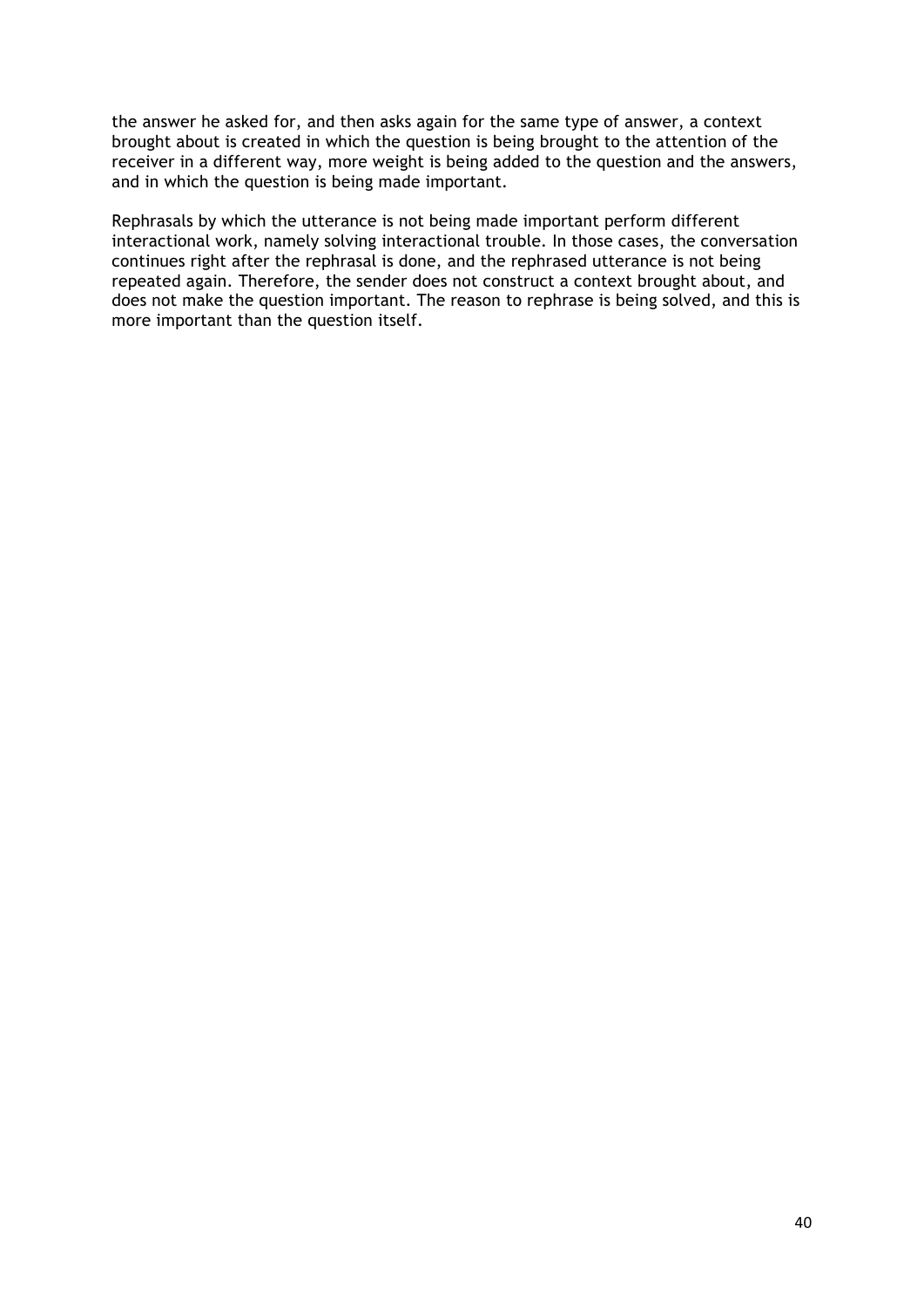the answer he asked for, and then asks again for the same type of answer, a context brought about is created in which the question is being brought to the attention of the receiver in a different way, more weight is being added to the question and the answers, and in which the question is being made important.

Rephrasals by which the utterance is not being made important perform different interactional work, namely solving interactional trouble. In those cases, the conversation continues right after the rephrasal is done, and the rephrased utterance is not being repeated again. Therefore, the sender does not construct a context brought about, and does not make the question important. The reason to rephrase is being solved, and this is more important than the question itself.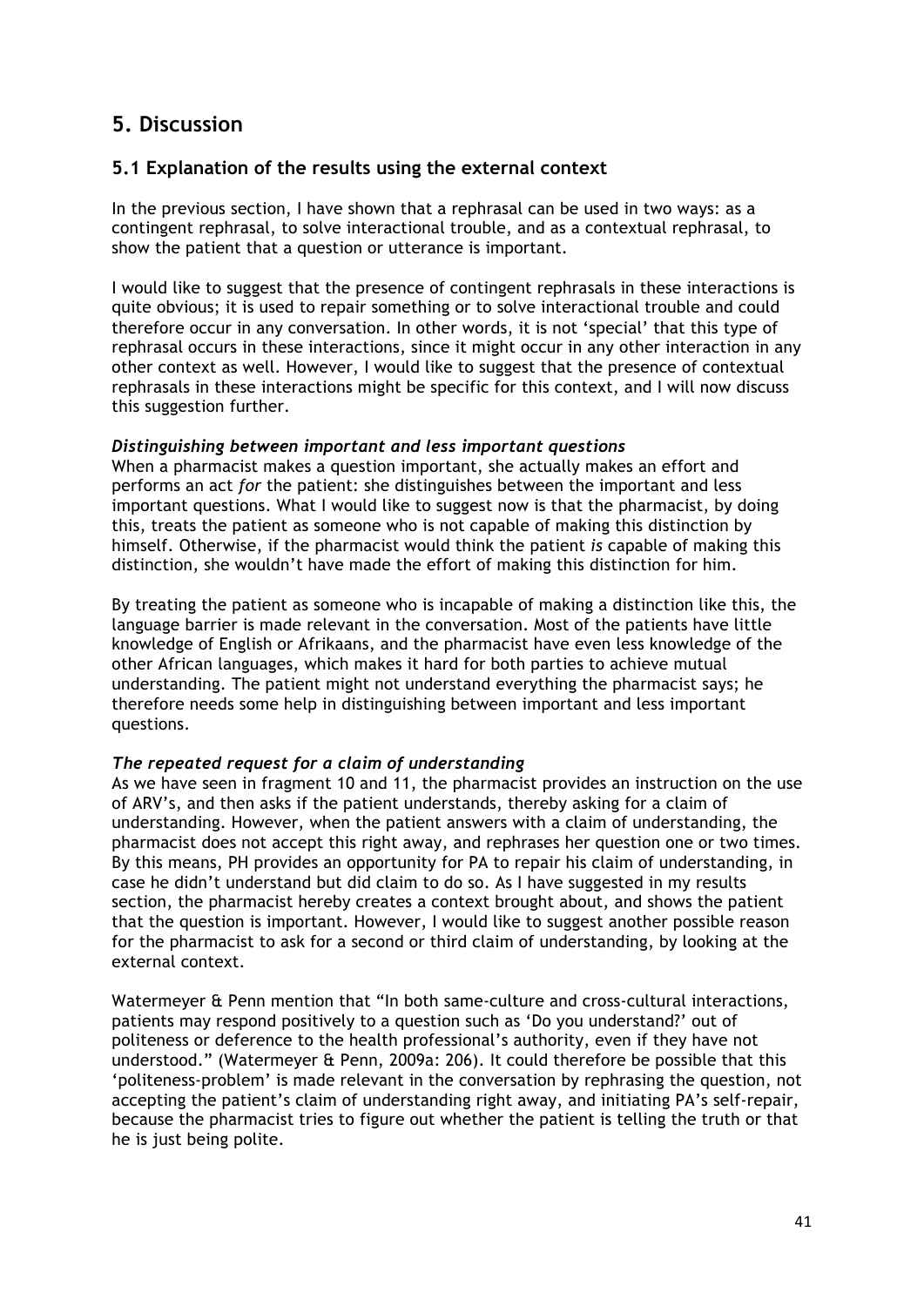## 5. Discussion

### 5.1 Explanation of the results using the external context

In the previous section, I have shown that a rephrasal can be used in two ways: as a contingent rephrasal, to solve interactional trouble, and as a contextual rephrasal, to show the patient that a question or utterance is important.

I would like to suggest that the presence of contingent rephrasals in these interactions is quite obvious; it is used to repair something or to solve interactional trouble and could therefore occur in any conversation. In other words, it is not 'special' that this type of rephrasal occurs in these interactions, since it might occur in any other interaction in any other context as well. However, I would like to suggest that the presence of contextual rephrasals in these interactions might be specific for this context, and I will now discuss this suggestion further.

***Distinguishing between important and less important questions***

When a pharmacist makes a question important, she actually makes an effort and performs an act *for* the patient: she distinguishes between the important and less important questions. What I would like to suggest now is that the pharmacist, by doing this, treats the patient as someone who is not capable of making this distinction by himself. Otherwise, if the pharmacist would think the patient *is* capable of making this distinction, she wouldn't have made the effort of making this distinction for him.

By treating the patient as someone who is incapable of making a distinction like this, the language barrier is made relevant in the conversation. Most of the patients have little knowledge of English or Afrikaans, and the pharmacist have even less knowledge of the other African languages, which makes it hard for both parties to achieve mutual understanding. The patient might not understand everything the pharmacist says; he therefore needs some help in distinguishing between important and less important questions.

***The repeated request for a claim of understanding***

As we have seen in fragment 10 and 11, the pharmacist provides an instruction on the use of ARV's, and then asks if the patient understands, thereby asking for a claim of understanding. However, when the patient answers with a claim of understanding, the pharmacist does not accept this right away, and rephrases her question one or two times. By this means, PH provides an opportunity for PA to repair his claim of understanding, in case he didn't understand but did claim to do so. As I have suggested in my results section, the pharmacist hereby creates a context brought about, and shows the patient that the question is important. However, I would like to suggest another possible reason for the pharmacist to ask for a second or third claim of understanding, by looking at the external context.

Watermeyer & Penn mention that "In both same-culture and cross-cultural interactions, patients may respond positively to a question such as 'Do you understand?' out of politeness or deference to the health professional's authority, even if they have not understood." (Watermeyer & Penn, 2009a: 206). It could therefore be possible that this 'politeness-problem' is made relevant in the conversation by rephrasing the question, not accepting the patient's claim of understanding right away, and initiating PA's self-repair, because the pharmacist tries to figure out whether the patient is telling the truth or that he is just being polite.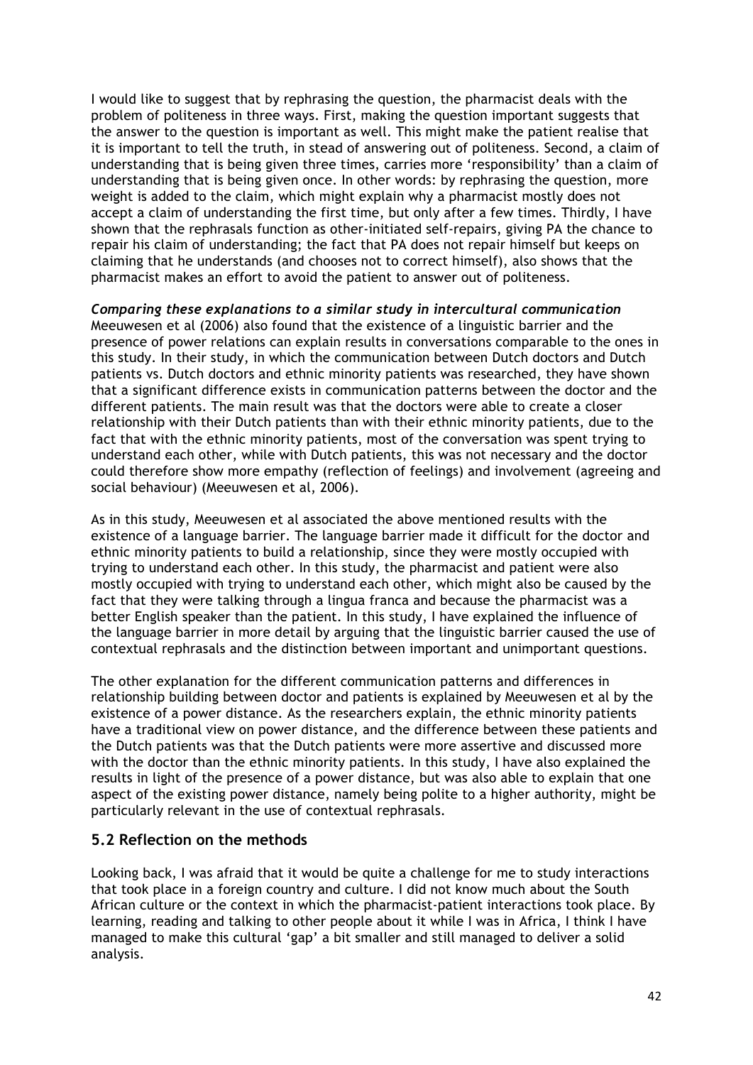I would like to suggest that by rephrasing the question, the pharmacist deals with the problem of politeness in three ways. First, making the question important suggests that the answer to the question is important as well. This might make the patient realise that it is important to tell the truth, in stead of answering out of politeness. Second, a claim of understanding that is being given three times, carries more 'responsibility' than a claim of understanding that is being given once. In other words: by rephrasing the question, more weight is added to the claim, which might explain why a pharmacist mostly does not accept a claim of understanding the first time, but only after a few times. Thirdly, I have shown that the rephrasals function as other-initiated self-repairs, giving PA the chance to repair his claim of understanding; the fact that PA does not repair himself but keeps on claiming that he understands (and chooses not to correct himself), also shows that the pharmacist makes an effort to avoid the patient to answer out of politeness.

***Comparing these explanations to a similar study in intercultural communication***
Meeuwesen et al (2006) also found that the existence of a linguistic barrier and the presence of power relations can explain results in conversations comparable to the ones in this study. In their study, in which the communication between Dutch doctors and Dutch patients vs. Dutch doctors and ethnic minority patients was researched, they have shown that a significant difference exists in communication patterns between the doctor and the different patients. The main result was that the doctors were able to create a closer relationship with their Dutch patients than with their ethnic minority patients, due to the fact that with the ethnic minority patients, most of the conversation was spent trying to understand each other, while with Dutch patients, this was not necessary and the doctor could therefore show more empathy (reflection of feelings) and involvement (agreeing and social behaviour) (Meeuwesen et al, 2006).

As in this study, Meeuwesen et al associated the above mentioned results with the existence of a language barrier. The language barrier made it difficult for the doctor and ethnic minority patients to build a relationship, since they were mostly occupied with trying to understand each other. In this study, the pharmacist and patient were also mostly occupied with trying to understand each other, which might also be caused by the fact that they were talking through a lingua franca and because the pharmacist was a better English speaker than the patient. In this study, I have explained the influence of the language barrier in more detail by arguing that the linguistic barrier caused the use of contextual rephrasals and the distinction between important and unimportant questions.

The other explanation for the different communication patterns and differences in relationship building between doctor and patients is explained by Meeuwesen et al by the existence of a power distance. As the researchers explain, the ethnic minority patients have a traditional view on power distance, and the difference between these patients and the Dutch patients was that the Dutch patients were more assertive and discussed more with the doctor than the ethnic minority patients. In this study, I have also explained the results in light of the presence of a power distance, but was also able to explain that one aspect of the existing power distance, namely being polite to a higher authority, might be particularly relevant in the use of contextual rephrasals.

## 5.2 Reflection on the methods

Looking back, I was afraid that it would be quite a challenge for me to study interactions that took place in a foreign country and culture. I did not know much about the South African culture or the context in which the pharmacist-patient interactions took place. By learning, reading and talking to other people about it while I was in Africa, I think I have managed to make this cultural 'gap' a bit smaller and still managed to deliver a solid analysis.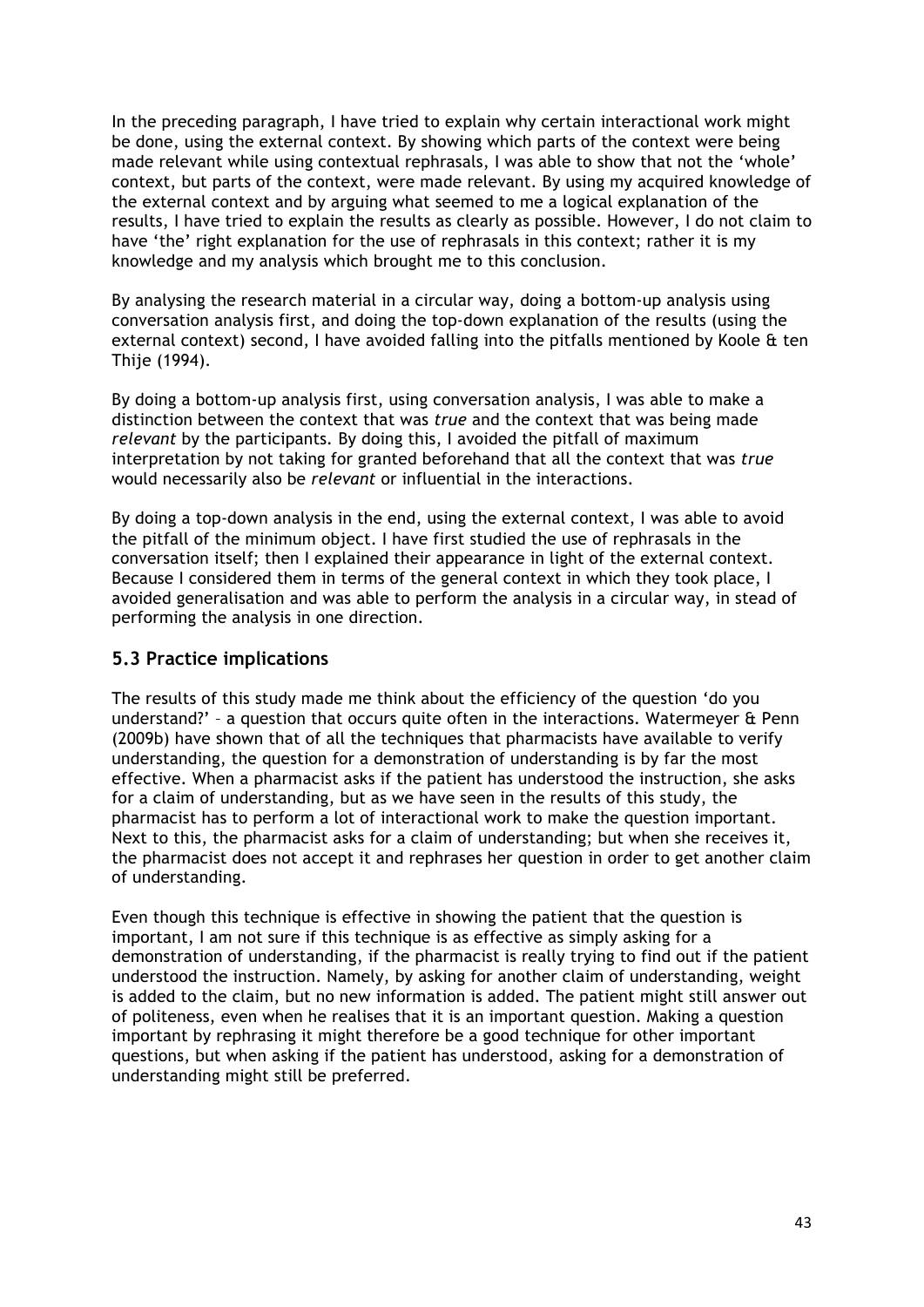In the preceding paragraph, I have tried to explain why certain interactional work might be done, using the external context. By showing which parts of the context were being made relevant while using contextual rephrasals, I was able to show that not the 'whole' context, but parts of the context, were made relevant. By using my acquired knowledge of the external context and by arguing what seemed to me a logical explanation of the results, I have tried to explain the results as clearly as possible. However, I do not claim to have 'the' right explanation for the use of rephrasals in this context; rather it is my knowledge and my analysis which brought me to this conclusion.

By analysing the research material in a circular way, doing a bottom-up analysis using conversation analysis first, and doing the top-down explanation of the results (using the external context) second, I have avoided falling into the pitfalls mentioned by Koole & ten Thije (1994).

By doing a bottom-up analysis first, using conversation analysis, I was able to make a distinction between the context that was *true* and the context that was being made *relevant* by the participants. By doing this, I avoided the pitfall of maximum interpretation by not taking for granted beforehand that all the context that was *true* would necessarily also be *relevant* or influential in the interactions.

By doing a top-down analysis in the end, using the external context, I was able to avoid the pitfall of the minimum object. I have first studied the use of rephrasals in the conversation itself; then I explained their appearance in light of the external context. Because I considered them in terms of the general context in which they took place, I avoided generalisation and was able to perform the analysis in a circular way, in stead of performing the analysis in one direction.

## 5.3 Practice implications

The results of this study made me think about the efficiency of the question 'do you understand?' – a question that occurs quite often in the interactions. Watermeyer & Penn (2009b) have shown that of all the techniques that pharmacists have available to verify understanding, the question for a demonstration of understanding is by far the most effective. When a pharmacist asks if the patient has understood the instruction, she asks for a claim of understanding, but as we have seen in the results of this study, the pharmacist has to perform a lot of interactional work to make the question important. Next to this, the pharmacist asks for a claim of understanding; but when she receives it, the pharmacist does not accept it and rephrases her question in order to get another claim of understanding.

Even though this technique is effective in showing the patient that the question is important, I am not sure if this technique is as effective as simply asking for a demonstration of understanding, if the pharmacist is really trying to find out if the patient understood the instruction. Namely, by asking for another claim of understanding, weight is added to the claim, but no new information is added. The patient might still answer out of politeness, even when he realises that it is an important question. Making a question important by rephrasing it might therefore be a good technique for other important questions, but when asking if the patient has understood, asking for a demonstration of understanding might still be preferred.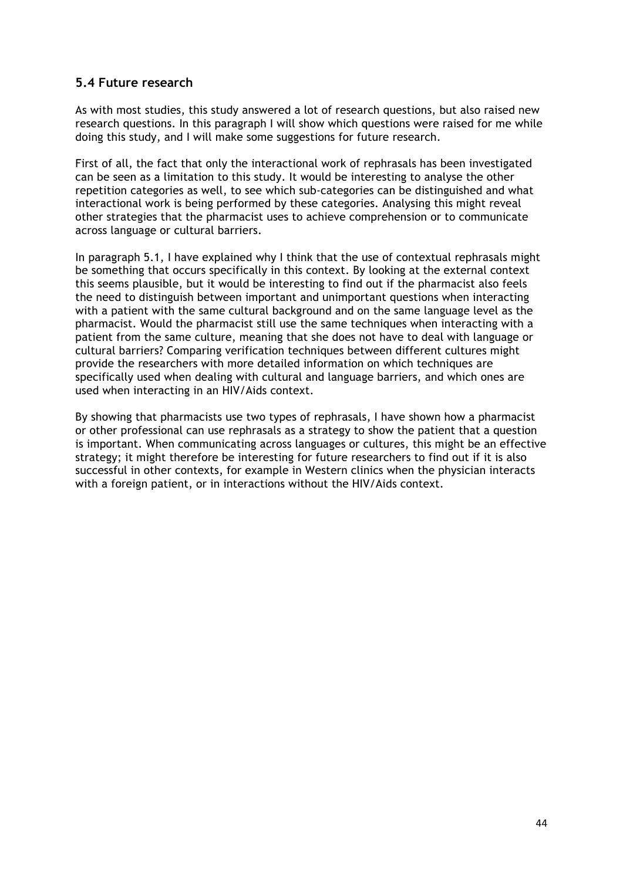## 5.4 Future research

As with most studies, this study answered a lot of research questions, but also raised new research questions. In this paragraph I will show which questions were raised for me while doing this study, and I will make some suggestions for future research.

First of all, the fact that only the interactional work of rephrasals has been investigated can be seen as a limitation to this study. It would be interesting to analyse the other repetition categories as well, to see which sub-categories can be distinguished and what interactional work is being performed by these categories. Analysing this might reveal other strategies that the pharmacist uses to achieve comprehension or to communicate across language or cultural barriers.

In paragraph 5.1, I have explained why I think that the use of contextual rephrasals might be something that occurs specifically in this context. By looking at the external context this seems plausible, but it would be interesting to find out if the pharmacist also feels the need to distinguish between important and unimportant questions when interacting with a patient with the same cultural background and on the same language level as the pharmacist. Would the pharmacist still use the same techniques when interacting with a patient from the same culture, meaning that she does not have to deal with language or cultural barriers? Comparing verification techniques between different cultures might provide the researchers with more detailed information on which techniques are specifically used when dealing with cultural and language barriers, and which ones are used when interacting in an HIV/Aids context.

By showing that pharmacists use two types of rephrasals, I have shown how a pharmacist or other professional can use rephrasals as a strategy to show the patient that a question is important. When communicating across languages or cultures, this might be an effective strategy; it might therefore be interesting for future researchers to find out if it is also successful in other contexts, for example in Western clinics when the physician interacts with a foreign patient, or in interactions without the HIV/Aids context.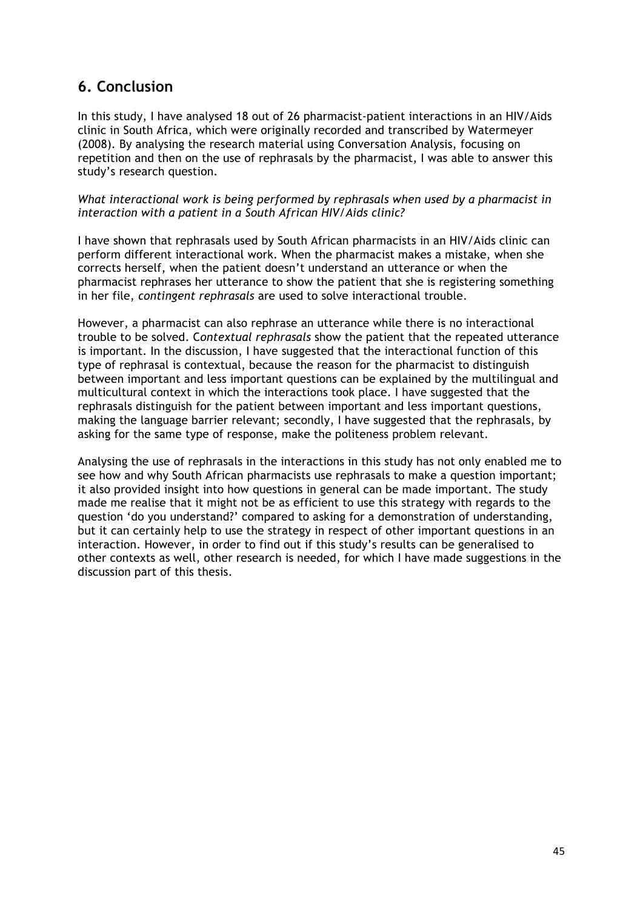## 6. Conclusion

In this study, I have analysed 18 out of 26 pharmacist-patient interactions in an HIV/Aids clinic in South Africa, which were originally recorded and transcribed by Watermeyer (2008). By analysing the research material using Conversation Analysis, focusing on repetition and then on the use of rephrasals by the pharmacist, I was able to answer this study's research question.

*What interactional work is being performed by rephrasals when used by a pharmacist in interaction with a patient in a South African HIV/Aids clinic?*

I have shown that rephrasals used by South African pharmacists in an HIV/Aids clinic can perform different interactional work. When the pharmacist makes a mistake, when she corrects herself, when the patient doesn't understand an utterance or when the pharmacist rephrases her utterance to show the patient that she is registering something in her file, *contingent rephrasals* are used to solve interactional trouble.

However, a pharmacist can also rephrase an utterance while there is no interactional trouble to be solved. C*ontextual rephrasals* show the patient that the repeated utterance is important. In the discussion, I have suggested that the interactional function of this type of rephrasal is contextual, because the reason for the pharmacist to distinguish between important and less important questions can be explained by the multilingual and multicultural context in which the interactions took place. I have suggested that the rephrasals distinguish for the patient between important and less important questions, making the language barrier relevant; secondly, I have suggested that the rephrasals, by asking for the same type of response, make the politeness problem relevant.

Analysing the use of rephrasals in the interactions in this study has not only enabled me to see how and why South African pharmacists use rephrasals to make a question important; it also provided insight into how questions in general can be made important. The study made me realise that it might not be as efficient to use this strategy with regards to the question 'do you understand?' compared to asking for a demonstration of understanding, but it can certainly help to use the strategy in respect of other important questions in an interaction. However, in order to find out if this study's results can be generalised to other contexts as well, other research is needed, for which I have made suggestions in the discussion part of this thesis.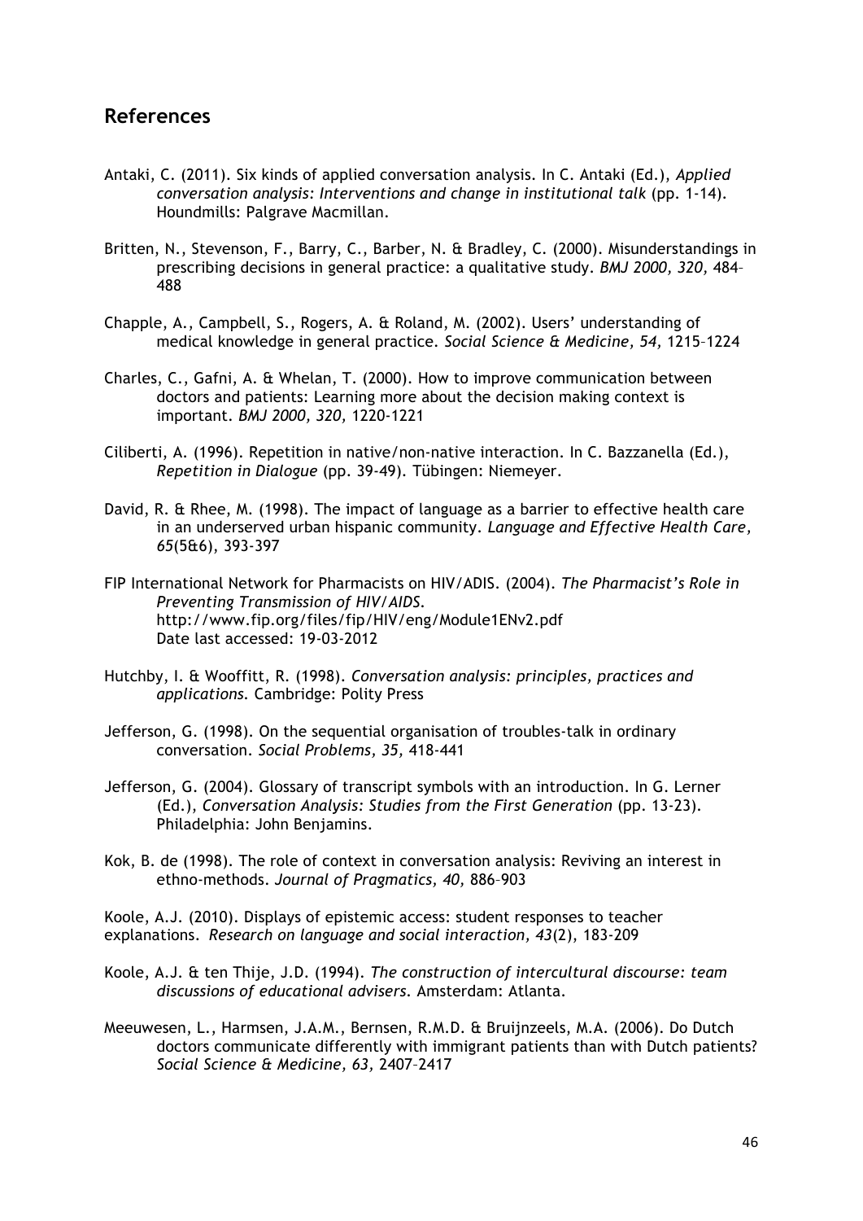## References

Antaki, C. (2011). Six kinds of applied conversation analysis. In C. Antaki (Ed.), *Applied conversation analysis: Interventions and change in institutional talk* (pp. 1-14). Houndmills: Palgrave Macmillan.

Britten, N., Stevenson, F., Barry, C., Barber, N. & Bradley, C. (2000). Misunderstandings in prescribing decisions in general practice: a qualitative study. *BMJ 2000, 320,* 484–488

Chapple, A., Campbell, S., Rogers, A. & Roland, M. (2002). Users' understanding of medical knowledge in general practice. *Social Science & Medicine, 54,* 1215–1224

Charles, C., Gafni, A. & Whelan, T. (2000). How to improve communication between doctors and patients: Learning more about the decision making context is important. *BMJ 2000, 320,* 1220-1221

Ciliberti, A. (1996). Repetition in native/non-native interaction. In C. Bazzanella (Ed.), *Repetition in Dialogue* (pp. 39-49). Tübingen: Niemeyer.

David, R. & Rhee, M. (1998). The impact of language as a barrier to effective health care in an underserved urban hispanic community. *Language and Effective Health Care, 65*(5&6), 393-397

FIP International Network for Pharmacists on HIV/ADIS. (2004). *The Pharmacist's Role in Preventing Transmission of HIV/AIDS.* http://www.fip.org/files/fip/HIV/eng/Module1ENv2.pdf Date last accessed: 19-03-2012

Hutchby, I. & Wooffitt, R. (1998). *Conversation analysis: principles, practices and applications.* Cambridge: Polity Press

Jefferson, G. (1998). On the sequential organisation of troubles-talk in ordinary conversation. *Social Problems, 35,* 418-441

Jefferson, G. (2004). Glossary of transcript symbols with an introduction. In G. Lerner (Ed.), *Conversation Analysis: Studies from the First Generation* (pp. 13-23). Philadelphia: John Benjamins.

Kok, B. de (1998). The role of context in conversation analysis: Reviving an interest in ethno-methods. *Journal of Pragmatics, 40,* 886–903

Koole, A.J. (2010). Displays of epistemic access: student responses to teacher explanations. *Research on language and social interaction, 43*(2), 183-209

Koole, A.J. & ten Thije, J.D. (1994). *The construction of intercultural discourse: team discussions of educational advisers.* Amsterdam: Atlanta.

Meeuwesen, L., Harmsen, J.A.M., Bernsen, R.M.D. & Bruijnzeels, M.A. (2006). Do Dutch doctors communicate differently with immigrant patients than with Dutch patients? *Social Science & Medicine, 63,* 2407–2417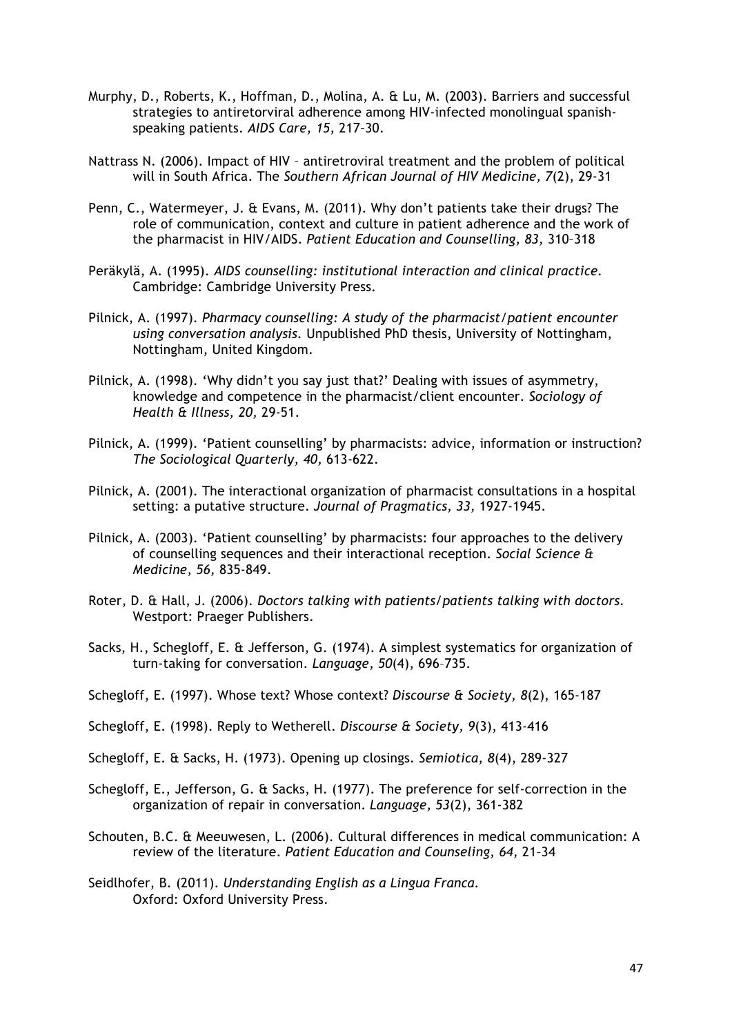Murphy, D., Roberts, K., Hoffman, D., Molina, A. & Lu, M. (2003). Barriers and successful strategies to antiretorviral adherence among HIV-infected monolingual spanish-speaking patients. *AIDS Care, 15,* 217–30.

Nattrass N. (2006). Impact of HIV – antiretroviral treatment and the problem of political will in South Africa. The *Southern African Journal of HIV Medicine, 7*(2), 29-31

Penn, C., Watermeyer, J. & Evans, M. (2011). Why don't patients take their drugs? The role of communication, context and culture in patient adherence and the work of the pharmacist in HIV/AIDS. *Patient Education and Counselling, 83,* 310–318

Peräkylä, A. (1995). *AIDS counselling: institutional interaction and clinical practice.* Cambridge: Cambridge University Press.

Pilnick, A. (1997). *Pharmacy counselling: A study of the pharmacist/patient encounter using conversation analysis.* Unpublished PhD thesis, University of Nottingham, Nottingham, United Kingdom.

Pilnick, A. (1998). 'Why didn't you say just that?' Dealing with issues of asymmetry, knowledge and competence in the pharmacist/client encounter. *Sociology of Health & Illness, 20,* 29-51.

Pilnick, A. (1999). 'Patient counselling' by pharmacists: advice, information or instruction? *The Sociological Quarterly, 40,* 613-622.

Pilnick, A. (2001). The interactional organization of pharmacist consultations in a hospital setting: a putative structure. *Journal of Pragmatics, 33,* 1927-1945.

Pilnick, A. (2003). 'Patient counselling' by pharmacists: four approaches to the delivery of counselling sequences and their interactional reception. *Social Science & Medicine, 56,* 835-849.

Roter, D. & Hall, J. (2006). *Doctors talking with patients/patients talking with doctors.* Westport: Praeger Publishers.

Sacks, H., Schegloff, E. & Jefferson, G. (1974). A simplest systematics for organization of turn-taking for conversation. *Language, 50*(4), 696–735.

Schegloff, E. (1997). Whose text? Whose context? *Discourse & Society, 8*(2), 165-187

Schegloff, E. (1998). Reply to Wetherell. *Discourse & Society, 9*(3), 413-416

Schegloff, E. & Sacks, H. (1973). Opening up closings. *Semiotica, 8*(4), 289-327

Schegloff, E., Jefferson, G. & Sacks, H. (1977). The preference for self-correction in the organization of repair in conversation. *Language, 53*(2), 361-382

Schouten, B.C. & Meeuwesen, L. (2006). Cultural differences in medical communication: A review of the literature. *Patient Education and Counseling, 64,* 21–34

Seidlhofer, B. (2011). *Understanding English as a Lingua Franca.* Oxford: Oxford University Press.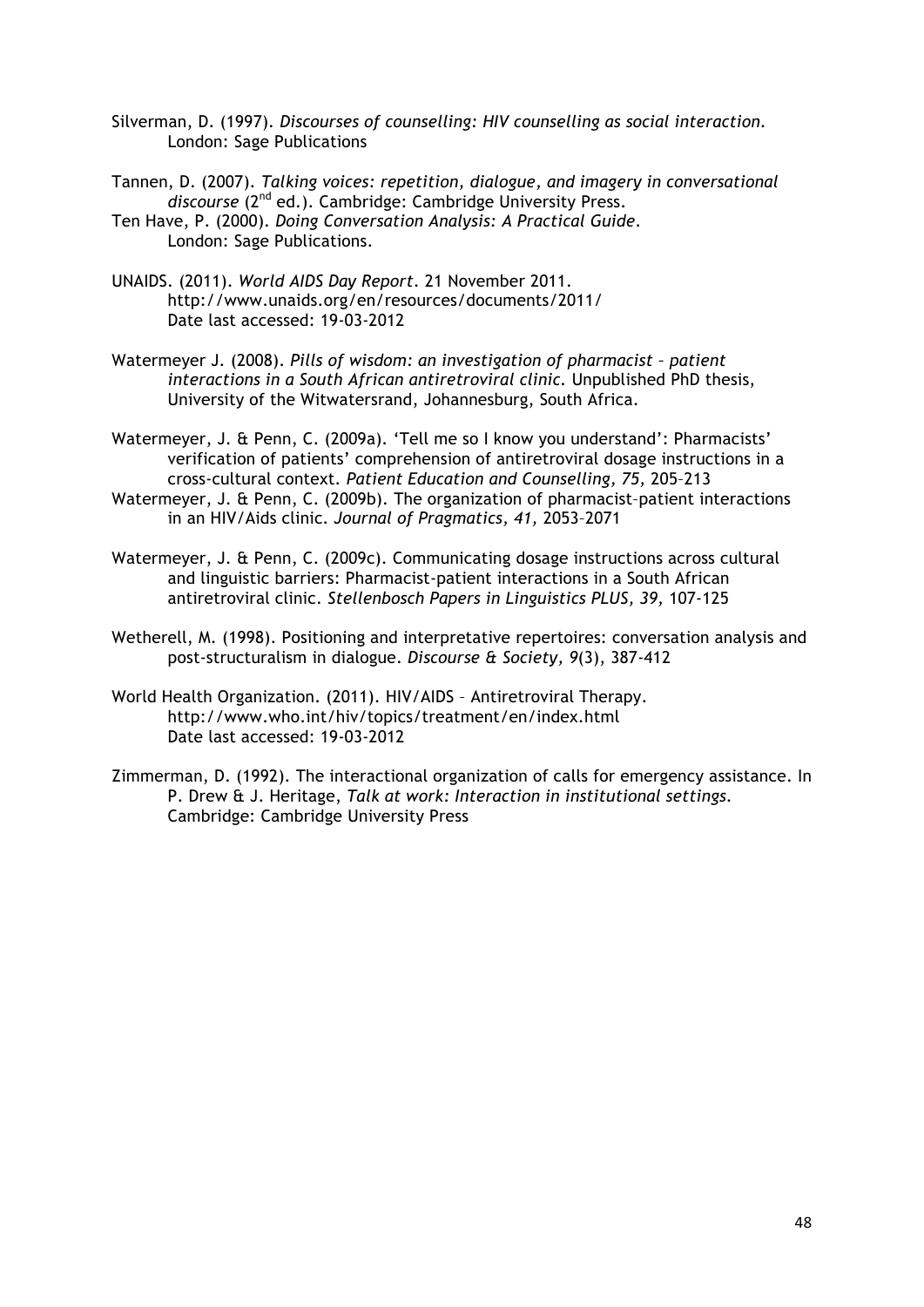Silverman, D. (1997). *Discourses of counselling: HIV counselling as social interaction.* London: Sage Publications

Tannen, D. (2007). *Talking voices: repetition, dialogue, and imagery in conversational discourse* (2nd ed.). Cambridge: Cambridge University Press.

Ten Have, P. (2000). *Doing Conversation Analysis: A Practical Guide.* London: Sage Publications.

UNAIDS. (2011). *World AIDS Day Report*. 21 November 2011. http://www.unaids.org/en/resources/documents/2011/ Date last accessed: 19-03-2012

Watermeyer J. (2008). *Pills of wisdom: an investigation of pharmacist – patient interactions in a South African antiretroviral clinic.* Unpublished PhD thesis, University of the Witwatersrand, Johannesburg, South Africa.

Watermeyer, J. & Penn, C. (2009a). 'Tell me so I know you understand': Pharmacists' verification of patients' comprehension of antiretroviral dosage instructions in a cross-cultural context. *Patient Education and Counselling, 75,* 205–213

Watermeyer, J. & Penn, C. (2009b). The organization of pharmacist–patient interactions in an HIV/Aids clinic. *Journal of Pragmatics, 41,* 2053–2071

Watermeyer, J. & Penn, C. (2009c). Communicating dosage instructions across cultural and linguistic barriers: Pharmacist-patient interactions in a South African antiretroviral clinic. *Stellenbosch Papers in Linguistics PLUS, 39,* 107-125

Wetherell, M. (1998). Positioning and interpretative repertoires: conversation analysis and post-structuralism in dialogue. *Discourse & Society, 9*(3), 387-412

World Health Organization. (2011). HIV/AIDS – Antiretroviral Therapy. http://www.who.int/hiv/topics/treatment/en/index.html Date last accessed: 19-03-2012

Zimmerman, D. (1992). The interactional organization of calls for emergency assistance. In P. Drew & J. Heritage, *Talk at work: Interaction in institutional settings.* Cambridge: Cambridge University Press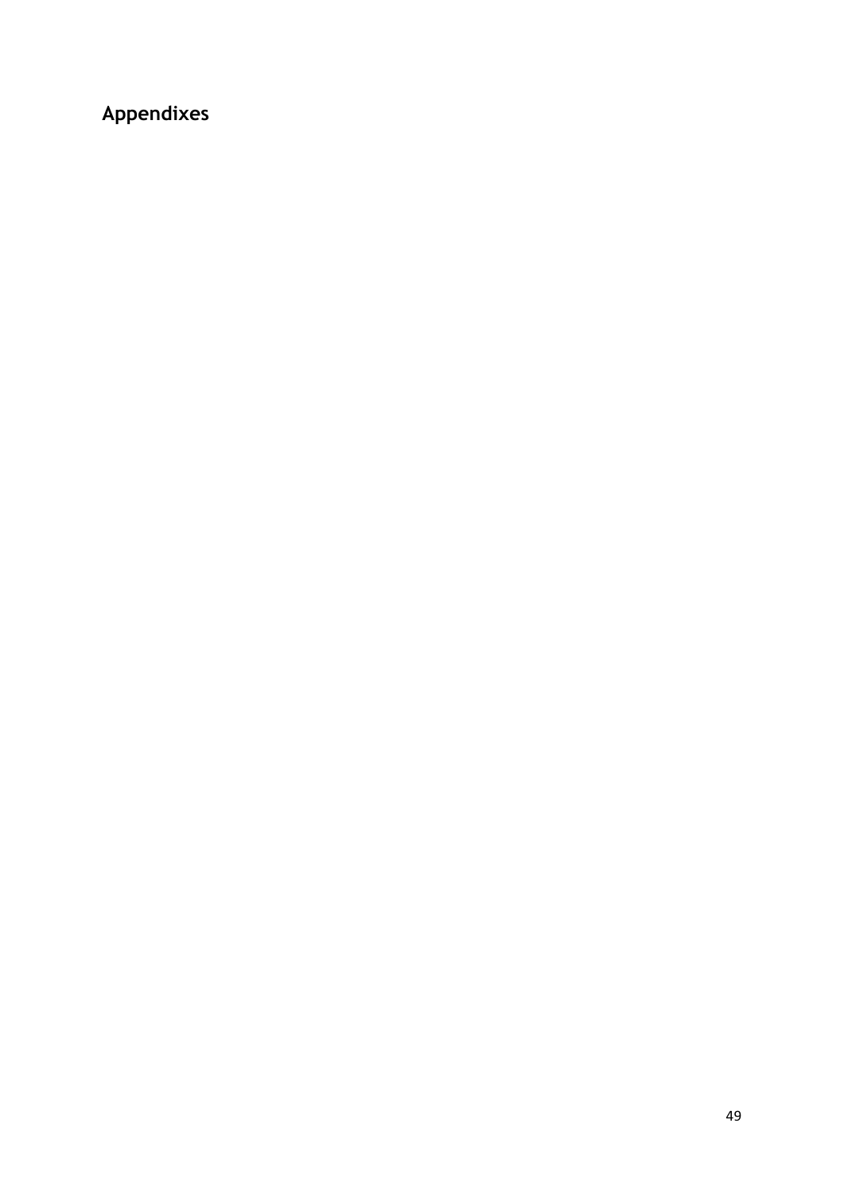# Appendixes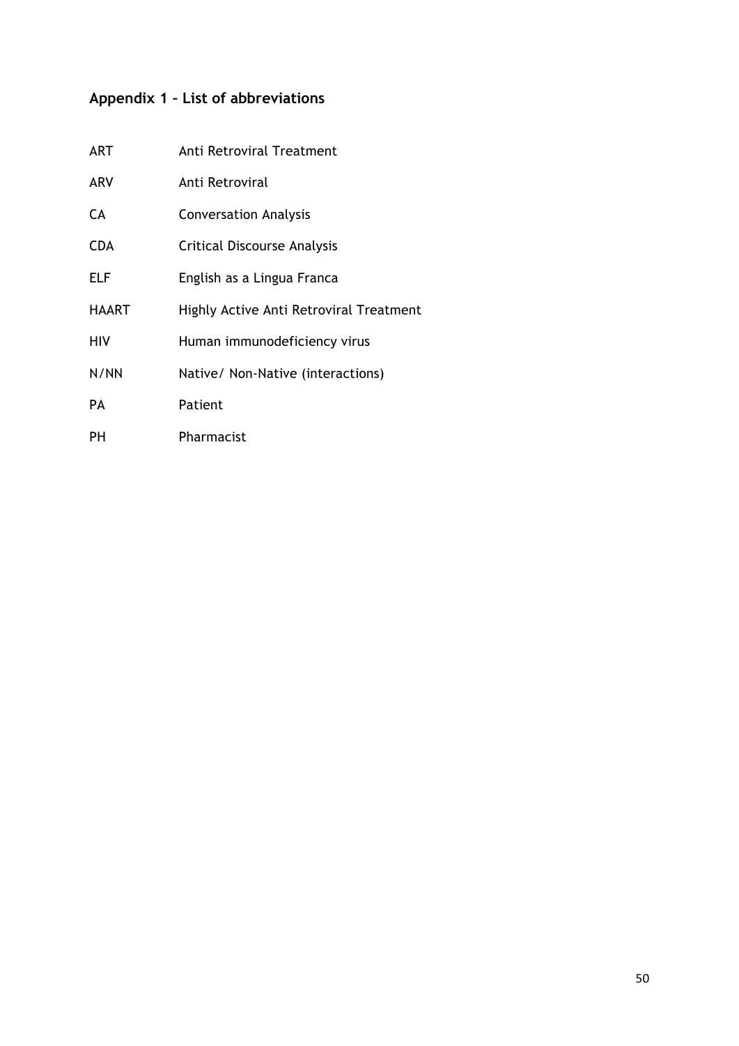## Appendix 1 – List of abbreviations

| | |
|---|---|
| ART | Anti Retroviral Treatment |
| ARV | Anti Retroviral |
| CA | Conversation Analysis |
| CDA | Critical Discourse Analysis |
| ELF | English as a Lingua Franca |
| HAART | Highly Active Anti Retroviral Treatment |
| HIV | Human immunodeficiency virus |
| N/NN | Native/ Non-Native (interactions) |
| PA | Patient |
| PH | Pharmacist |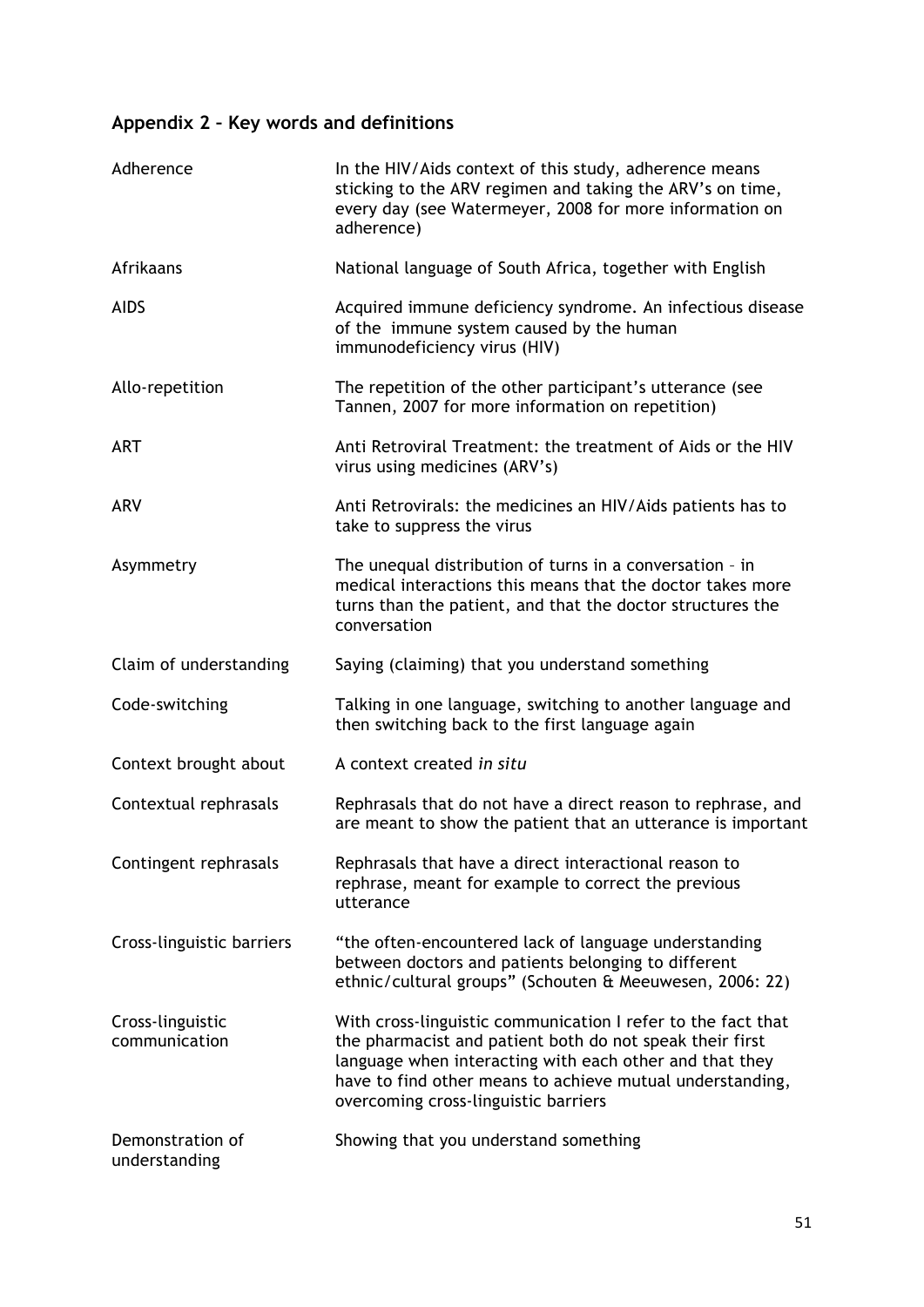## Appendix 2 – Key words and definitions

| | |
|---|---|
| Adherence | In the HIV/Aids context of this study, adherence means sticking to the ARV regimen and taking the ARV's on time, every day (see Watermeyer, 2008 for more information on adherence) |
| Afrikaans | National language of South Africa, together with English |
| AIDS | Acquired immune deficiency syndrome. An infectious disease of the immune system caused by the human immunodeficiency virus (HIV) |
| Allo-repetition | The repetition of the other participant's utterance (see Tannen, 2007 for more information on repetition) |
| ART | Anti Retroviral Treatment: the treatment of Aids or the HIV virus using medicines (ARV's) |
| ARV | Anti Retrovirals: the medicines an HIV/Aids patients has to take to suppress the virus |
| Asymmetry | The unequal distribution of turns in a conversation – in medical interactions this means that the doctor takes more turns than the patient, and that the doctor structures the conversation |
| Claim of understanding | Saying (claiming) that you understand something |
| Code-switching | Talking in one language, switching to another language and then switching back to the first language again |
| Context brought about | A context created *in situ* |
| Contextual rephrasals | Rephrasals that do not have a direct reason to rephrase, and are meant to show the patient that an utterance is important |
| Contingent rephrasals | Rephrasals that have a direct interactional reason to rephrase, meant for example to correct the previous utterance |
| Cross-linguistic barriers | "the often-encountered lack of language understanding between doctors and patients belonging to different ethnic/cultural groups" (Schouten & Meeuwesen, 2006: 22) |
| Cross-linguistic communication | With cross-linguistic communication I refer to the fact that the pharmacist and patient both do not speak their first language when interacting with each other and that they have to find other means to achieve mutual understanding, overcoming cross-linguistic barriers |
| Demonstration of understanding | Showing that you understand something |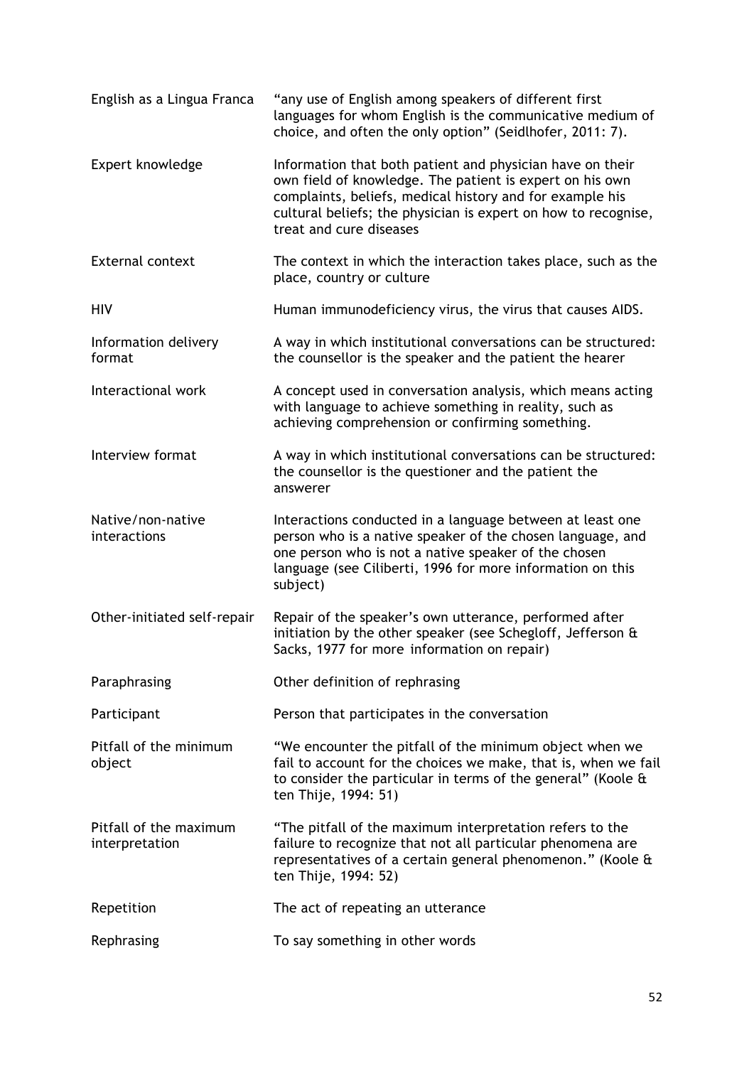| | |
|---|---|
| English as a Lingua Franca | "any use of English among speakers of different first languages for whom English is the communicative medium of choice, and often the only option" (Seidlhofer, 2011: 7). |
| Expert knowledge | Information that both patient and physician have on their own field of knowledge. The patient is expert on his own complaints, beliefs, medical history and for example his cultural beliefs; the physician is expert on how to recognise, treat and cure diseases |
| External context | The context in which the interaction takes place, such as the place, country or culture |
| HIV | Human immunodeficiency virus, the virus that causes AIDS. |
| Information delivery format | A way in which institutional conversations can be structured: the counsellor is the speaker and the patient the hearer |
| Interactional work | A concept used in conversation analysis, which means acting with language to achieve something in reality, such as achieving comprehension or confirming something. |
| Interview format | A way in which institutional conversations can be structured: the counsellor is the questioner and the patient the answerer |
| Native/non-native interactions | Interactions conducted in a language between at least one person who is a native speaker of the chosen language, and one person who is not a native speaker of the chosen language (see Ciliberti, 1996 for more information on this subject) |
| Other-initiated self-repair | Repair of the speaker's own utterance, performed after initiation by the other speaker (see Schegloff, Jefferson & Sacks, 1977 for more information on repair) |
| Paraphrasing | Other definition of rephrasing |
| Participant | Person that participates in the conversation |
| Pitfall of the minimum object | "We encounter the pitfall of the minimum object when we fail to account for the choices we make, that is, when we fail to consider the particular in terms of the general" (Koole & ten Thije, 1994: 51) |
| Pitfall of the maximum interpretation | "The pitfall of the maximum interpretation refers to the failure to recognize that not all particular phenomena are representatives of a certain general phenomenon." (Koole & ten Thije, 1994: 52) |
| Repetition | The act of repeating an utterance |
| Rephrasing | To say something in other words |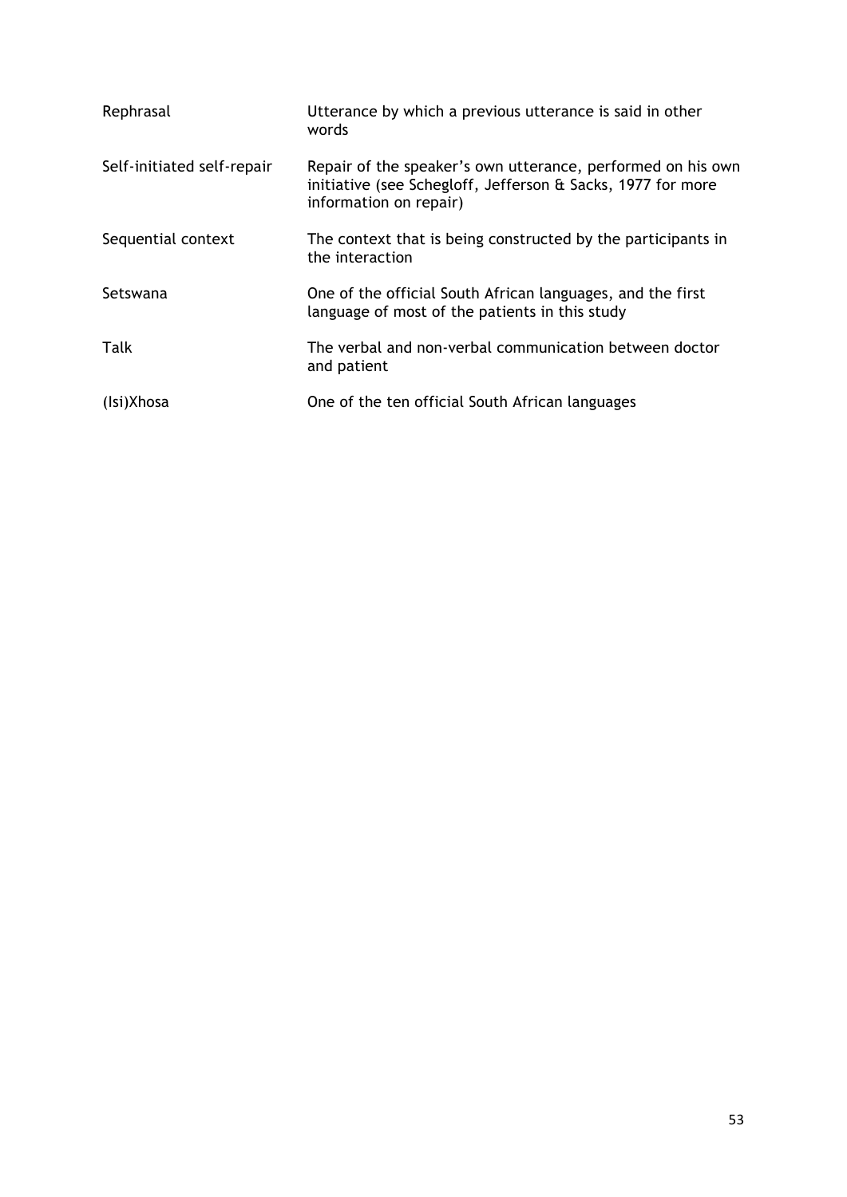| | |
|---|---|
| Rephrasal | Utterance by which a previous utterance is said in other words |
| Self-initiated self-repair | Repair of the speaker's own utterance, performed on his own initiative (see Schegloff, Jefferson & Sacks, 1977 for more information on repair) |
| Sequential context | The context that is being constructed by the participants in the interaction |
| Setswana | One of the official South African languages, and the first language of most of the patients in this study |
| Talk | The verbal and non-verbal communication between doctor and patient |
| (Isi)Xhosa | One of the ten official South African languages |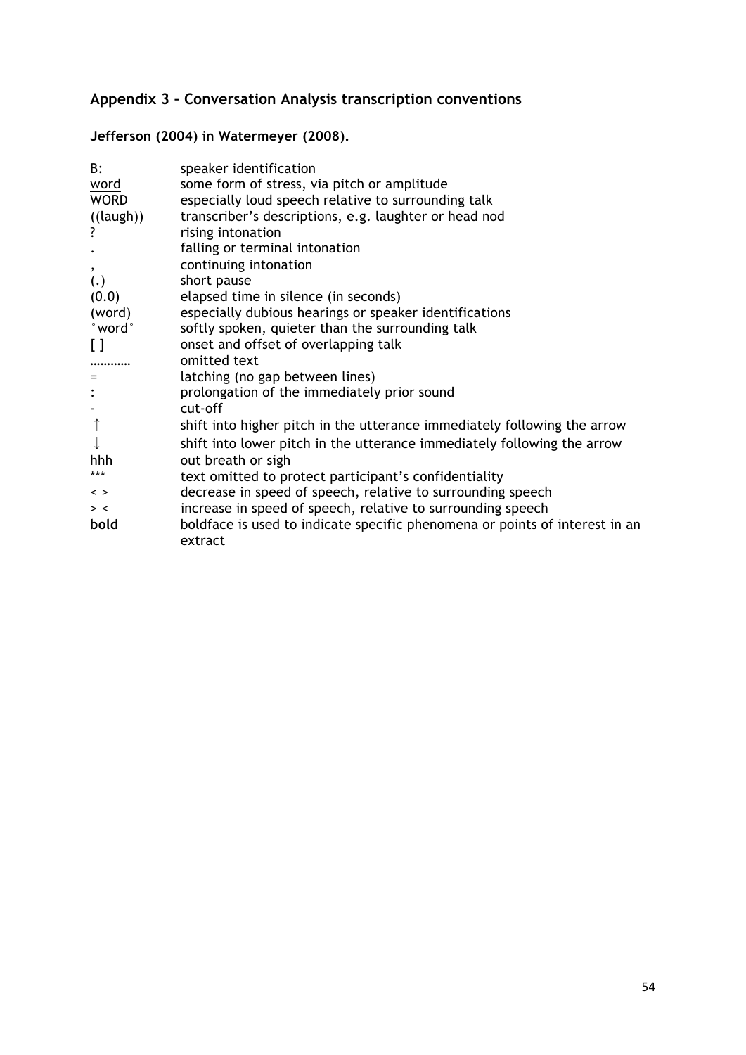## Appendix 3 – Conversation Analysis transcription conventions

**Jefferson (2004) in Watermeyer (2008).**

| | |
|---|---|
| B: | speaker identification |
| <u>word</u> | some form of stress, via pitch or amplitude |
| WORD | especially loud speech relative to surrounding talk |
| ((laugh)) | transcriber's descriptions, e.g. laughter or head nod |
| ? | rising intonation |
| . | falling or terminal intonation |
| , | continuing intonation |
| (.) | short pause |
| (0.0) | elapsed time in silence (in seconds) |
| (word) | especially dubious hearings or speaker identifications |
| °word° | softly spoken, quieter than the surrounding talk |
| [ ] | onset and offset of overlapping talk |
| ………… | omitted text |
| = | latching (no gap between lines) |
| : | prolongation of the immediately prior sound |
| - | cut-off |
| ↑ | shift into higher pitch in the utterance immediately following the arrow |
| ↓ | shift into lower pitch in the utterance immediately following the arrow |
| hhh | out breath or sigh |
| *** | text omitted to protect participant's confidentiality |
| < > | decrease in speed of speech, relative to surrounding speech |
| > < | increase in speed of speech, relative to surrounding speech |
| **bold** | boldface is used to indicate specific phenomena or points of interest in an extract |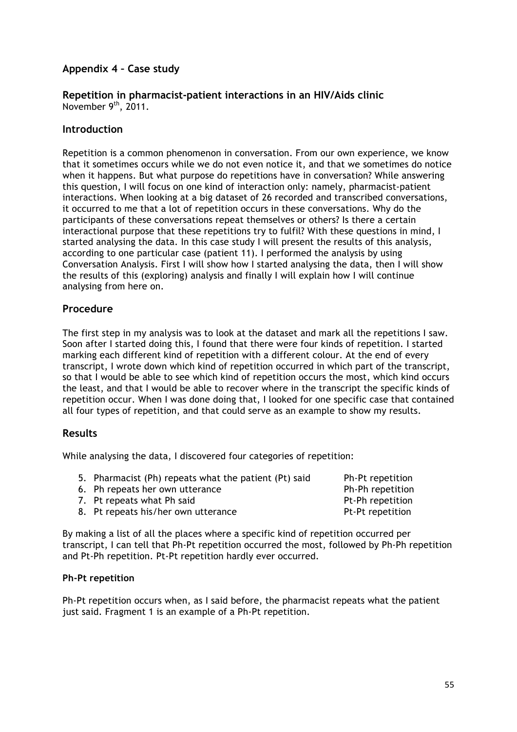## Appendix 4 – Case study

### Repetition in pharmacist-patient interactions in an HIV/Aids clinic

November 9th, 2011.

### Introduction

Repetition is a common phenomenon in conversation. From our own experience, we know that it sometimes occurs while we do not even notice it, and that we sometimes do notice when it happens. But what purpose do repetitions have in conversation? While answering this question, I will focus on one kind of interaction only: namely, pharmacist-patient interactions. When looking at a big dataset of 26 recorded and transcribed conversations, it occurred to me that a lot of repetition occurs in these conversations. Why do the participants of these conversations repeat themselves or others? Is there a certain interactional purpose that these repetitions try to fulfil? With these questions in mind, I started analysing the data. In this case study I will present the results of this analysis, according to one particular case (patient 11). I performed the analysis by using Conversation Analysis. First I will show how I started analysing the data, then I will show the results of this (exploring) analysis and finally I will explain how I will continue analysing from here on.

### Procedure

The first step in my analysis was to look at the dataset and mark all the repetitions I saw. Soon after I started doing this, I found that there were four kinds of repetition. I started marking each different kind of repetition with a different colour. At the end of every transcript, I wrote down which kind of repetition occurred in which part of the transcript, so that I would be able to see which kind of repetition occurs the most, which kind occurs the least, and that I would be able to recover where in the transcript the specific kinds of repetition occur. When I was done doing that, I looked for one specific case that contained all four types of repetition, and that could serve as an example to show my results.

### Results

While analysing the data, I discovered four categories of repetition:

5. Pharmacist (Ph) repeats what the patient (Pt) said — Ph-Pt repetition
6. Ph repeats her own utterance — Ph-Ph repetition
7. Pt repeats what Ph said — Pt-Ph repetition
8. Pt repeats his/her own utterance — Pt-Pt repetition

By making a list of all the places where a specific kind of repetition occurred per transcript, I can tell that Ph-Pt repetition occurred the most, followed by Ph-Ph repetition and Pt-Ph repetition. Pt-Pt repetition hardly ever occurred.

#### Ph-Pt repetition

Ph-Pt repetition occurs when, as I said before, the pharmacist repeats what the patient just said. Fragment 1 is an example of a Ph-Pt repetition.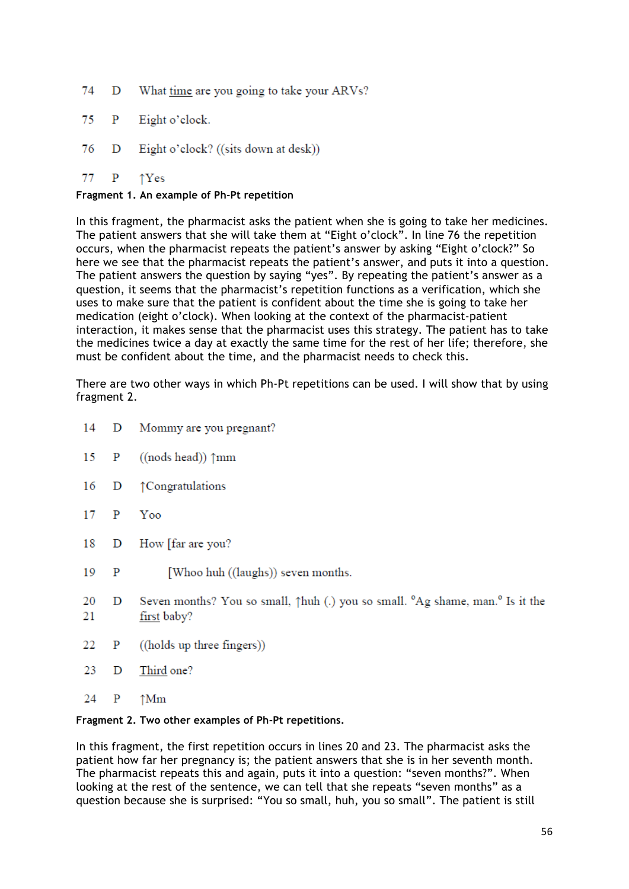| | | |
|---|---|---|
| 74 | D | What time are you going to take your ARVs? |
| 75 | P | Eight o'clock. |
| 76 | D | Eight o'clock? ((sits down at desk)) |
| 77 | P | ↑Yes |

**Fragment 1. An example of Ph-Pt repetition**

In this fragment, the pharmacist asks the patient when she is going to take her medicines. The patient answers that she will take them at "Eight o'clock". In line 76 the repetition occurs, when the pharmacist repeats the patient's answer by asking "Eight o'clock?" So here we see that the pharmacist repeats the patient's answer, and puts it into a question. The patient answers the question by saying "yes". By repeating the patient's answer as a question, it seems that the pharmacist's repetition functions as a verification, which she uses to make sure that the patient is confident about the time she is going to take her medication (eight o'clock). When looking at the context of the pharmacist-patient interaction, it makes sense that the pharmacist uses this strategy. The patient has to take the medicines twice a day at exactly the same time for the rest of her life; therefore, she must be confident about the time, and the pharmacist needs to check this.

There are two other ways in which Ph-Pt repetitions can be used. I will show that by using fragment 2.

| | | |
|---|---|---|
| 14 | D | Mommy are you pregnant? |
| 15 | P | ((nods head)) ↑mm |
| 16 | D | ↑Congratulations |
| 17 | P | Yoo |
| 18 | D | How [far are you? |
| 19 | P | [Whoo huh ((laughs)) seven months. |
| 20<br>21 | D | Seven months? You so small, ↑huh (.) you so small. °Ag shame, man.° Is it the first baby? |
| 22 | P | ((holds up three fingers)) |
| 23 | D | Third one? |
| 24 | P | ↑Mm |

**Fragment 2. Two other examples of Ph-Pt repetitions.**

In this fragment, the first repetition occurs in lines 20 and 23. The pharmacist asks the patient how far her pregnancy is; the patient answers that she is in her seventh month. The pharmacist repeats this and again, puts it into a question: "seven months?". When looking at the rest of the sentence, we can tell that she repeats "seven months" as a question because she is surprised: "You so small, huh, you so small". The patient is still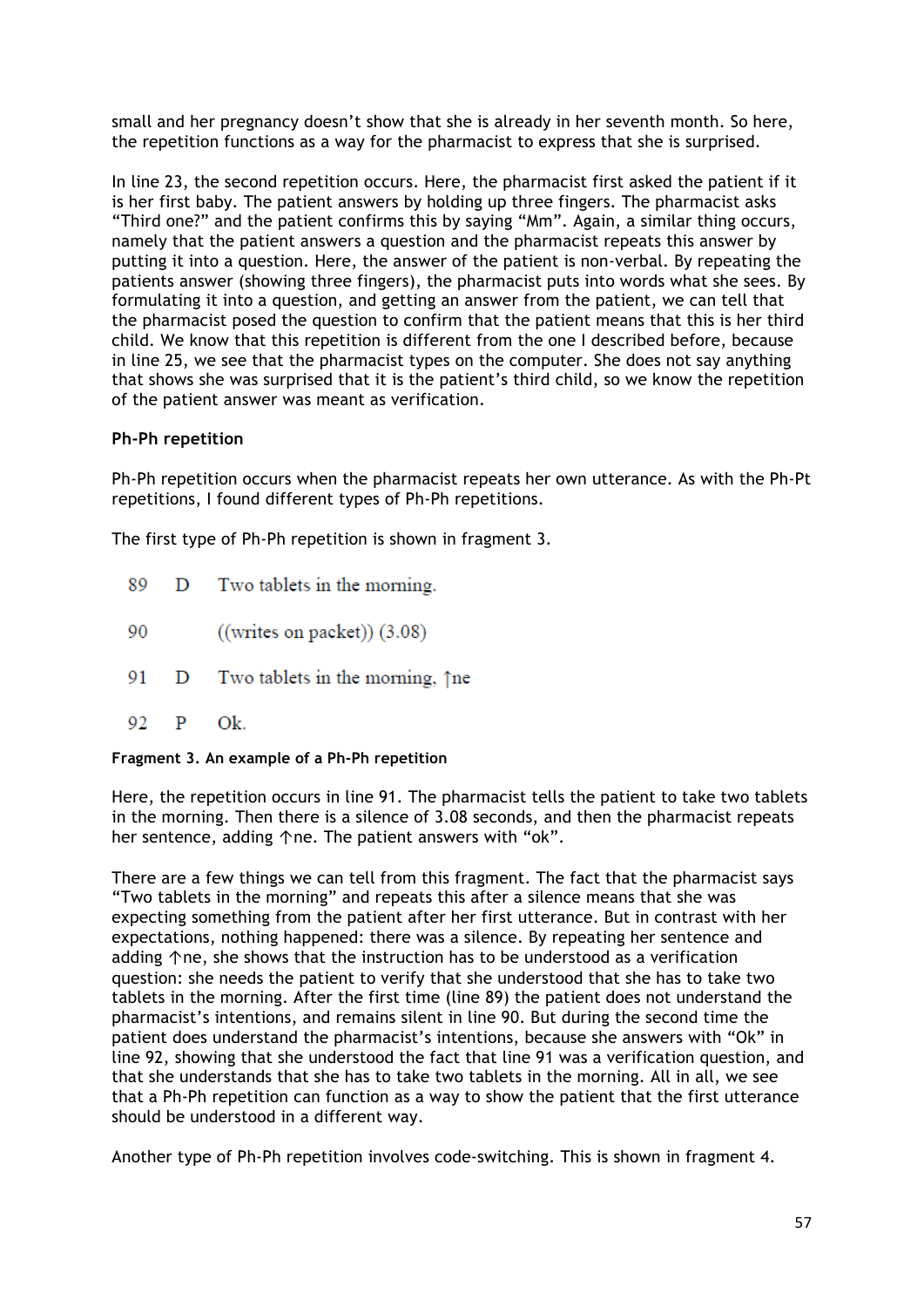small and her pregnancy doesn't show that she is already in her seventh month. So here, the repetition functions as a way for the pharmacist to express that she is surprised.

In line 23, the second repetition occurs. Here, the pharmacist first asked the patient if it is her first baby. The patient answers by holding up three fingers. The pharmacist asks "Third one?" and the patient confirms this by saying "Mm". Again, a similar thing occurs, namely that the patient answers a question and the pharmacist repeats this answer by putting it into a question. Here, the answer of the patient is non-verbal. By repeating the patients answer (showing three fingers), the pharmacist puts into words what she sees. By formulating it into a question, and getting an answer from the patient, we can tell that the pharmacist posed the question to confirm that the patient means that this is her third child. We know that this repetition is different from the one I described before, because in line 25, we see that the pharmacist types on the computer. She does not say anything that shows she was surprised that it is the patient's third child, so we know the repetition of the patient answer was meant as verification.

**Ph-Ph repetition**

Ph-Ph repetition occurs when the pharmacist repeats her own utterance. As with the Ph-Pt repetitions, I found different types of Ph-Ph repetitions.

The first type of Ph-Ph repetition is shown in fragment 3.

| | | |
|---|---|---|
| 89 | D | Two tablets in the morning. |
| 90 | | ((writes on packet)) (3.08) |
| 91 | D | Two tablets in the morning, ↑ne |
| 92 | P | Ok. |

**Fragment 3. An example of a Ph-Ph repetition**

Here, the repetition occurs in line 91. The pharmacist tells the patient to take two tablets in the morning. Then there is a silence of 3.08 seconds, and then the pharmacist repeats her sentence, adding ↑ne. The patient answers with "ok".

There are a few things we can tell from this fragment. The fact that the pharmacist says "Two tablets in the morning" and repeats this after a silence means that she was expecting something from the patient after her first utterance. But in contrast with her expectations, nothing happened: there was a silence. By repeating her sentence and adding ↑ne, she shows that the instruction has to be understood as a verification question: she needs the patient to verify that she understood that she has to take two tablets in the morning. After the first time (line 89) the patient does not understand the pharmacist's intentions, and remains silent in line 90. But during the second time the patient does understand the pharmacist's intentions, because she answers with "Ok" in line 92, showing that she understood the fact that line 91 was a verification question, and that she understands that she has to take two tablets in the morning. All in all, we see that a Ph-Ph repetition can function as a way to show the patient that the first utterance should be understood in a different way.

Another type of Ph-Ph repetition involves code-switching. This is shown in fragment 4.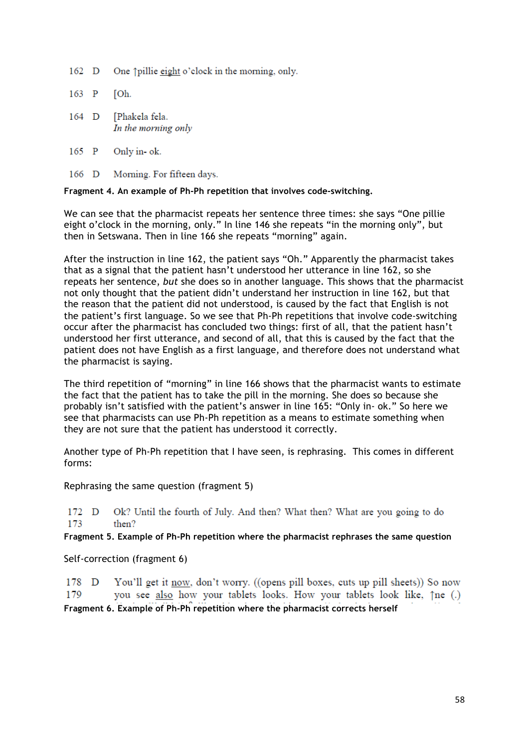162 D One ↑pillie <u>eight</u> o'clock in the morning, only.

163 P [Oh.

164 D [Phakela fela.
*In the morning only*

165 P Only in- ok.

166 D Morning. For fifteen days.

**Fragment 4. An example of Ph-Ph repetition that involves code-switching.**

We can see that the pharmacist repeats her sentence three times: she says “One pillie eight o'clock in the morning, only.” In line 146 she repeats “in the morning only”, but then in Setswana. Then in line 166 she repeats “morning” again.

After the instruction in line 162, the patient says “Oh.” Apparently the pharmacist takes that as a signal that the patient hasn't understood her utterance in line 162, so she repeats her sentence, *but* she does so in another language. This shows that the pharmacist not only thought that the patient didn't understand her instruction in line 162, but that the reason that the patient did not understood, is caused by the fact that English is not the patient's first language. So we see that Ph-Ph repetitions that involve code-switching occur after the pharmacist has concluded two things: first of all, that the patient hasn't understood her first utterance, and second of all, that this is caused by the fact that the patient does not have English as a first language, and therefore does not understand what the pharmacist is saying.

The third repetition of “morning” in line 166 shows that the pharmacist wants to estimate the fact that the patient has to take the pill in the morning. She does so because she probably isn't satisfied with the patient's answer in line 165: “Only in- ok.” So here we see that pharmacists can use Ph-Ph repetition as a means to estimate something when they are not sure that the patient has understood it correctly.

Another type of Ph-Ph repetition that I have seen, is rephrasing. This comes in different forms:

Rephrasing the same question (fragment 5)

172 D Ok? Until the fourth of July. And then? What then? What are you going to do
173 then?

**Fragment 5. Example of Ph-Ph repetition where the pharmacist rephrases the same question**

Self-correction (fragment 6)

178 D You'll get it <u>now</u>, don't worry. ((opens pill boxes, cuts up pill sheets)) So now
179 you see <u>also</u> how your tablets looks. How your tablets look like, ↑ne (.)

**Fragment 6. Example of Ph-Ph repetition where the pharmacist corrects herself**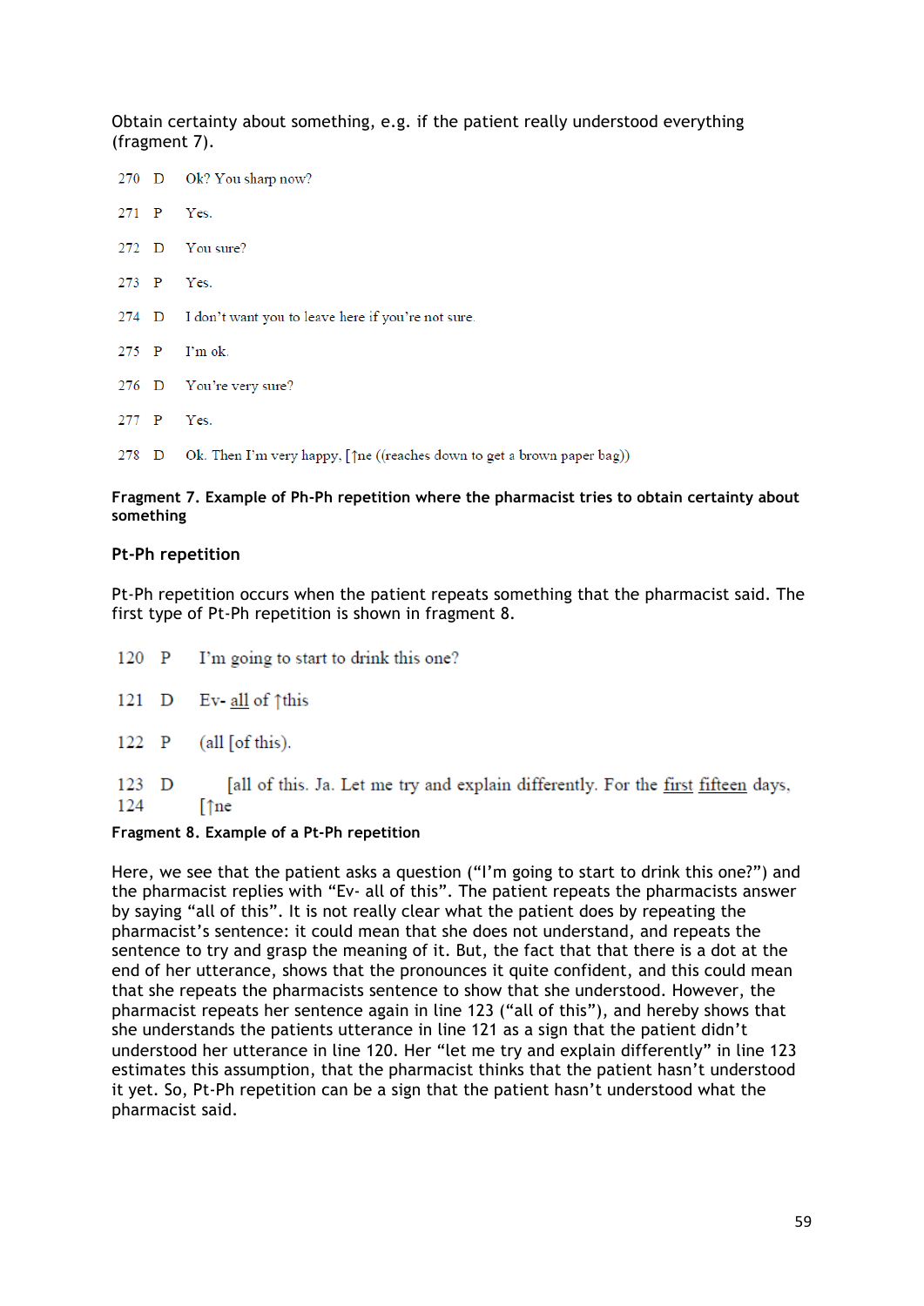Obtain certainty about something, e.g. if the patient really understood everything (fragment 7).

| | | |
|---|---|---|
| 270 | D | Ok? You sharp now? |
| 271 | P | Yes. |
| 272 | D | You sure? |
| 273 | P | Yes. |
| 274 | D | I don't want you to leave here if you're not sure. |
| 275 | P | I'm ok. |
| 276 | D | You're very sure? |
| 277 | P | Yes. |
| 278 | D | Ok. Then I'm very happy, [↑ne ((reaches down to get a brown paper bag)) |

**Fragment 7. Example of Ph-Ph repetition where the pharmacist tries to obtain certainty about something**

### Pt-Ph repetition

Pt-Ph repetition occurs when the patient repeats something that the pharmacist said. The first type of Pt-Ph repetition is shown in fragment 8.

| | | |
|---|---|---|
| 120 | P | I'm going to start to drink this one? |
| 121 | D | Ev- all of ↑this |
| 122 | P | (all [of this). |
| 123<br>124 | D | [all of this. Ja. Let me try and explain differently. For the first fifteen days,<br>[↑ne |

**Fragment 8. Example of a Pt-Ph repetition**

Here, we see that the patient asks a question ("I'm going to start to drink this one?") and the pharmacist replies with "Ev- all of this". The patient repeats the pharmacists answer by saying "all of this". It is not really clear what the patient does by repeating the pharmacist's sentence: it could mean that she does not understand, and repeats the sentence to try and grasp the meaning of it. But, the fact that that there is a dot at the end of her utterance, shows that the pronounces it quite confident, and this could mean that she repeats the pharmacists sentence to show that she understood. However, the pharmacist repeats her sentence again in line 123 ("all of this"), and hereby shows that she understands the patients utterance in line 121 as a sign that the patient didn't understood her utterance in line 120. Her "let me try and explain differently" in line 123 estimates this assumption, that the pharmacist thinks that the patient hasn't understood it yet. So, Pt-Ph repetition can be a sign that the patient hasn't understood what the pharmacist said.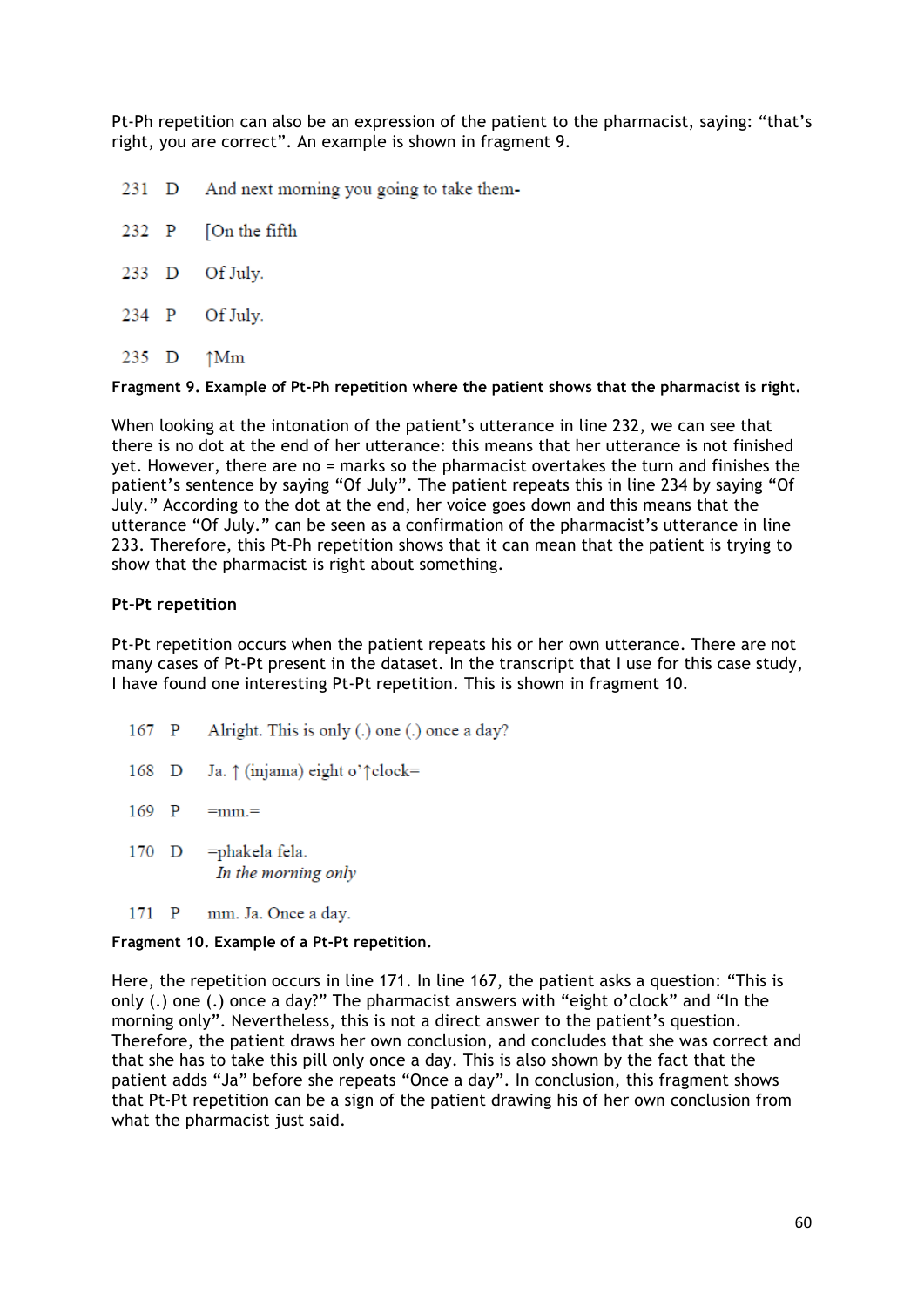Pt-Ph repetition can also be an expression of the patient to the pharmacist, saying: "that's right, you are correct". An example is shown in fragment 9.

| | | |
|---|---|---|
| 231 | D | And next morning you going to take them- |
| 232 | P | [On the fifth |
| 233 | D | Of July. |
| 234 | P | Of July. |
| 235 | D | ↑Mm |

**Fragment 9. Example of Pt-Ph repetition where the patient shows that the pharmacist is right.**

When looking at the intonation of the patient's utterance in line 232, we can see that there is no dot at the end of her utterance: this means that her utterance is not finished yet. However, there are no = marks so the pharmacist overtakes the turn and finishes the patient's sentence by saying "Of July". The patient repeats this in line 234 by saying "Of July." According to the dot at the end, her voice goes down and this means that the utterance "Of July." can be seen as a confirmation of the pharmacist's utterance in line 233. Therefore, this Pt-Ph repetition shows that it can mean that the patient is trying to show that the pharmacist is right about something.

### Pt-Pt repetition

Pt-Pt repetition occurs when the patient repeats his or her own utterance. There are not many cases of Pt-Pt present in the dataset. In the transcript that I use for this case study, I have found one interesting Pt-Pt repetition. This is shown in fragment 10.

| | | |
|---|---|---|
| 167 | P | Alright. This is only (.) one (.) once a day? |
| 168 | D | Ja. ↑ (injama) eight o'↑clock= |
| 169 | P | =mm.= |
| 170 | D | =phakela fela.<br>*In the morning only* |
| 171 | P | mm. Ja. Once a day. |

**Fragment 10. Example of a Pt-Pt repetition.**

Here, the repetition occurs in line 171. In line 167, the patient asks a question: "This is only (.) one (.) once a day?" The pharmacist answers with "eight o'clock" and "In the morning only". Nevertheless, this is not a direct answer to the patient's question. Therefore, the patient draws her own conclusion, and concludes that she was correct and that she has to take this pill only once a day. This is also shown by the fact that the patient adds "Ja" before she repeats "Once a day". In conclusion, this fragment shows that Pt-Pt repetition can be a sign of the patient drawing his of her own conclusion from what the pharmacist just said.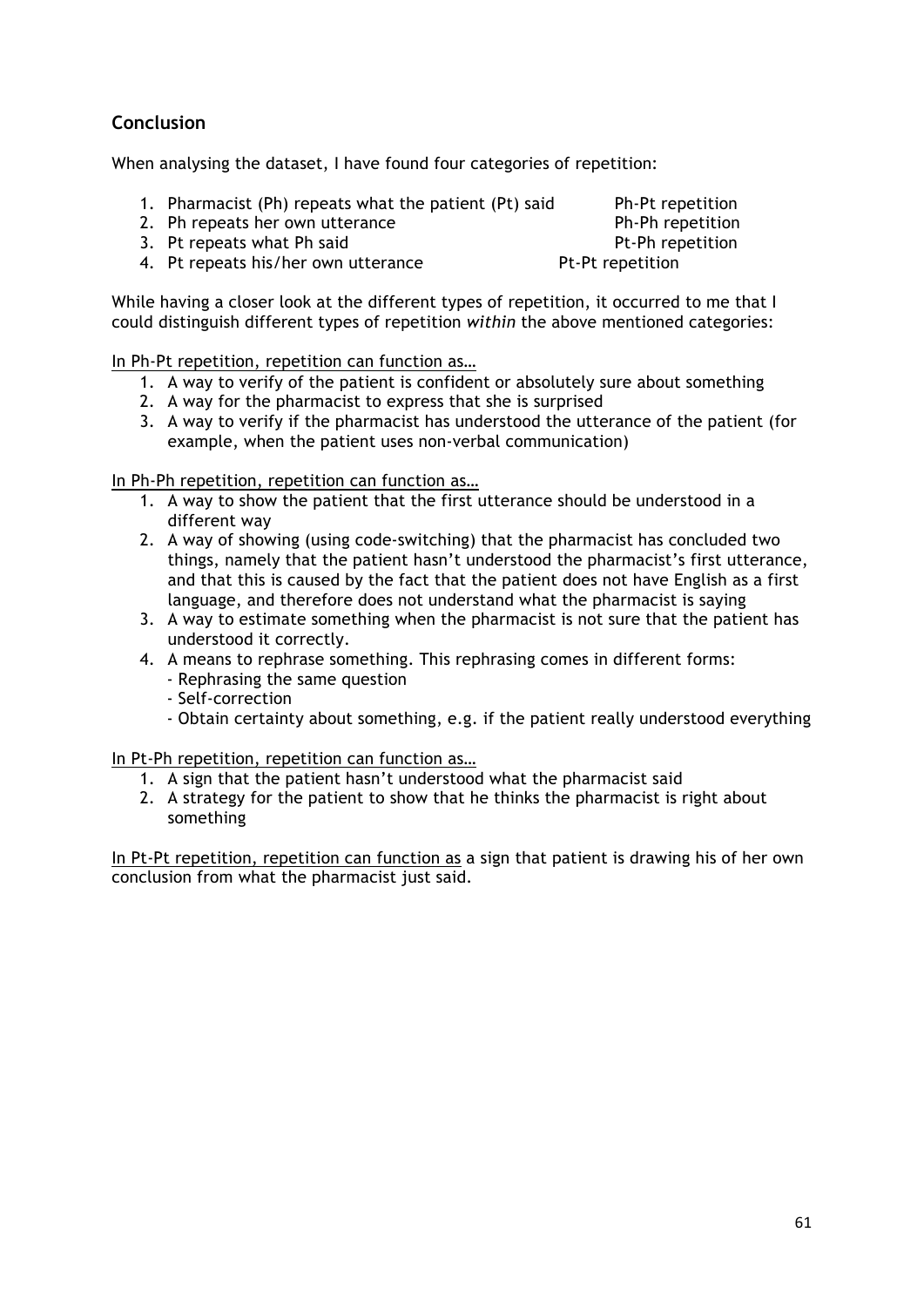## Conclusion

When analysing the dataset, I have found four categories of repetition:

1. Pharmacist (Ph) repeats what the patient (Pt) said — Ph-Pt repetition
2. Ph repeats her own utterance — Ph-Ph repetition
3. Pt repeats what Ph said — Pt-Ph repetition
4. Pt repeats his/her own utterance — Pt-Pt repetition

While having a closer look at the different types of repetition, it occurred to me that I could distinguish different types of repetition *within* the above mentioned categories:

<u>In Ph-Pt repetition, repetition can function as…</u>

1. A way to verify of the patient is confident or absolutely sure about something
2. A way for the pharmacist to express that she is surprised
3. A way to verify if the pharmacist has understood the utterance of the patient (for example, when the patient uses non-verbal communication)

<u>In Ph-Ph repetition, repetition can function as…</u>

1. A way to show the patient that the first utterance should be understood in a different way
2. A way of showing (using code-switching) that the pharmacist has concluded two things, namely that the patient hasn't understood the pharmacist's first utterance, and that this is caused by the fact that the patient does not have English as a first language, and therefore does not understand what the pharmacist is saying
3. A way to estimate something when the pharmacist is not sure that the patient has understood it correctly.
4. A means to rephrase something. This rephrasing comes in different forms:
   - Rephrasing the same question
   - Self-correction
   - Obtain certainty about something, e.g. if the patient really understood everything

<u>In Pt-Ph repetition, repetition can function as…</u>

1. A sign that the patient hasn't understood what the pharmacist said
2. A strategy for the patient to show that he thinks the pharmacist is right about something

<u>In Pt-Pt repetition, repetition can function as</u> a sign that patient is drawing his of her own conclusion from what the pharmacist just said.